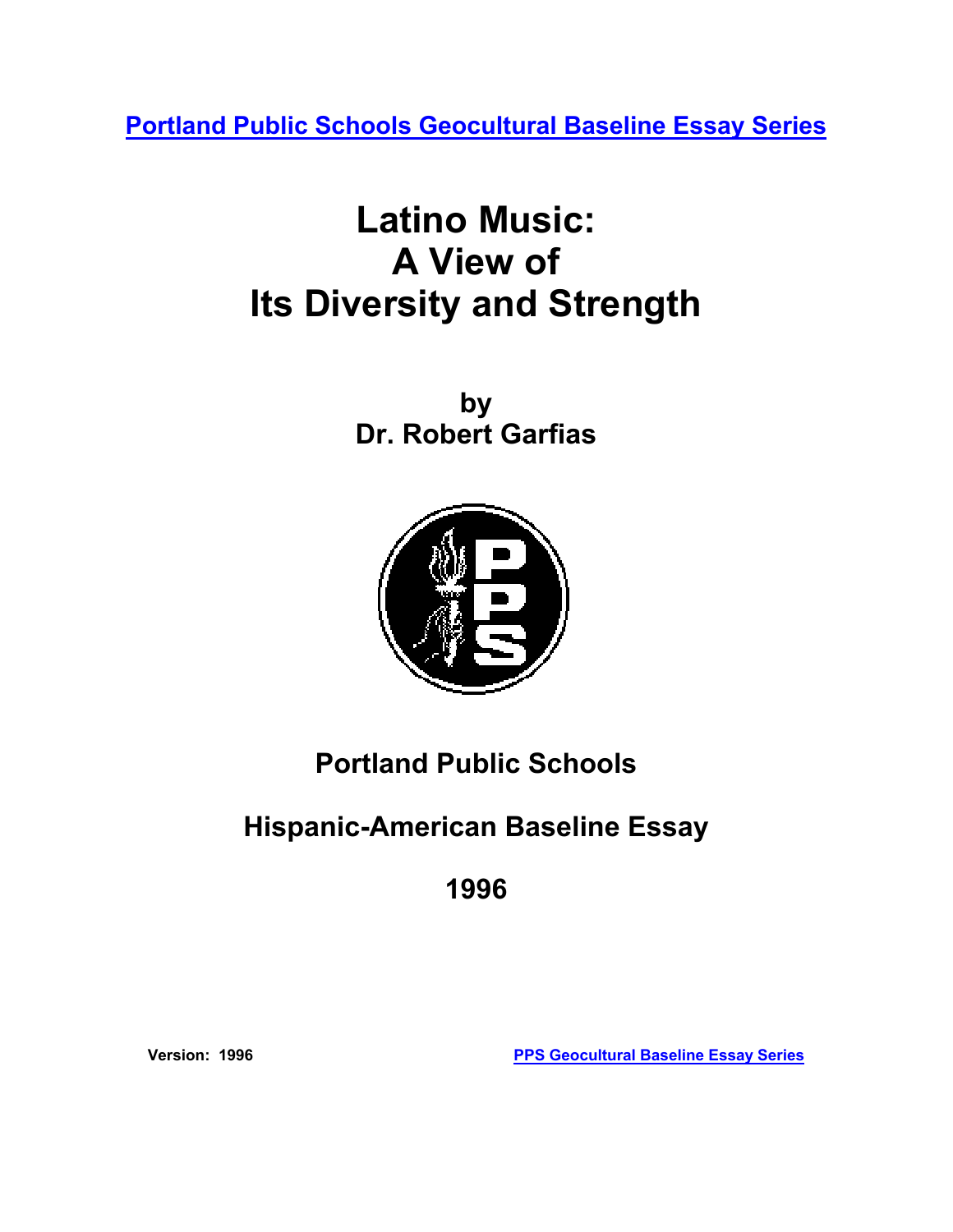[Portland Public Schools Geocultural Baseline Essay Series](#)

# Latino Music: A View of Its Diversity and Strength

**by**
**Dr. Robert Garfias**

**Portland Public Schools**

**Hispanic-American Baseline Essay**

**1996**

**Version: 1996**

[PPS Geocultural Baseline Essay Series](#)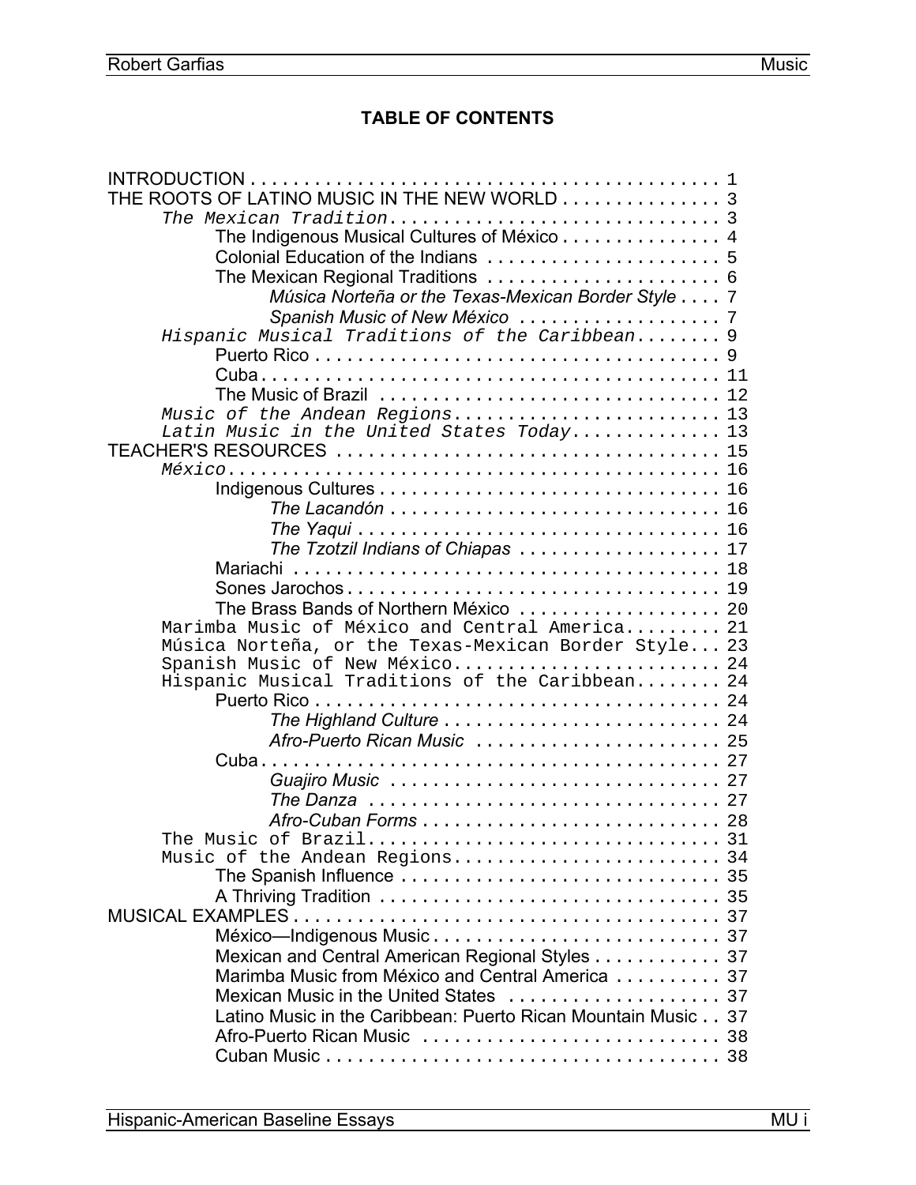# TABLE OF CONTENTS

INTRODUCTION . . . . . . . . . . . . . . . . . . . . . . . . . . . . . . . . . . . . . . . . . . . . 1
THE ROOTS OF LATINO MUSIC IN THE NEW WORLD . . . . . . . . . . . . . . 3
- *The Mexican Tradition* . . . . . . . . . . . . . . . . . . . . . . . . . . . . . . 3
  - The Indigenous Musical Cultures of México . . . . . . . . . . . . . . . 4
  - Colonial Education of the Indians . . . . . . . . . . . . . . . . . . . . . 5
  - The Mexican Regional Traditions . . . . . . . . . . . . . . . . . . . . . 6
    - *Música Norteña or the Texas-Mexican Border Style* . . . . 7
    - *Spanish Music of New México* . . . . . . . . . . . . . . . . . . 7
- *Hispanic Musical Traditions of the Caribbean* . . . . . . . . 9
  - Puerto Rico . . . . . . . . . . . . . . . . . . . . . . . . . . . . . . . . . . . . . 9
  - Cuba . . . . . . . . . . . . . . . . . . . . . . . . . . . . . . . . . . . . . . . . . 11
  - The Music of Brazil . . . . . . . . . . . . . . . . . . . . . . . . . . . . . . . 12
- *Music of the Andean Regions* . . . . . . . . . . . . . . . . . . . . . . . . 13
- *Latin Music in the United States Today* . . . . . . . . . . . . . 13

TEACHER'S RESOURCES . . . . . . . . . . . . . . . . . . . . . . . . . . . . . . . . . . 15
- *México* . . . . . . . . . . . . . . . . . . . . . . . . . . . . . . . . . . . . . . . . . . 16
  - Indigenous Cultures . . . . . . . . . . . . . . . . . . . . . . . . . . . . . . . 16
    - *The Lacandón* . . . . . . . . . . . . . . . . . . . . . . . . . . . . . . 16
    - *The Yaqui* . . . . . . . . . . . . . . . . . . . . . . . . . . . . . . . . . 16
    - *The Tzotzil Indians of Chiapas* . . . . . . . . . . . . . . . . . . 17
  - Mariachi . . . . . . . . . . . . . . . . . . . . . . . . . . . . . . . . . . . . . . . 18
  - Sones Jarochos . . . . . . . . . . . . . . . . . . . . . . . . . . . . . . . . . . 19
  - The Brass Bands of Northern México . . . . . . . . . . . . . . . . . . 20
- Marimba Music of México and Central America . . . . . . . . . 21
- Música Norteña, or the Texas-Mexican Border Style . . . 23
- Spanish Music of New México . . . . . . . . . . . . . . . . . . . . . . . . 24
- Hispanic Musical Traditions of the Caribbean . . . . . . . . 24
  - Puerto Rico . . . . . . . . . . . . . . . . . . . . . . . . . . . . . . . . . . . . . 24
    - *The Highland Culture* . . . . . . . . . . . . . . . . . . . . . . . . . 24
    - *Afro-Puerto Rican Music* . . . . . . . . . . . . . . . . . . . . . . 25
  - Cuba . . . . . . . . . . . . . . . . . . . . . . . . . . . . . . . . . . . . . . . . . 27
    - *Guajiro Music* . . . . . . . . . . . . . . . . . . . . . . . . . . . . . . 27
    - *The Danza* . . . . . . . . . . . . . . . . . . . . . . . . . . . . . . . . 27
    - *Afro-Cuban Forms* . . . . . . . . . . . . . . . . . . . . . . . . . . . 28
- The Music of Brazil . . . . . . . . . . . . . . . . . . . . . . . . . . . . . . . . 31
- Music of the Andean Regions . . . . . . . . . . . . . . . . . . . . . . . . 34
  - The Spanish Influence . . . . . . . . . . . . . . . . . . . . . . . . . . . . . 35
  - A Thriving Tradition . . . . . . . . . . . . . . . . . . . . . . . . . . . . . . 35

MUSICAL EXAMPLES . . . . . . . . . . . . . . . . . . . . . . . . . . . . . . . . . . . . . 37
- México—Indigenous Music . . . . . . . . . . . . . . . . . . . . . . . . . . . 37
- Mexican and Central American Regional Styles . . . . . . . . . . . 37
- Marimba Music from México and Central America . . . . . . . . . 37
- Mexican Music in the United States . . . . . . . . . . . . . . . . . . . 37
- Latino Music in the Caribbean: Puerto Rican Mountain Music . . 37
- Afro-Puerto Rican Music . . . . . . . . . . . . . . . . . . . . . . . . . . . 38
- Cuban Music . . . . . . . . . . . . . . . . . . . . . . . . . . . . . . . . . . . . 38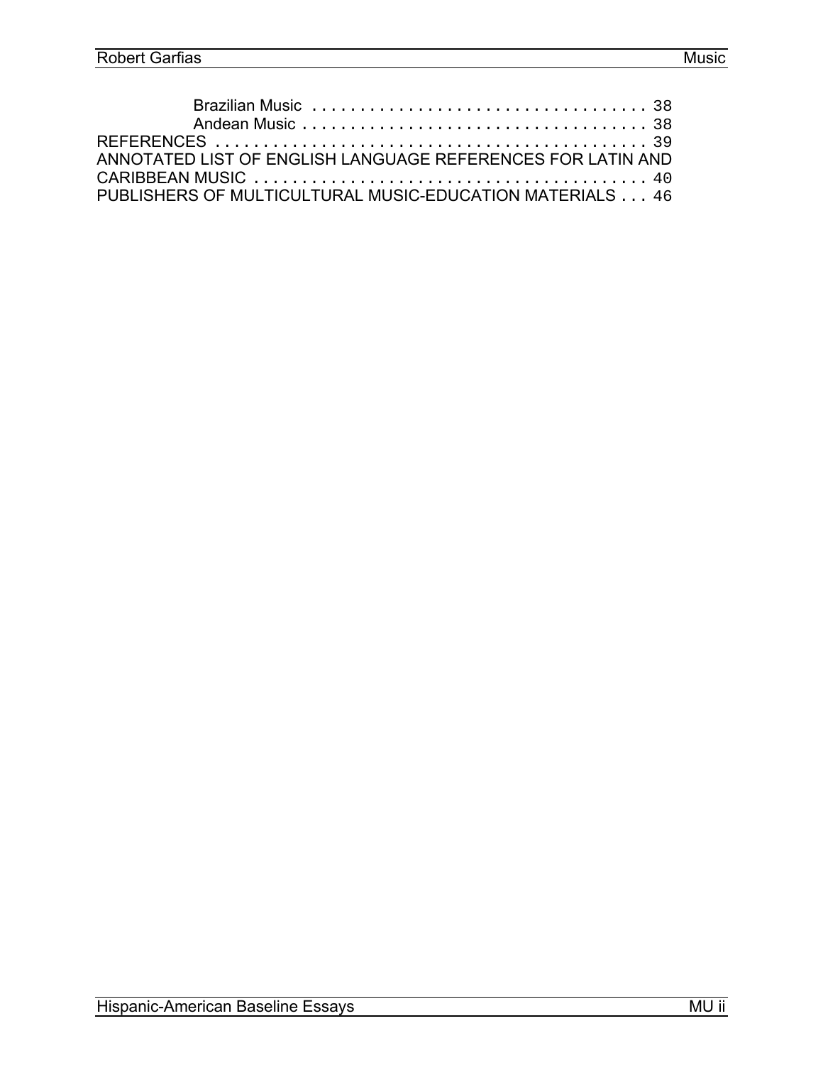Brazilian Music . . . . . . . . . . . . . . . . . . . . . . . . . . . . . . . . . . . 38
Andean Music . . . . . . . . . . . . . . . . . . . . . . . . . . . . . . . . . . . . 38

REFERENCES . . . . . . . . . . . . . . . . . . . . . . . . . . . . . . . . . . . . . . . . . . . . . 39

ANNOTATED LIST OF ENGLISH LANGUAGE REFERENCES FOR LATIN AND CARIBBEAN MUSIC . . . . . . . . . . . . . . . . . . . . . . . . . . . . . . . . . . . . . . . . . 40

PUBLISHERS OF MULTICULTURAL MUSIC-EDUCATION MATERIALS . . . 46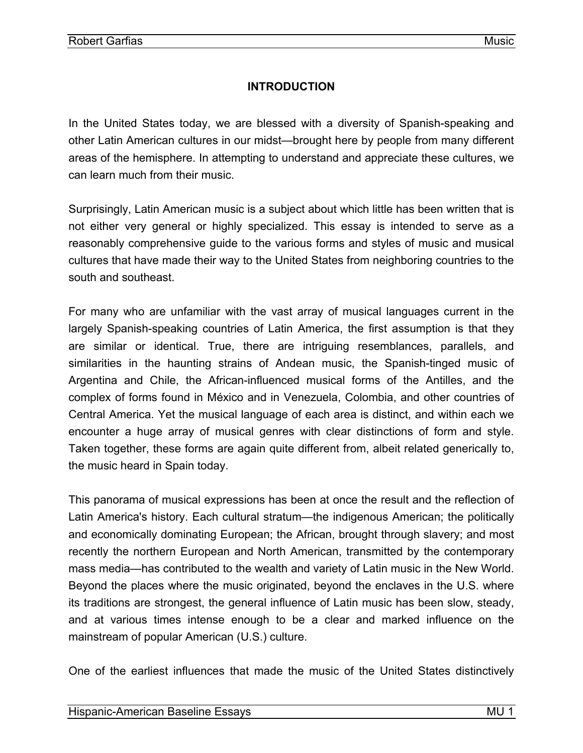## INTRODUCTION

In the United States today, we are blessed with a diversity of Spanish-speaking and other Latin American cultures in our midst—brought here by people from many different areas of the hemisphere. In attempting to understand and appreciate these cultures, we can learn much from their music.

Surprisingly, Latin American music is a subject about which little has been written that is not either very general or highly specialized. This essay is intended to serve as a reasonably comprehensive guide to the various forms and styles of music and musical cultures that have made their way to the United States from neighboring countries to the south and southeast.

For many who are unfamiliar with the vast array of musical languages current in the largely Spanish-speaking countries of Latin America, the first assumption is that they are similar or identical. True, there are intriguing resemblances, parallels, and similarities in the haunting strains of Andean music, the Spanish-tinged music of Argentina and Chile, the African-influenced musical forms of the Antilles, and the complex of forms found in México and in Venezuela, Colombia, and other countries of Central America. Yet the musical language of each area is distinct, and within each we encounter a huge array of musical genres with clear distinctions of form and style. Taken together, these forms are again quite different from, albeit related generically to, the music heard in Spain today.

This panorama of musical expressions has been at once the result and the reflection of Latin America's history. Each cultural stratum—the indigenous American; the politically and economically dominating European; the African, brought through slavery; and most recently the northern European and North American, transmitted by the contemporary mass media—has contributed to the wealth and variety of Latin music in the New World. Beyond the places where the music originated, beyond the enclaves in the U.S. where its traditions are strongest, the general influence of Latin music has been slow, steady, and at various times intense enough to be a clear and marked influence on the mainstream of popular American (U.S.) culture.

One of the earliest influences that made the music of the United States distinctively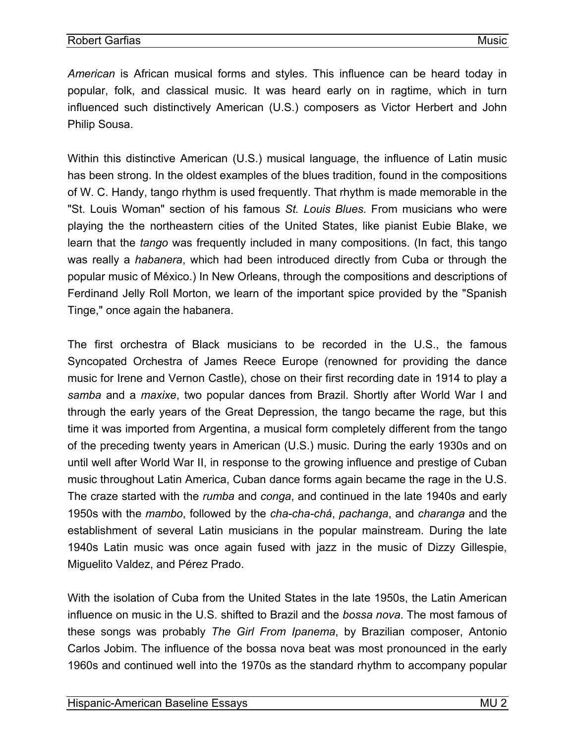*American* is African musical forms and styles. This influence can be heard today in popular, folk, and classical music. It was heard early on in ragtime, which in turn influenced such distinctively American (U.S.) composers as Victor Herbert and John Philip Sousa.

Within this distinctive American (U.S.) musical language, the influence of Latin music has been strong. In the oldest examples of the blues tradition, found in the compositions of W. C. Handy, tango rhythm is used frequently. That rhythm is made memorable in the "St. Louis Woman" section of his famous *St. Louis Blues.* From musicians who were playing the the northeastern cities of the United States, like pianist Eubie Blake, we learn that the *tango* was frequently included in many compositions. (In fact, this tango was really a *habanera*, which had been introduced directly from Cuba or through the popular music of México.) In New Orleans, through the compositions and descriptions of Ferdinand Jelly Roll Morton, we learn of the important spice provided by the "Spanish Tinge," once again the habanera.

The first orchestra of Black musicians to be recorded in the U.S., the famous Syncopated Orchestra of James Reece Europe (renowned for providing the dance music for Irene and Vernon Castle), chose on their first recording date in 1914 to play a *samba* and a *maxixe*, two popular dances from Brazil. Shortly after World War I and through the early years of the Great Depression, the tango became the rage, but this time it was imported from Argentina, a musical form completely different from the tango of the preceding twenty years in American (U.S.) music. During the early 1930s and on until well after World War II, in response to the growing influence and prestige of Cuban music throughout Latin America, Cuban dance forms again became the rage in the U.S. The craze started with the *rumba* and *conga*, and continued in the late 1940s and early 1950s with the *mambo*, followed by the *cha-cha-chá*, *pachanga*, and *charanga* and the establishment of several Latin musicians in the popular mainstream. During the late 1940s Latin music was once again fused with jazz in the music of Dizzy Gillespie, Miguelito Valdez, and Pérez Prado.

With the isolation of Cuba from the United States in the late 1950s, the Latin American influence on music in the U.S. shifted to Brazil and the *bossa nova*. The most famous of these songs was probably *The Girl From Ipanema*, by Brazilian composer, Antonio Carlos Jobim. The influence of the bossa nova beat was most pronounced in the early 1960s and continued well into the 1970s as the standard rhythm to accompany popular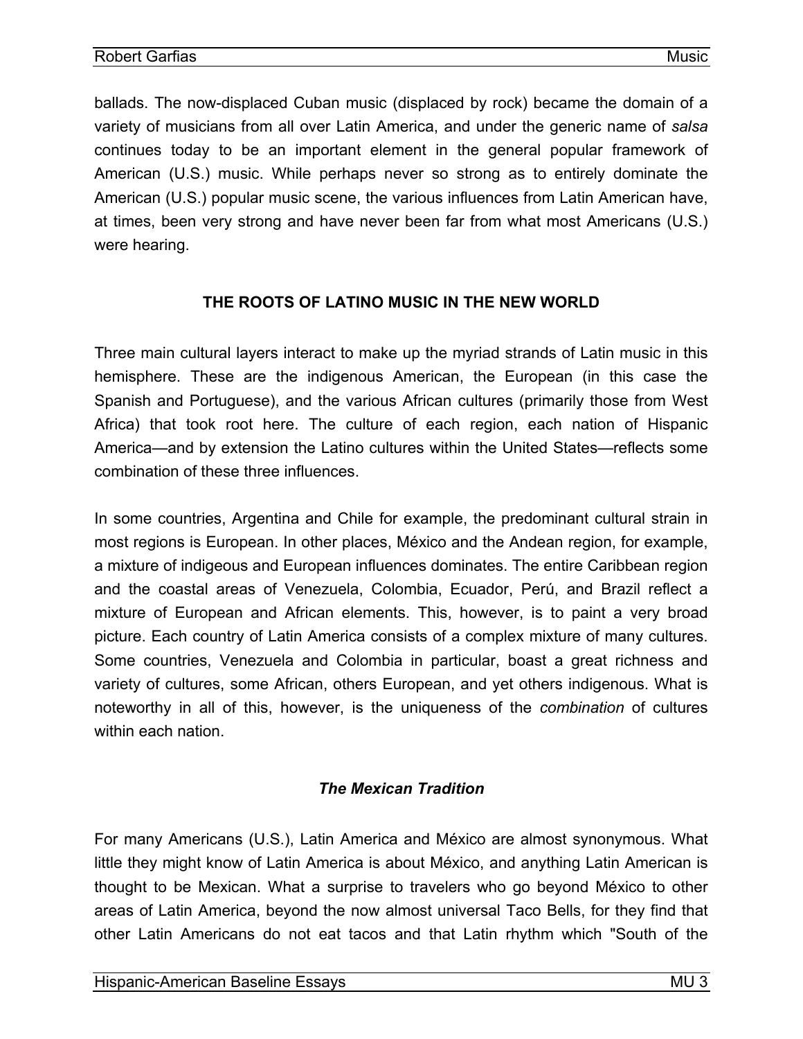ballads. The now-displaced Cuban music (displaced by rock) became the domain of a variety of musicians from all over Latin America, and under the generic name of *salsa* continues today to be an important element in the general popular framework of American (U.S.) music. While perhaps never so strong as to entirely dominate the American (U.S.) popular music scene, the various influences from Latin American have, at times, been very strong and have never been far from what most Americans (U.S.) were hearing.

## THE ROOTS OF LATINO MUSIC IN THE NEW WORLD

Three main cultural layers interact to make up the myriad strands of Latin music in this hemisphere. These are the indigenous American, the European (in this case the Spanish and Portuguese), and the various African cultures (primarily those from West Africa) that took root here. The culture of each region, each nation of Hispanic America—and by extension the Latino cultures within the United States—reflects some combination of these three influences.

In some countries, Argentina and Chile for example, the predominant cultural strain in most regions is European. In other places, México and the Andean region, for example, a mixture of indigeous and European influences dominates. The entire Caribbean region and the coastal areas of Venezuela, Colombia, Ecuador, Perú, and Brazil reflect a mixture of European and African elements. This, however, is to paint a very broad picture. Each country of Latin America consists of a complex mixture of many cultures. Some countries, Venezuela and Colombia in particular, boast a great richness and variety of cultures, some African, others European, and yet others indigenous. What is noteworthy in all of this, however, is the uniqueness of the *combination* of cultures within each nation.

### *The Mexican Tradition*

For many Americans (U.S.), Latin America and México are almost synonymous. What little they might know of Latin America is about México, and anything Latin American is thought to be Mexican. What a surprise to travelers who go beyond México to other areas of Latin America, beyond the now almost universal Taco Bells, for they find that other Latin Americans do not eat tacos and that Latin rhythm which "South of the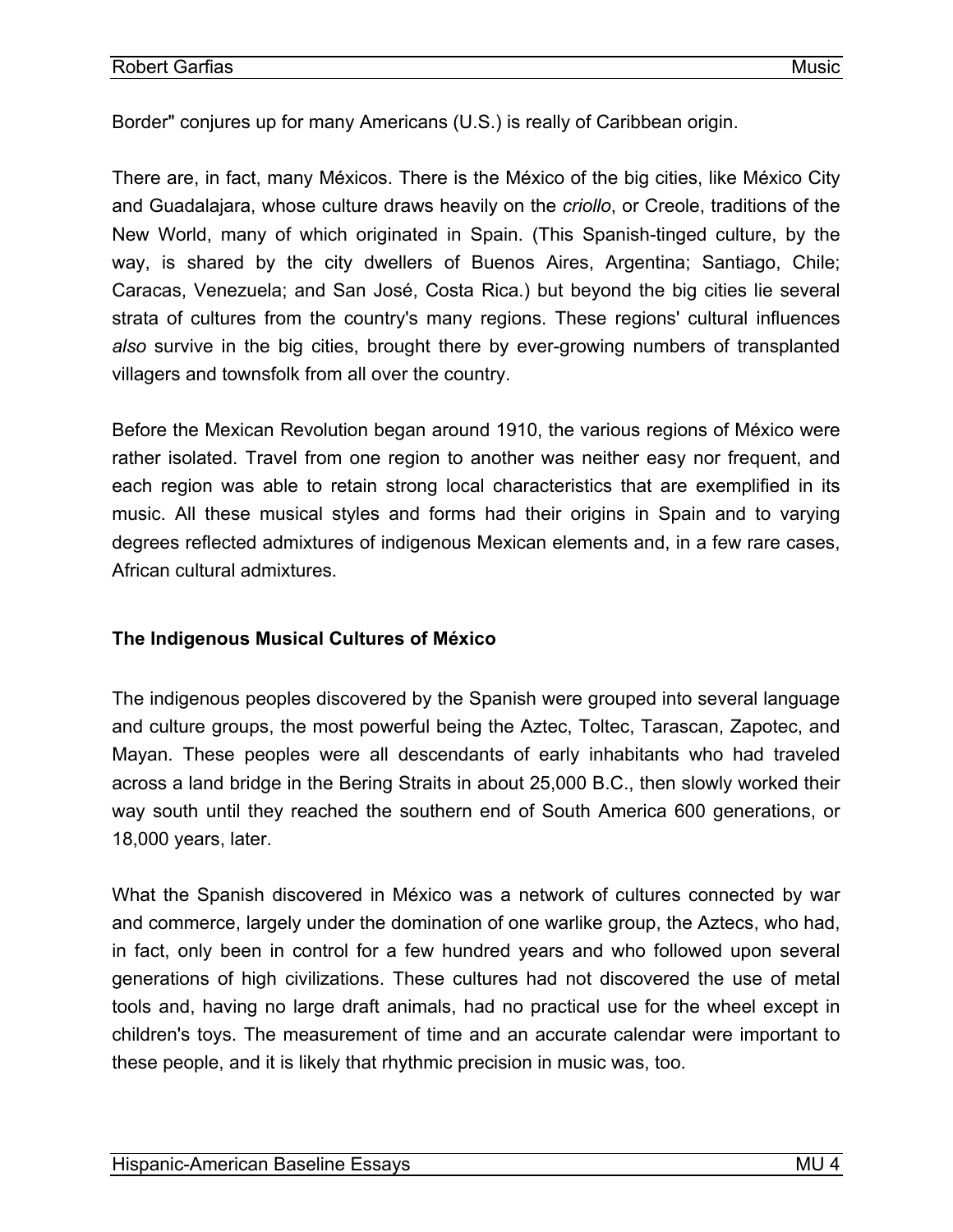Border" conjures up for many Americans (U.S.) is really of Caribbean origin.

There are, in fact, many Méxicos. There is the México of the big cities, like México City and Guadalajara, whose culture draws heavily on the *criollo*, or Creole, traditions of the New World, many of which originated in Spain. (This Spanish-tinged culture, by the way, is shared by the city dwellers of Buenos Aires, Argentina; Santiago, Chile; Caracas, Venezuela; and San José, Costa Rica.) but beyond the big cities lie several strata of cultures from the country's many regions. These regions' cultural influences *also* survive in the big cities, brought there by ever-growing numbers of transplanted villagers and townsfolk from all over the country.

Before the Mexican Revolution began around 1910, the various regions of México were rather isolated. Travel from one region to another was neither easy nor frequent, and each region was able to retain strong local characteristics that are exemplified in its music. All these musical styles and forms had their origins in Spain and to varying degrees reflected admixtures of indigenous Mexican elements and, in a few rare cases, African cultural admixtures.

### The Indigenous Musical Cultures of México

The indigenous peoples discovered by the Spanish were grouped into several language and culture groups, the most powerful being the Aztec, Toltec, Tarascan, Zapotec, and Mayan. These peoples were all descendants of early inhabitants who had traveled across a land bridge in the Bering Straits in about 25,000 B.C., then slowly worked their way south until they reached the southern end of South America 600 generations, or 18,000 years, later.

What the Spanish discovered in México was a network of cultures connected by war and commerce, largely under the domination of one warlike group, the Aztecs, who had, in fact, only been in control for a few hundred years and who followed upon several generations of high civilizations. These cultures had not discovered the use of metal tools and, having no large draft animals, had no practical use for the wheel except in children's toys. The measurement of time and an accurate calendar were important to these people, and it is likely that rhythmic precision in music was, too.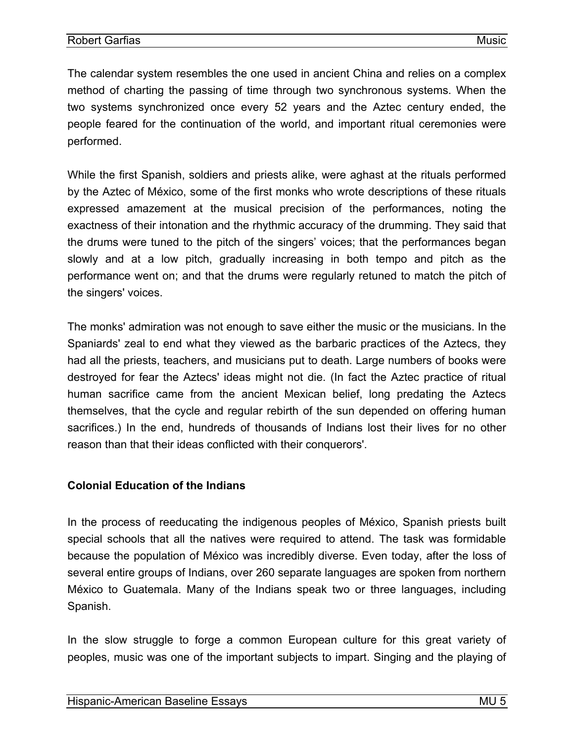The calendar system resembles the one used in ancient China and relies on a complex method of charting the passing of time through two synchronous systems. When the two systems synchronized once every 52 years and the Aztec century ended, the people feared for the continuation of the world, and important ritual ceremonies were performed.

While the first Spanish, soldiers and priests alike, were aghast at the rituals performed by the Aztec of México, some of the first monks who wrote descriptions of these rituals expressed amazement at the musical precision of the performances, noting the exactness of their intonation and the rhythmic accuracy of the drumming. They said that the drums were tuned to the pitch of the singers' voices; that the performances began slowly and at a low pitch, gradually increasing in both tempo and pitch as the performance went on; and that the drums were regularly retuned to match the pitch of the singers' voices.

The monks' admiration was not enough to save either the music or the musicians. In the Spaniards' zeal to end what they viewed as the barbaric practices of the Aztecs, they had all the priests, teachers, and musicians put to death. Large numbers of books were destroyed for fear the Aztecs' ideas might not die. (In fact the Aztec practice of ritual human sacrifice came from the ancient Mexican belief, long predating the Aztecs themselves, that the cycle and regular rebirth of the sun depended on offering human sacrifices.) In the end, hundreds of thousands of Indians lost their lives for no other reason than that their ideas conflicted with their conquerors'.

**Colonial Education of the Indians**

In the process of reeducating the indigenous peoples of México, Spanish priests built special schools that all the natives were required to attend. The task was formidable because the population of México was incredibly diverse. Even today, after the loss of several entire groups of Indians, over 260 separate languages are spoken from northern México to Guatemala. Many of the Indians speak two or three languages, including Spanish.

In the slow struggle to forge a common European culture for this great variety of peoples, music was one of the important subjects to impart. Singing and the playing of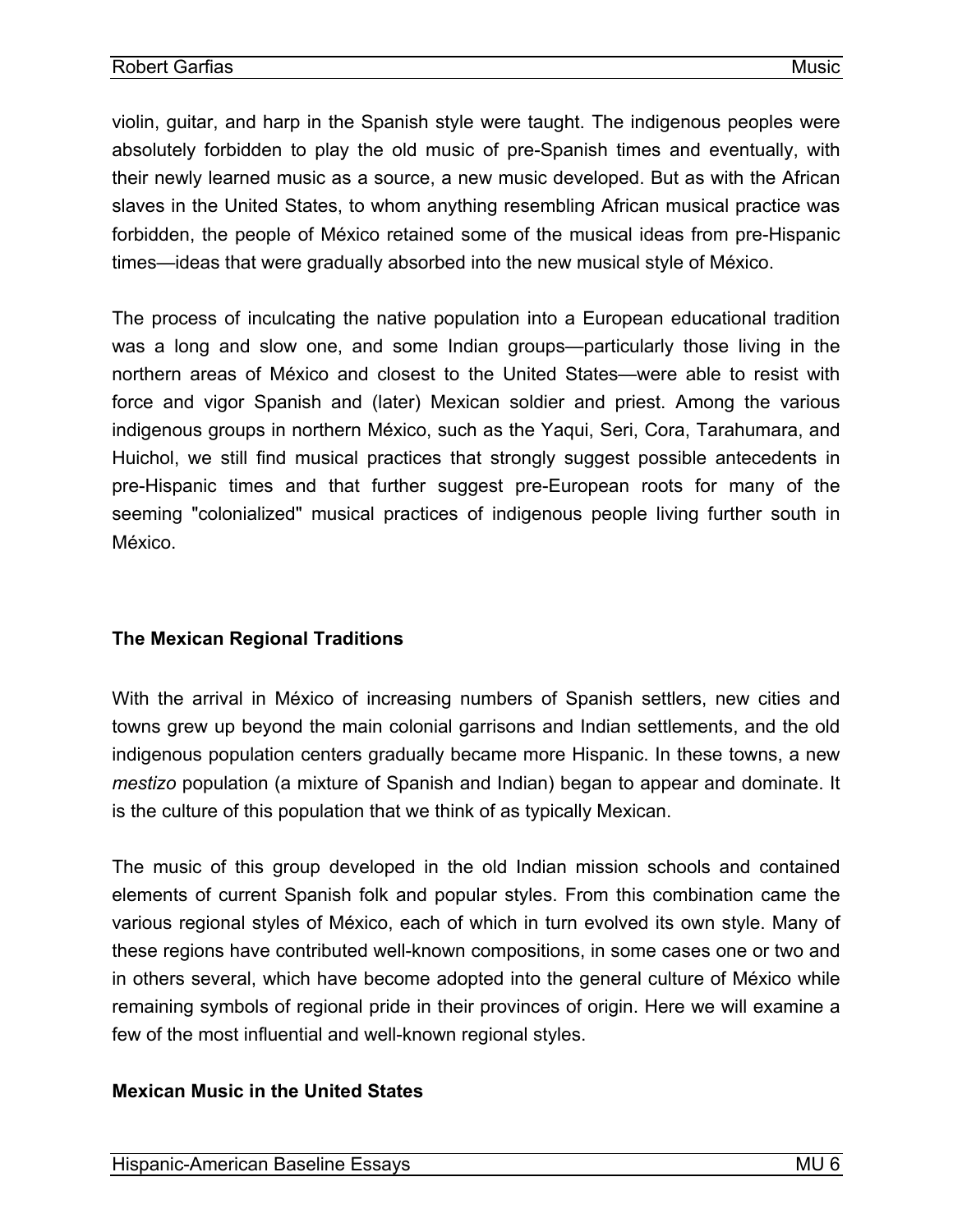violin, guitar, and harp in the Spanish style were taught. The indigenous peoples were absolutely forbidden to play the old music of pre-Spanish times and eventually, with their newly learned music as a source, a new music developed. But as with the African slaves in the United States, to whom anything resembling African musical practice was forbidden, the people of México retained some of the musical ideas from pre-Hispanic times—ideas that were gradually absorbed into the new musical style of México.

The process of inculcating the native population into a European educational tradition was a long and slow one, and some Indian groups—particularly those living in the northern areas of México and closest to the United States—were able to resist with force and vigor Spanish and (later) Mexican soldier and priest. Among the various indigenous groups in northern México, such as the Yaqui, Seri, Cora, Tarahumara, and Huichol, we still find musical practices that strongly suggest possible antecedents in pre-Hispanic times and that further suggest pre-European roots for many of the seeming "colonialized" musical practices of indigenous people living further south in México.

### The Mexican Regional Traditions

With the arrival in México of increasing numbers of Spanish settlers, new cities and towns grew up beyond the main colonial garrisons and Indian settlements, and the old indigenous population centers gradually became more Hispanic. In these towns, a new *mestizo* population (a mixture of Spanish and Indian) began to appear and dominate. It is the culture of this population that we think of as typically Mexican.

The music of this group developed in the old Indian mission schools and contained elements of current Spanish folk and popular styles. From this combination came the various regional styles of México, each of which in turn evolved its own style. Many of these regions have contributed well-known compositions, in some cases one or two and in others several, which have become adopted into the general culture of México while remaining symbols of regional pride in their provinces of origin. Here we will examine a few of the most influential and well-known regional styles.

### Mexican Music in the United States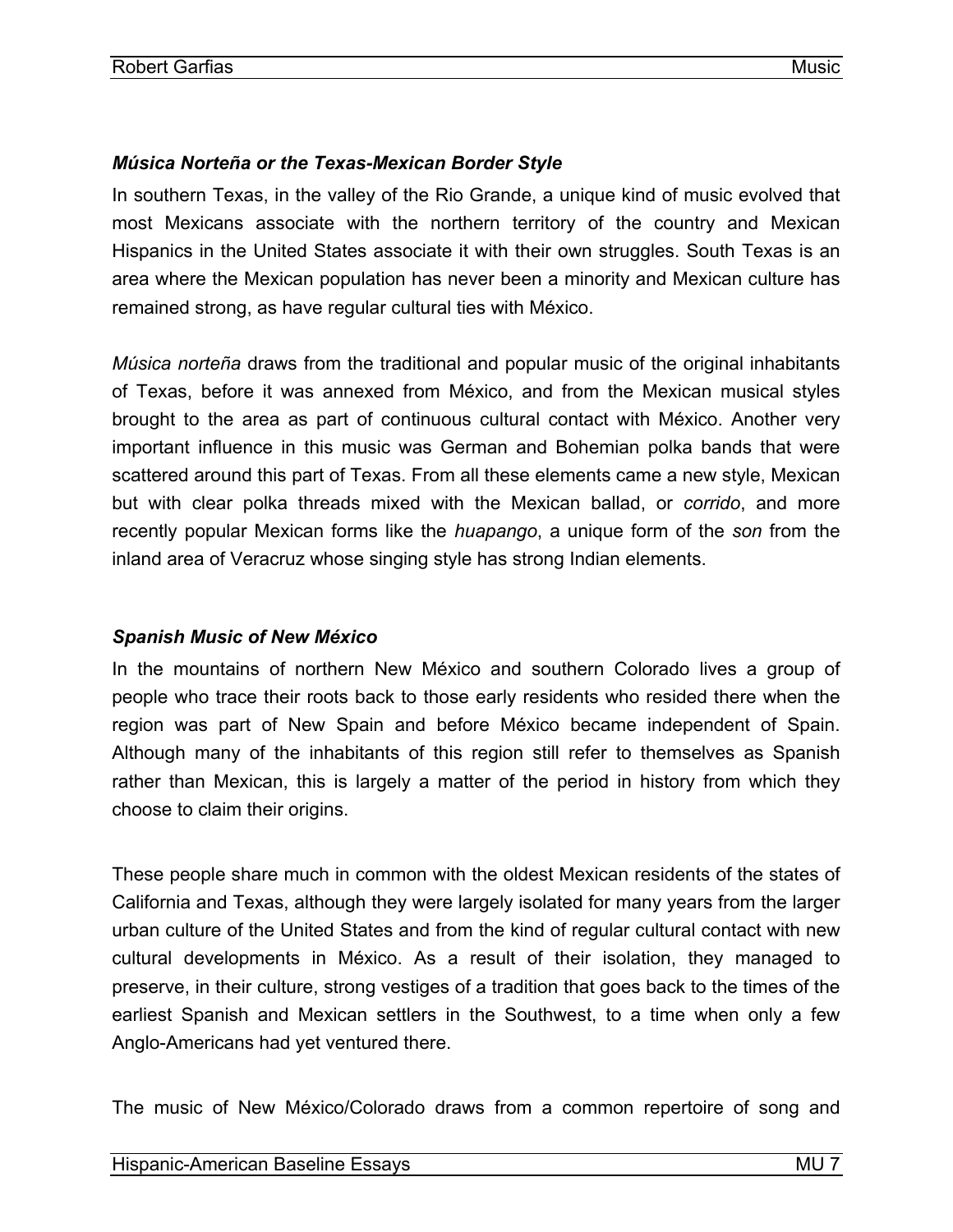### *Música Norteña or the Texas-Mexican Border Style*

In southern Texas, in the valley of the Rio Grande, a unique kind of music evolved that most Mexicans associate with the northern territory of the country and Mexican Hispanics in the United States associate it with their own struggles. South Texas is an area where the Mexican population has never been a minority and Mexican culture has remained strong, as have regular cultural ties with México.

*Música norteña* draws from the traditional and popular music of the original inhabitants of Texas, before it was annexed from México, and from the Mexican musical styles brought to the area as part of continuous cultural contact with México. Another very important influence in this music was German and Bohemian polka bands that were scattered around this part of Texas. From all these elements came a new style, Mexican but with clear polka threads mixed with the Mexican ballad, or *corrido*, and more recently popular Mexican forms like the *huapango*, a unique form of the *son* from the inland area of Veracruz whose singing style has strong Indian elements.

### *Spanish Music of New México*

In the mountains of northern New México and southern Colorado lives a group of people who trace their roots back to those early residents who resided there when the region was part of New Spain and before México became independent of Spain. Although many of the inhabitants of this region still refer to themselves as Spanish rather than Mexican, this is largely a matter of the period in history from which they choose to claim their origins.

These people share much in common with the oldest Mexican residents of the states of California and Texas, although they were largely isolated for many years from the larger urban culture of the United States and from the kind of regular cultural contact with new cultural developments in México. As a result of their isolation, they managed to preserve, in their culture, strong vestiges of a tradition that goes back to the times of the earliest Spanish and Mexican settlers in the Southwest, to a time when only a few Anglo-Americans had yet ventured there.

The music of New México/Colorado draws from a common repertoire of song and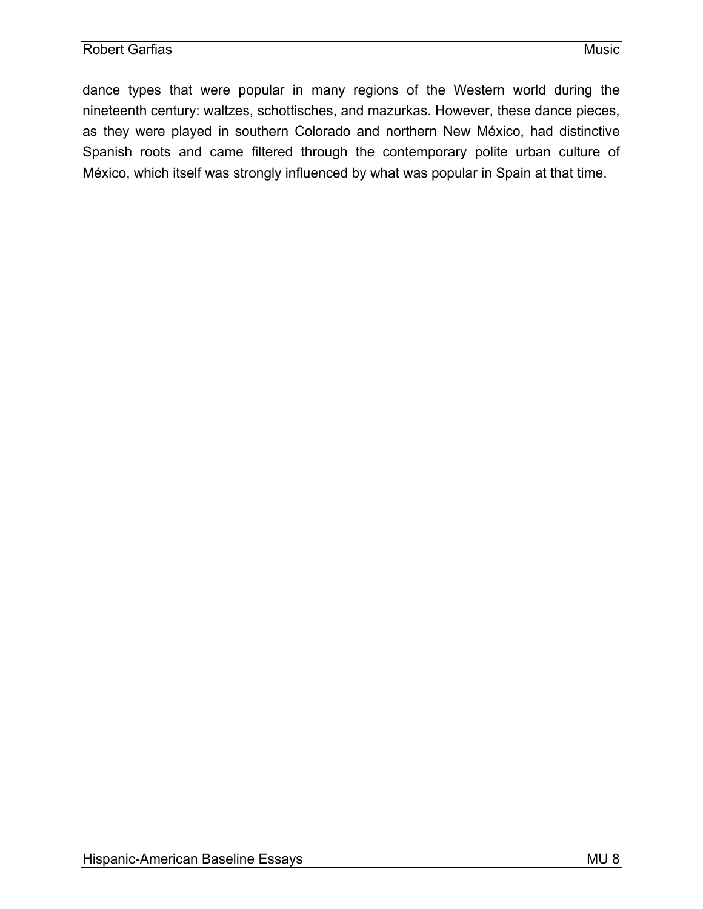dance types that were popular in many regions of the Western world during the nineteenth century: waltzes, schottisches, and mazurkas. However, these dance pieces, as they were played in southern Colorado and northern New México, had distinctive Spanish roots and came filtered through the contemporary polite urban culture of México, which itself was strongly influenced by what was popular in Spain at that time.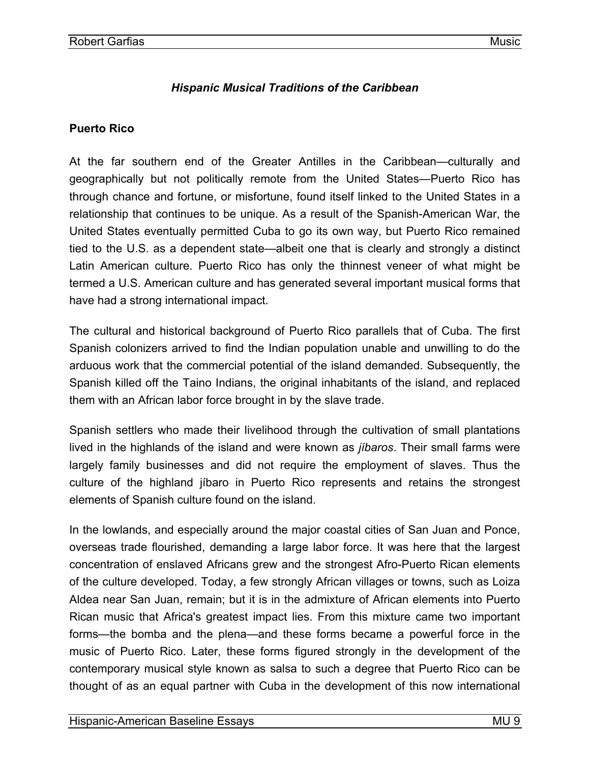*Hispanic Musical Traditions of the Caribbean*

**Puerto Rico**

At the far southern end of the Greater Antilles in the Caribbean—culturally and geographically but not politically remote from the United States—Puerto Rico has through chance and fortune, or misfortune, found itself linked to the United States in a relationship that continues to be unique. As a result of the Spanish-American War, the United States eventually permitted Cuba to go its own way, but Puerto Rico remained tied to the U.S. as a dependent state—albeit one that is clearly and strongly a distinct Latin American culture. Puerto Rico has only the thinnest veneer of what might be termed a U.S. American culture and has generated several important musical forms that have had a strong international impact.

The cultural and historical background of Puerto Rico parallels that of Cuba. The first Spanish colonizers arrived to find the Indian population unable and unwilling to do the arduous work that the commercial potential of the island demanded. Subsequently, the Spanish killed off the Taino Indians, the original inhabitants of the island, and replaced them with an African labor force brought in by the slave trade.

Spanish settlers who made their livelihood through the cultivation of small plantations lived in the highlands of the island and were known as *jíbaros*. Their small farms were largely family businesses and did not require the employment of slaves. Thus the culture of the highland jíbaro in Puerto Rico represents and retains the strongest elements of Spanish culture found on the island.

In the lowlands, and especially around the major coastal cities of San Juan and Ponce, overseas trade flourished, demanding a large labor force. It was here that the largest concentration of enslaved Africans grew and the strongest Afro-Puerto Rican elements of the culture developed. Today, a few strongly African villages or towns, such as Loiza Aldea near San Juan, remain; but it is in the admixture of African elements into Puerto Rican music that Africa's greatest impact lies. From this mixture came two important forms—the bomba and the plena—and these forms became a powerful force in the music of Puerto Rico. Later, these forms figured strongly in the development of the contemporary musical style known as salsa to such a degree that Puerto Rico can be thought of as an equal partner with Cuba in the development of this now international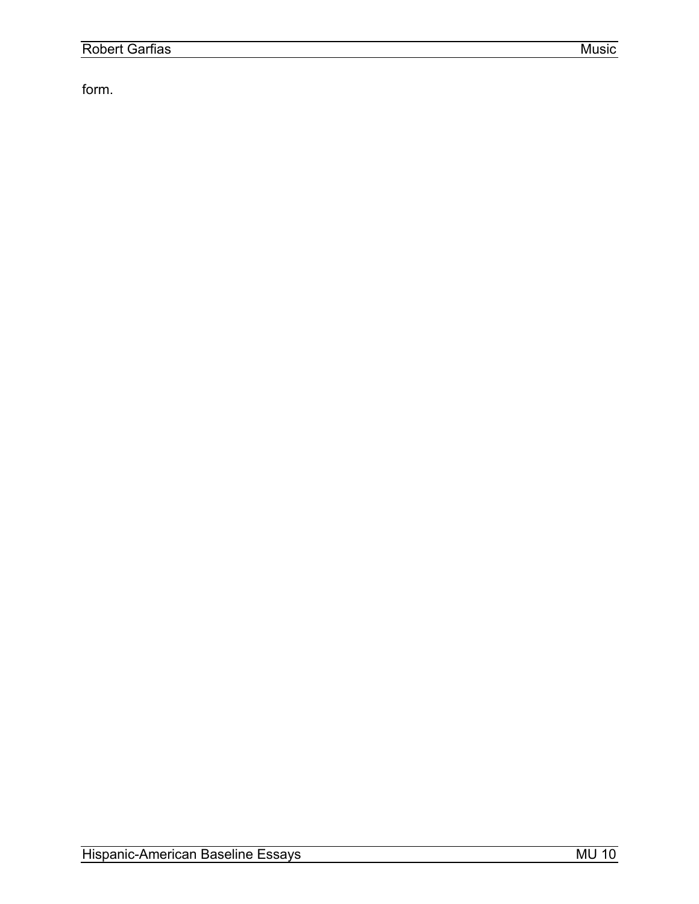form.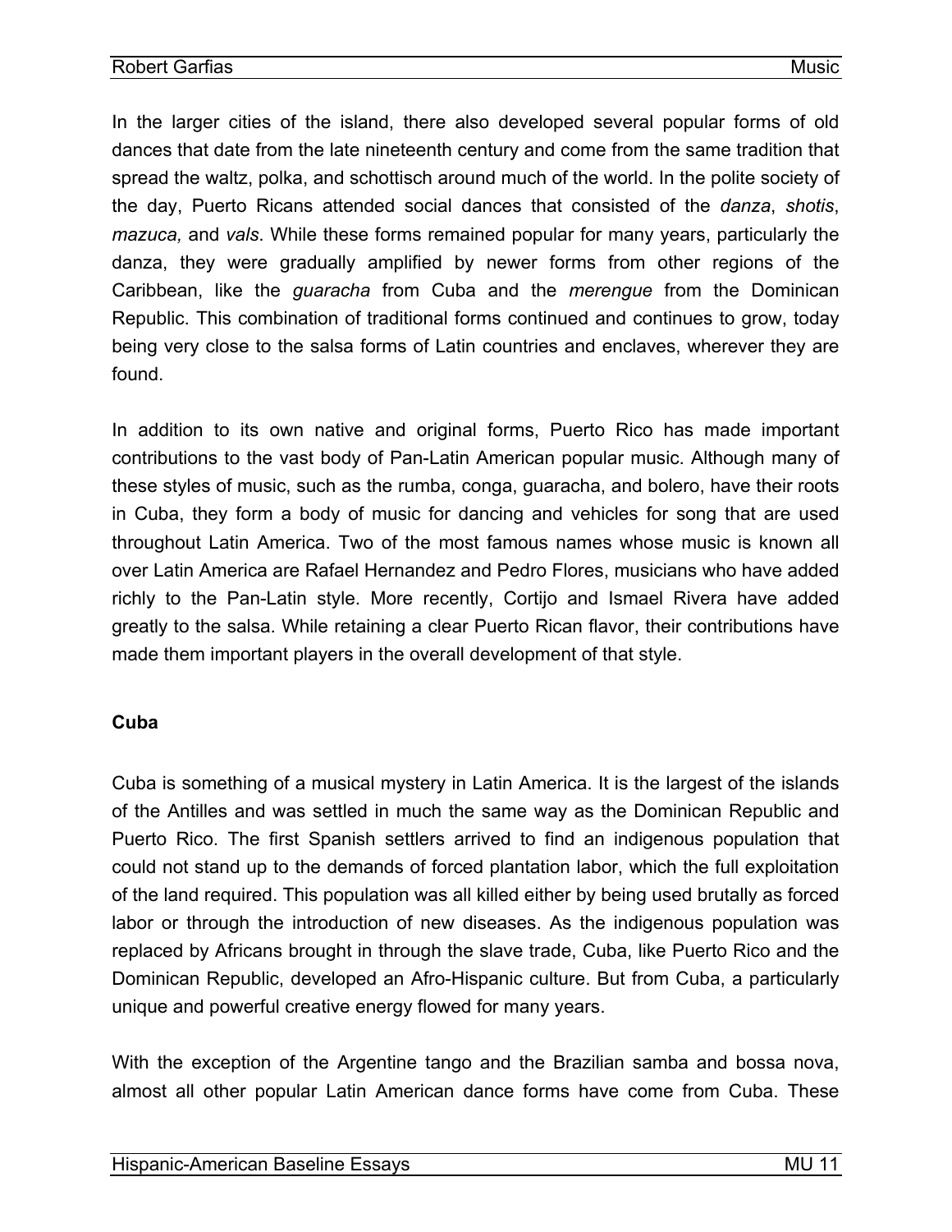In the larger cities of the island, there also developed several popular forms of old dances that date from the late nineteenth century and come from the same tradition that spread the waltz, polka, and schottisch around much of the world. In the polite society of the day, Puerto Ricans attended social dances that consisted of the *danza*, *shotis*, *mazuca,* and *vals*. While these forms remained popular for many years, particularly the danza, they were gradually amplified by newer forms from other regions of the Caribbean, like the *guaracha* from Cuba and the *merengue* from the Dominican Republic. This combination of traditional forms continued and continues to grow, today being very close to the salsa forms of Latin countries and enclaves, wherever they are found.

In addition to its own native and original forms, Puerto Rico has made important contributions to the vast body of Pan-Latin American popular music. Although many of these styles of music, such as the rumba, conga, guaracha, and bolero, have their roots in Cuba, they form a body of music for dancing and vehicles for song that are used throughout Latin America. Two of the most famous names whose music is known all over Latin America are Rafael Hernandez and Pedro Flores, musicians who have added richly to the Pan-Latin style. More recently, Cortijo and Ismael Rivera have added greatly to the salsa. While retaining a clear Puerto Rican flavor, their contributions have made them important players in the overall development of that style.

**Cuba**

Cuba is something of a musical mystery in Latin America. It is the largest of the islands of the Antilles and was settled in much the same way as the Dominican Republic and Puerto Rico. The first Spanish settlers arrived to find an indigenous population that could not stand up to the demands of forced plantation labor, which the full exploitation of the land required. This population was all killed either by being used brutally as forced labor or through the introduction of new diseases. As the indigenous population was replaced by Africans brought in through the slave trade, Cuba, like Puerto Rico and the Dominican Republic, developed an Afro-Hispanic culture. But from Cuba, a particularly unique and powerful creative energy flowed for many years.

With the exception of the Argentine tango and the Brazilian samba and bossa nova, almost all other popular Latin American dance forms have come from Cuba. These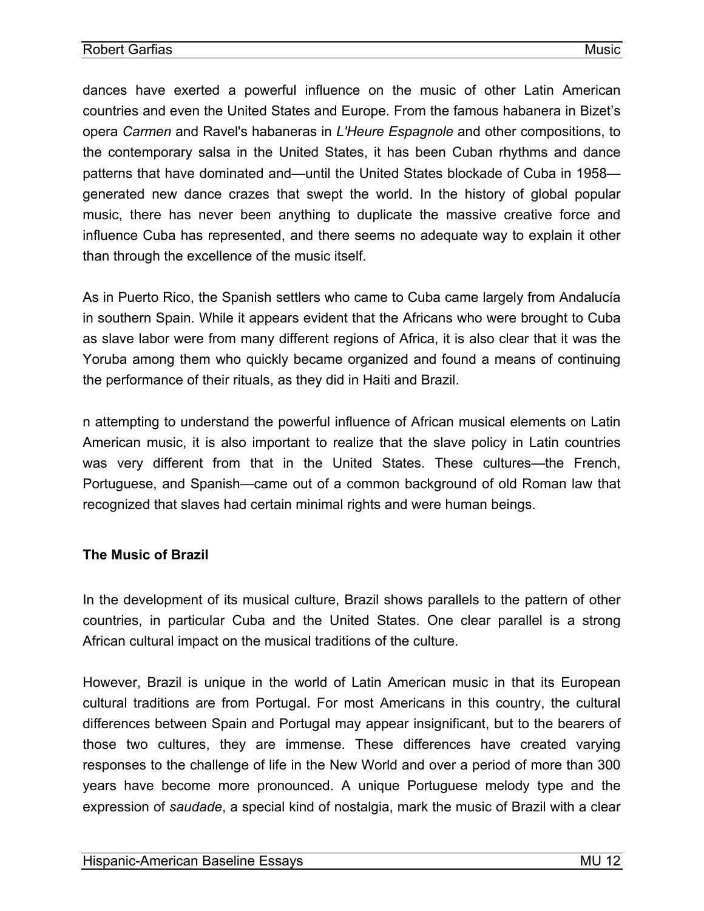dances have exerted a powerful influence on the music of other Latin American countries and even the United States and Europe. From the famous habanera in Bizet's opera *Carmen* and Ravel's habaneras in *L'Heure Espagnole* and other compositions, to the contemporary salsa in the United States, it has been Cuban rhythms and dance patterns that have dominated and—until the United States blockade of Cuba in 1958—generated new dance crazes that swept the world. In the history of global popular music, there has never been anything to duplicate the massive creative force and influence Cuba has represented, and there seems no adequate way to explain it other than through the excellence of the music itself.

As in Puerto Rico, the Spanish settlers who came to Cuba came largely from Andalucía in southern Spain. While it appears evident that the Africans who were brought to Cuba as slave labor were from many different regions of Africa, it is also clear that it was the Yoruba among them who quickly became organized and found a means of continuing the performance of their rituals, as they did in Haiti and Brazil.

n attempting to understand the powerful influence of African musical elements on Latin American music, it is also important to realize that the slave policy in Latin countries was very different from that in the United States. These cultures—the French, Portuguese, and Spanish—came out of a common background of old Roman law that recognized that slaves had certain minimal rights and were human beings.

### The Music of Brazil

In the development of its musical culture, Brazil shows parallels to the pattern of other countries, in particular Cuba and the United States. One clear parallel is a strong African cultural impact on the musical traditions of the culture.

However, Brazil is unique in the world of Latin American music in that its European cultural traditions are from Portugal. For most Americans in this country, the cultural differences between Spain and Portugal may appear insignificant, but to the bearers of those two cultures, they are immense. These differences have created varying responses to the challenge of life in the New World and over a period of more than 300 years have become more pronounced. A unique Portuguese melody type and the expression of *saudade*, a special kind of nostalgia, mark the music of Brazil with a clear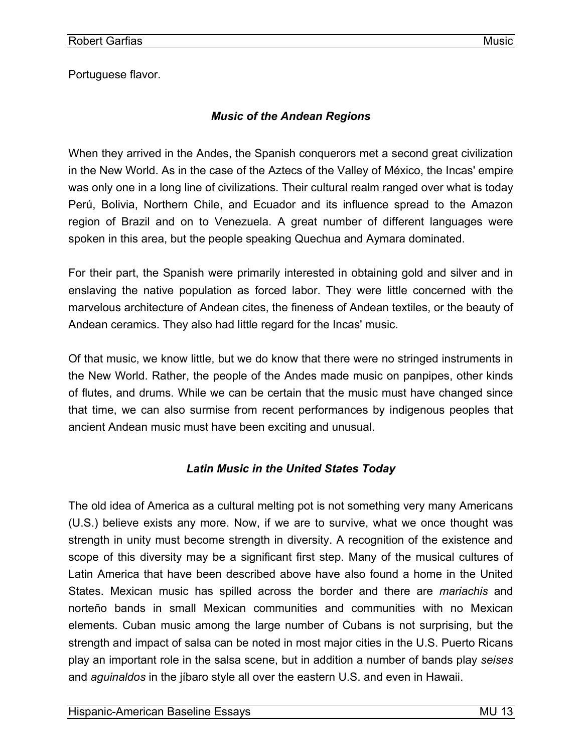Portuguese flavor.

### *Music of the Andean Regions*

When they arrived in the Andes, the Spanish conquerors met a second great civilization in the New World. As in the case of the Aztecs of the Valley of México, the Incas' empire was only one in a long line of civilizations. Their cultural realm ranged over what is today Perú, Bolivia, Northern Chile, and Ecuador and its influence spread to the Amazon region of Brazil and on to Venezuela. A great number of different languages were spoken in this area, but the people speaking Quechua and Aymara dominated.

For their part, the Spanish were primarily interested in obtaining gold and silver and in enslaving the native population as forced labor. They were little concerned with the marvelous architecture of Andean cites, the fineness of Andean textiles, or the beauty of Andean ceramics. They also had little regard for the Incas' music.

Of that music, we know little, but we do know that there were no stringed instruments in the New World. Rather, the people of the Andes made music on panpipes, other kinds of flutes, and drums. While we can be certain that the music must have changed since that time, we can also surmise from recent performances by indigenous peoples that ancient Andean music must have been exciting and unusual.

### *Latin Music in the United States Today*

The old idea of America as a cultural melting pot is not something very many Americans (U.S.) believe exists any more. Now, if we are to survive, what we once thought was strength in unity must become strength in diversity. A recognition of the existence and scope of this diversity may be a significant first step. Many of the musical cultures of Latin America that have been described above have also found a home in the United States. Mexican music has spilled across the border and there are *mariachis* and norteño bands in small Mexican communities and communities with no Mexican elements. Cuban music among the large number of Cubans is not surprising, but the strength and impact of salsa can be noted in most major cities in the U.S. Puerto Ricans play an important role in the salsa scene, but in addition a number of bands play *seises* and *aguinaldos* in the jíbaro style all over the eastern U.S. and even in Hawaii.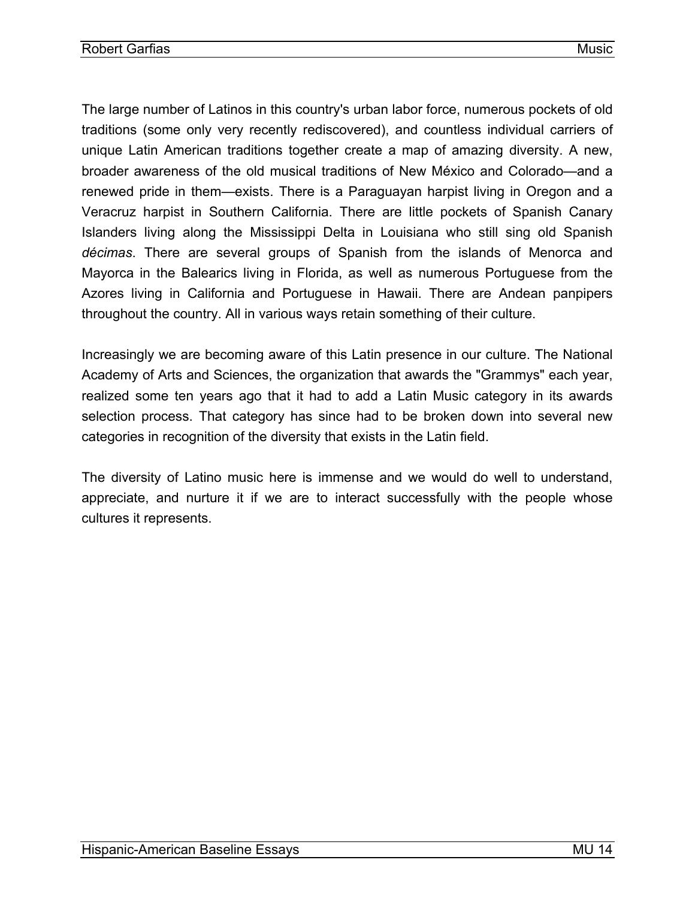The large number of Latinos in this country's urban labor force, numerous pockets of old traditions (some only very recently rediscovered), and countless individual carriers of unique Latin American traditions together create a map of amazing diversity. A new, broader awareness of the old musical traditions of New México and Colorado—and a renewed pride in them—exists. There is a Paraguayan harpist living in Oregon and a Veracruz harpist in Southern California. There are little pockets of Spanish Canary Islanders living along the Mississippi Delta in Louisiana who still sing old Spanish *décimas*. There are several groups of Spanish from the islands of Menorca and Mayorca in the Balearics living in Florida, as well as numerous Portuguese from the Azores living in California and Portuguese in Hawaii. There are Andean panpipers throughout the country. All in various ways retain something of their culture.

Increasingly we are becoming aware of this Latin presence in our culture. The National Academy of Arts and Sciences, the organization that awards the "Grammys" each year, realized some ten years ago that it had to add a Latin Music category in its awards selection process. That category has since had to be broken down into several new categories in recognition of the diversity that exists in the Latin field.

The diversity of Latino music here is immense and we would do well to understand, appreciate, and nurture it if we are to interact successfully with the people whose cultures it represents.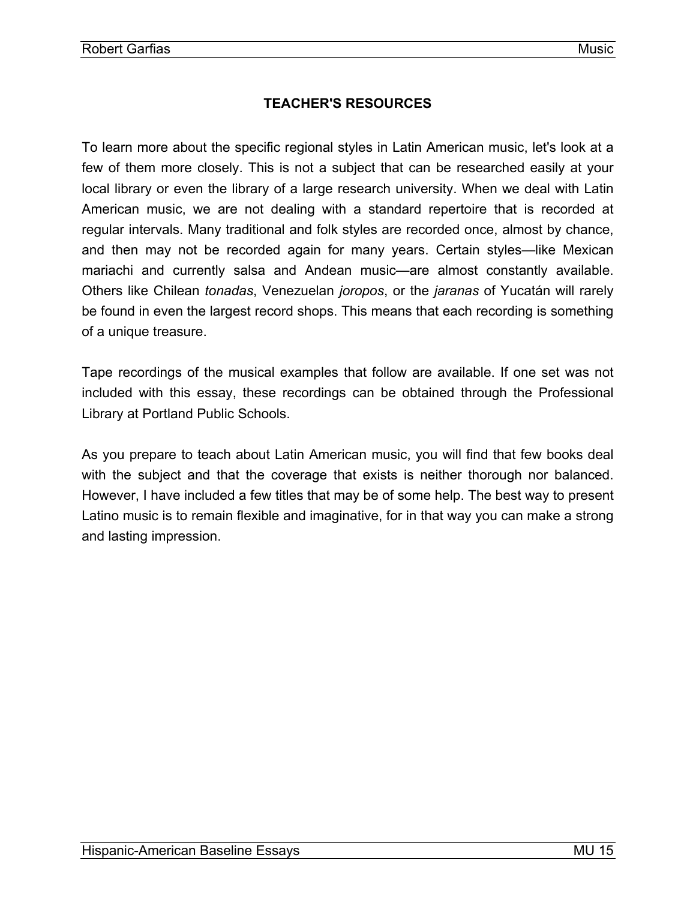## TEACHER'S RESOURCES

To learn more about the specific regional styles in Latin American music, let's look at a few of them more closely. This is not a subject that can be researched easily at your local library or even the library of a large research university. When we deal with Latin American music, we are not dealing with a standard repertoire that is recorded at regular intervals. Many traditional and folk styles are recorded once, almost by chance, and then may not be recorded again for many years. Certain styles—like Mexican mariachi and currently salsa and Andean music—are almost constantly available. Others like Chilean *tonadas*, Venezuelan *joropos*, or the *jaranas* of Yucatán will rarely be found in even the largest record shops. This means that each recording is something of a unique treasure.

Tape recordings of the musical examples that follow are available. If one set was not included with this essay, these recordings can be obtained through the Professional Library at Portland Public Schools.

As you prepare to teach about Latin American music, you will find that few books deal with the subject and that the coverage that exists is neither thorough nor balanced. However, I have included a few titles that may be of some help. The best way to present Latino music is to remain flexible and imaginative, for in that way you can make a strong and lasting impression.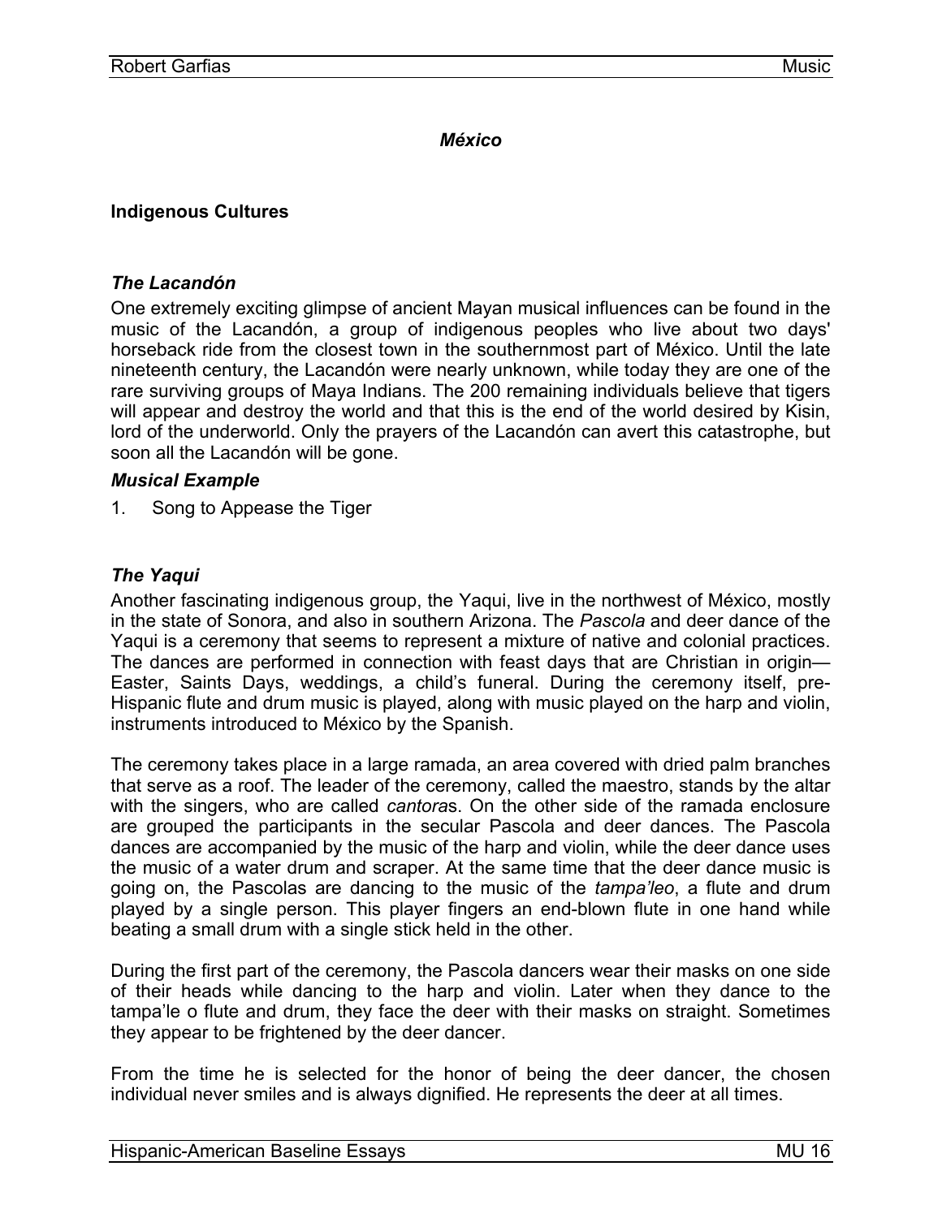*México*

**Indigenous Cultures**

### *The Lacandón*

One extremely exciting glimpse of ancient Mayan musical influences can be found in the music of the Lacandón, a group of indigenous peoples who live about two days' horseback ride from the closest town in the southernmost part of México. Until the late nineteenth century, the Lacandón were nearly unknown, while today they are one of the rare surviving groups of Maya Indians. The 200 remaining individuals believe that tigers will appear and destroy the world and that this is the end of the world desired by Kisin, lord of the underworld. Only the prayers of the Lacandón can avert this catastrophe, but soon all the Lacandón will be gone.

***Musical Example***

1. Song to Appease the Tiger

### *The Yaqui*

Another fascinating indigenous group, the Yaqui, live in the northwest of México, mostly in the state of Sonora, and also in southern Arizona. The *Pascola* and deer dance of the Yaqui is a ceremony that seems to represent a mixture of native and colonial practices. The dances are performed in connection with feast days that are Christian in origin—Easter, Saints Days, weddings, a child's funeral. During the ceremony itself, pre-Hispanic flute and drum music is played, along with music played on the harp and violin, instruments introduced to México by the Spanish.

The ceremony takes place in a large ramada, an area covered with dried palm branches that serve as a roof. The leader of the ceremony, called the maestro, stands by the altar with the singers, who are called *cantora*s. On the other side of the ramada enclosure are grouped the participants in the secular Pascola and deer dances. The Pascola dances are accompanied by the music of the harp and violin, while the deer dance uses the music of a water drum and scraper. At the same time that the deer dance music is going on, the Pascolas are dancing to the music of the *tampa'leo*, a flute and drum played by a single person. This player fingers an end-blown flute in one hand while beating a small drum with a single stick held in the other.

During the first part of the ceremony, the Pascola dancers wear their masks on one side of their heads while dancing to the harp and violin. Later when they dance to the tampa'le o flute and drum, they face the deer with their masks on straight. Sometimes they appear to be frightened by the deer dancer.

From the time he is selected for the honor of being the deer dancer, the chosen individual never smiles and is always dignified. He represents the deer at all times.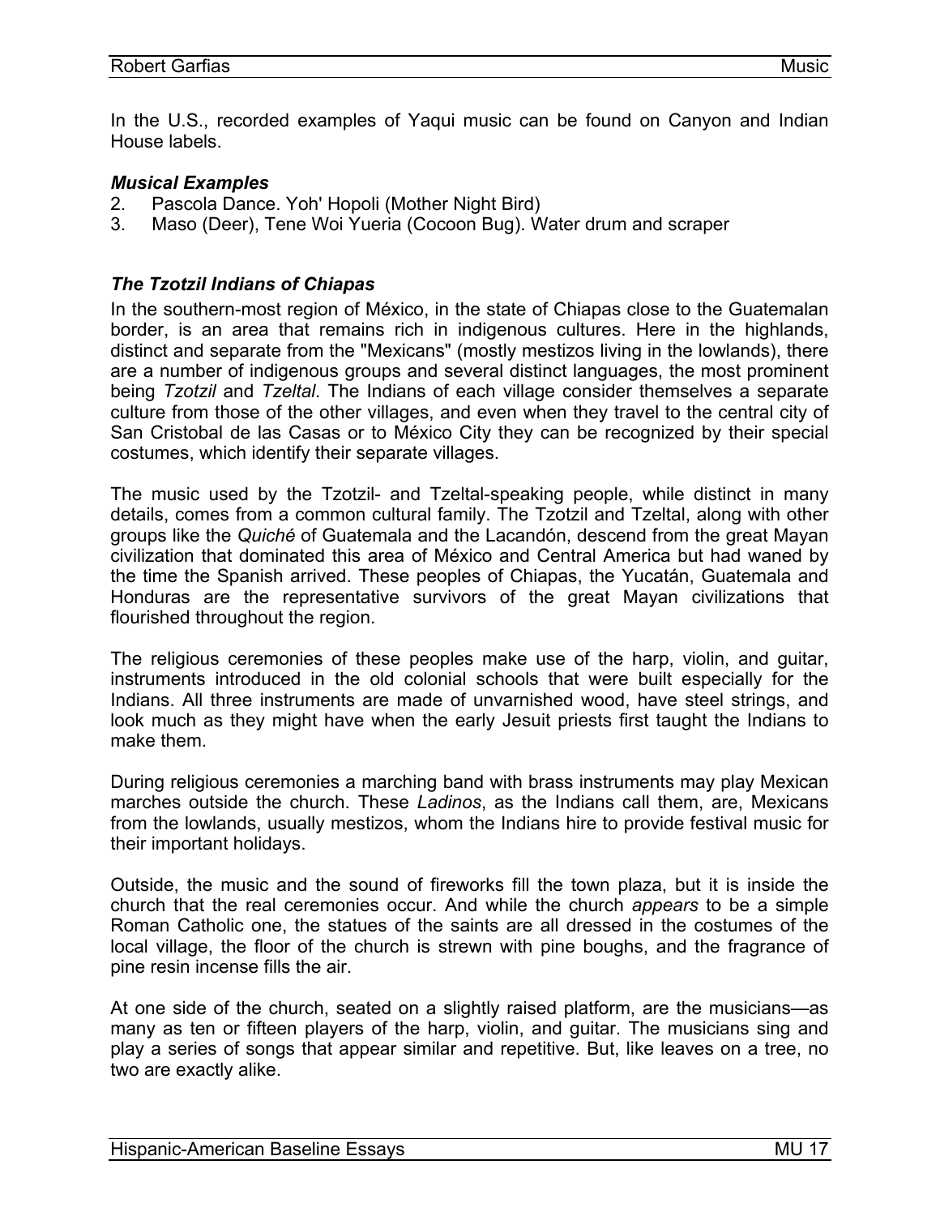In the U.S., recorded examples of Yaqui music can be found on Canyon and Indian House labels.

### *Musical Examples*

2. Pascola Dance. Yoh' Hopoli (Mother Night Bird)
3. Maso (Deer), Tene Woi Yueria (Cocoon Bug). Water drum and scraper

### *The Tzotzil Indians of Chiapas*

In the southern-most region of México, in the state of Chiapas close to the Guatemalan border, is an area that remains rich in indigenous cultures. Here in the highlands, distinct and separate from the "Mexicans" (mostly mestizos living in the lowlands), there are a number of indigenous groups and several distinct languages, the most prominent being *Tzotzil* and *Tzeltal*. The Indians of each village consider themselves a separate culture from those of the other villages, and even when they travel to the central city of San Cristobal de las Casas or to México City they can be recognized by their special costumes, which identify their separate villages.

The music used by the Tzotzil- and Tzeltal-speaking people, while distinct in many details, comes from a common cultural family. The Tzotzil and Tzeltal, along with other groups like the *Quiché* of Guatemala and the Lacandón, descend from the great Mayan civilization that dominated this area of México and Central America but had waned by the time the Spanish arrived. These peoples of Chiapas, the Yucatán, Guatemala and Honduras are the representative survivors of the great Mayan civilizations that flourished throughout the region.

The religious ceremonies of these peoples make use of the harp, violin, and guitar, instruments introduced in the old colonial schools that were built especially for the Indians. All three instruments are made of unvarnished wood, have steel strings, and look much as they might have when the early Jesuit priests first taught the Indians to make them.

During religious ceremonies a marching band with brass instruments may play Mexican marches outside the church. These *Ladinos*, as the Indians call them, are, Mexicans from the lowlands, usually mestizos, whom the Indians hire to provide festival music for their important holidays.

Outside, the music and the sound of fireworks fill the town plaza, but it is inside the church that the real ceremonies occur. And while the church *appears* to be a simple Roman Catholic one, the statues of the saints are all dressed in the costumes of the local village, the floor of the church is strewn with pine boughs, and the fragrance of pine resin incense fills the air.

At one side of the church, seated on a slightly raised platform, are the musicians—as many as ten or fifteen players of the harp, violin, and guitar. The musicians sing and play a series of songs that appear similar and repetitive. But, like leaves on a tree, no two are exactly alike.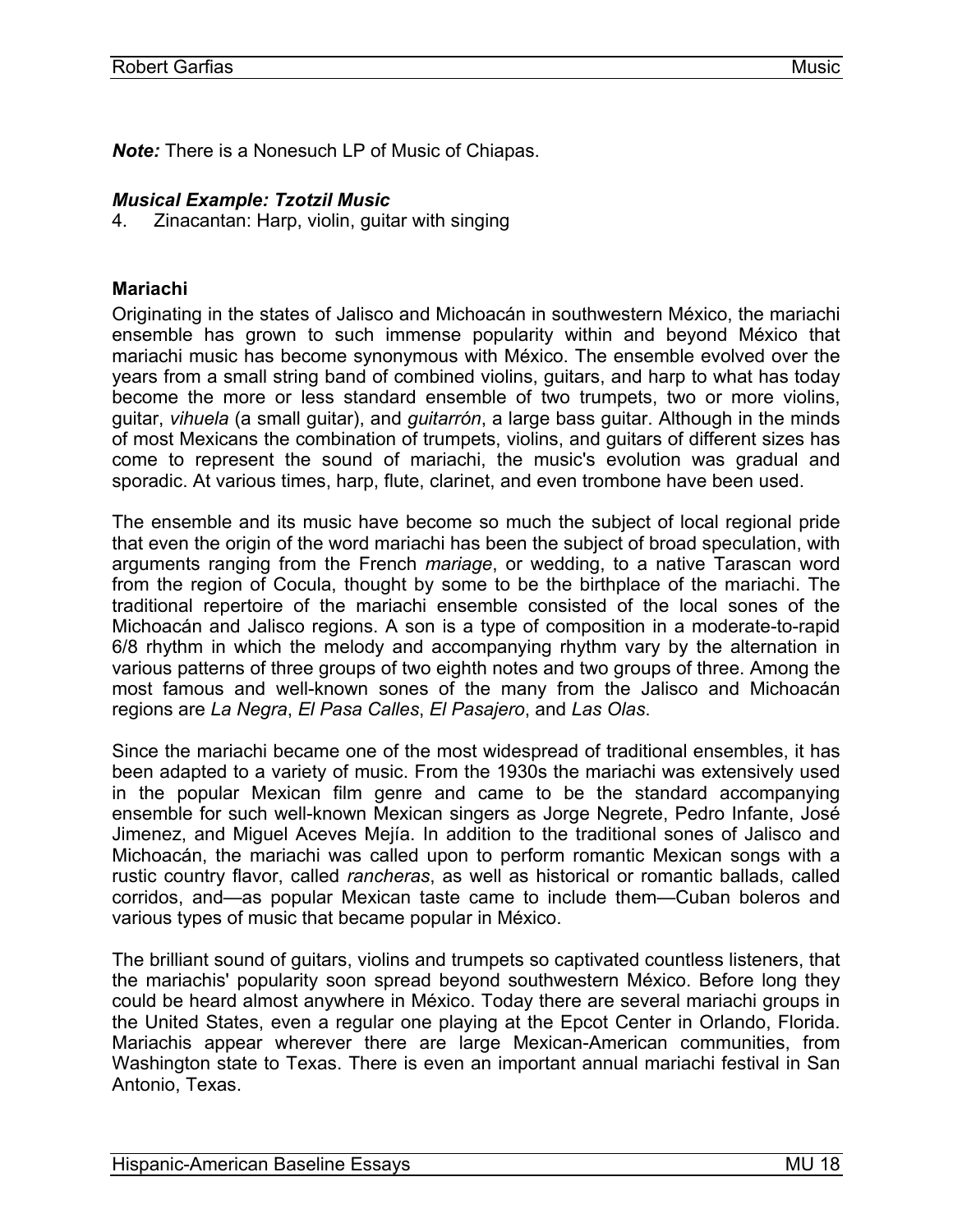***Note:*** There is a Nonesuch LP of Music of Chiapas.

***Musical Example: Tzotzil Music***

4. Zinacantan: Harp, violin, guitar with singing

**Mariachi**

Originating in the states of Jalisco and Michoacán in southwestern México, the mariachi ensemble has grown to such immense popularity within and beyond México that mariachi music has become synonymous with México. The ensemble evolved over the years from a small string band of combined violins, guitars, and harp to what has today become the more or less standard ensemble of two trumpets, two or more violins, guitar, *vihuela* (a small guitar), and *guitarrón*, a large bass guitar. Although in the minds of most Mexicans the combination of trumpets, violins, and guitars of different sizes has come to represent the sound of mariachi, the music's evolution was gradual and sporadic. At various times, harp, flute, clarinet, and even trombone have been used.

The ensemble and its music have become so much the subject of local regional pride that even the origin of the word mariachi has been the subject of broad speculation, with arguments ranging from the French *mariage*, or wedding, to a native Tarascan word from the region of Cocula, thought by some to be the birthplace of the mariachi. The traditional repertoire of the mariachi ensemble consisted of the local sones of the Michoacán and Jalisco regions. A son is a type of composition in a moderate-to-rapid 6/8 rhythm in which the melody and accompanying rhythm vary by the alternation in various patterns of three groups of two eighth notes and two groups of three. Among the most famous and well-known sones of the many from the Jalisco and Michoacán regions are *La Negra*, *El Pasa Calles*, *El Pasajero*, and *Las Olas*.

Since the mariachi became one of the most widespread of traditional ensembles, it has been adapted to a variety of music. From the 1930s the mariachi was extensively used in the popular Mexican film genre and came to be the standard accompanying ensemble for such well-known Mexican singers as Jorge Negrete, Pedro Infante, José Jimenez, and Miguel Aceves Mejía. In addition to the traditional sones of Jalisco and Michoacán, the mariachi was called upon to perform romantic Mexican songs with a rustic country flavor, called *rancheras*, as well as historical or romantic ballads, called corridos, and—as popular Mexican taste came to include them—Cuban boleros and various types of music that became popular in México.

The brilliant sound of guitars, violins and trumpets so captivated countless listeners, that the mariachis' popularity soon spread beyond southwestern México. Before long they could be heard almost anywhere in México. Today there are several mariachi groups in the United States, even a regular one playing at the Epcot Center in Orlando, Florida. Mariachis appear wherever there are large Mexican-American communities, from Washington state to Texas. There is even an important annual mariachi festival in San Antonio, Texas.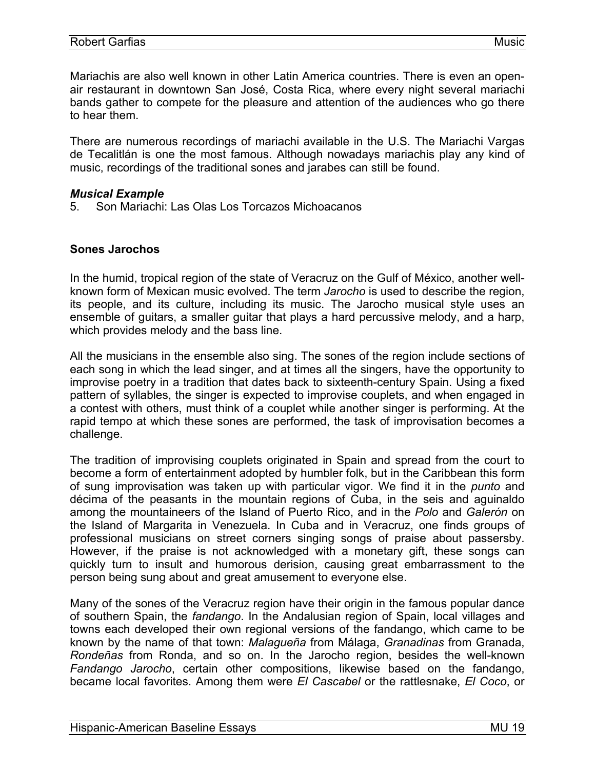Mariachis are also well known in other Latin America countries. There is even an open-air restaurant in downtown San José, Costa Rica, where every night several mariachi bands gather to compete for the pleasure and attention of the audiences who go there to hear them.

There are numerous recordings of mariachi available in the U.S. The Mariachi Vargas de Tecalitlán is one the most famous. Although nowadays mariachis play any kind of music, recordings of the traditional sones and jarabes can still be found.

***Musical Example***

5. Son Mariachi: Las Olas Los Torcazos Michoacanos

**Sones Jarochos**

In the humid, tropical region of the state of Veracruz on the Gulf of México, another well-known form of Mexican music evolved. The term *Jarocho* is used to describe the region, its people, and its culture, including its music. The Jarocho musical style uses an ensemble of guitars, a smaller guitar that plays a hard percussive melody, and a harp, which provides melody and the bass line.

All the musicians in the ensemble also sing. The sones of the region include sections of each song in which the lead singer, and at times all the singers, have the opportunity to improvise poetry in a tradition that dates back to sixteenth-century Spain. Using a fixed pattern of syllables, the singer is expected to improvise couplets, and when engaged in a contest with others, must think of a couplet while another singer is performing. At the rapid tempo at which these sones are performed, the task of improvisation becomes a challenge.

The tradition of improvising couplets originated in Spain and spread from the court to become a form of entertainment adopted by humbler folk, but in the Caribbean this form of sung improvisation was taken up with particular vigor. We find it in the *punto* and décima of the peasants in the mountain regions of Cuba, in the seis and aguinaldo among the mountaineers of the Island of Puerto Rico, and in the *Polo* and *Galerón* on the Island of Margarita in Venezuela. In Cuba and in Veracruz, one finds groups of professional musicians on street corners singing songs of praise about passersby. However, if the praise is not acknowledged with a monetary gift, these songs can quickly turn to insult and humorous derision, causing great embarrassment to the person being sung about and great amusement to everyone else.

Many of the sones of the Veracruz region have their origin in the famous popular dance of southern Spain, the *fandango*. In the Andalusian region of Spain, local villages and towns each developed their own regional versions of the fandango, which came to be known by the name of that town: *Malagueña* from Málaga, *Granadinas* from Granada, *Rondeñas* from Ronda, and so on. In the Jarocho region, besides the well-known *Fandango Jarocho*, certain other compositions, likewise based on the fandango, became local favorites. Among them were *El Cascabel* or the rattlesnake, *El Coco*, or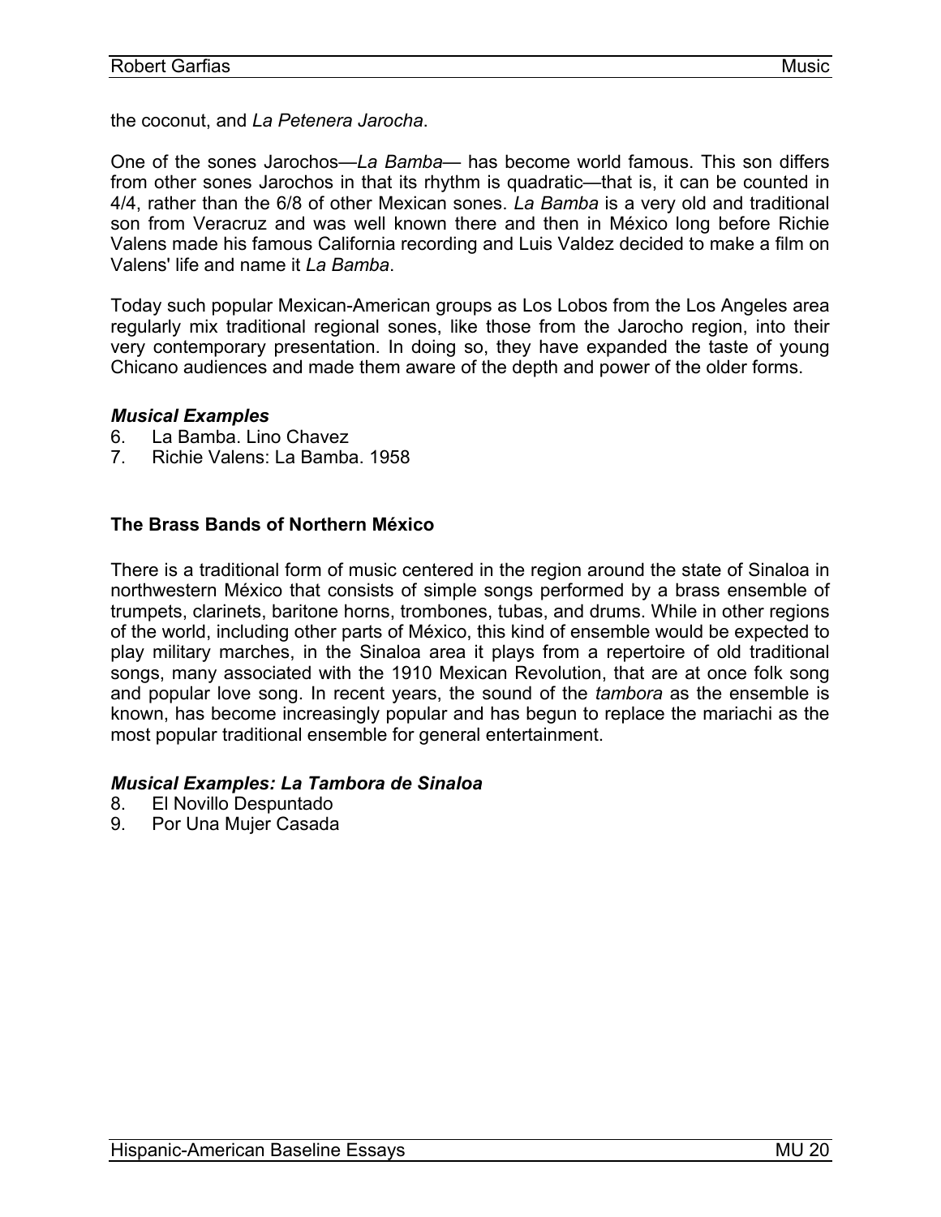the coconut, and *La Petenera Jarocha*.

One of the sones Jarochos—*La Bamba*— has become world famous. This son differs from other sones Jarochos in that its rhythm is quadratic—that is, it can be counted in 4/4, rather than the 6/8 of other Mexican sones. *La Bamba* is a very old and traditional son from Veracruz and was well known there and then in México long before Richie Valens made his famous California recording and Luis Valdez decided to make a film on Valens' life and name it *La Bamba*.

Today such popular Mexican-American groups as Los Lobos from the Los Angeles area regularly mix traditional regional sones, like those from the Jarocho region, into their very contemporary presentation. In doing so, they have expanded the taste of young Chicano audiences and made them aware of the depth and power of the older forms.

***Musical Examples***

6. La Bamba. Lino Chavez
7. Richie Valens: La Bamba. 1958

### The Brass Bands of Northern México

There is a traditional form of music centered in the region around the state of Sinaloa in northwestern México that consists of simple songs performed by a brass ensemble of trumpets, clarinets, baritone horns, trombones, tubas, and drums. While in other regions of the world, including other parts of México, this kind of ensemble would be expected to play military marches, in the Sinaloa area it plays from a repertoire of old traditional songs, many associated with the 1910 Mexican Revolution, that are at once folk song and popular love song. In recent years, the sound of the *tambora* as the ensemble is known, has become increasingly popular and has begun to replace the mariachi as the most popular traditional ensemble for general entertainment.

***Musical Examples: La Tambora de Sinaloa***

8. El Novillo Despuntado
9. Por Una Mujer Casada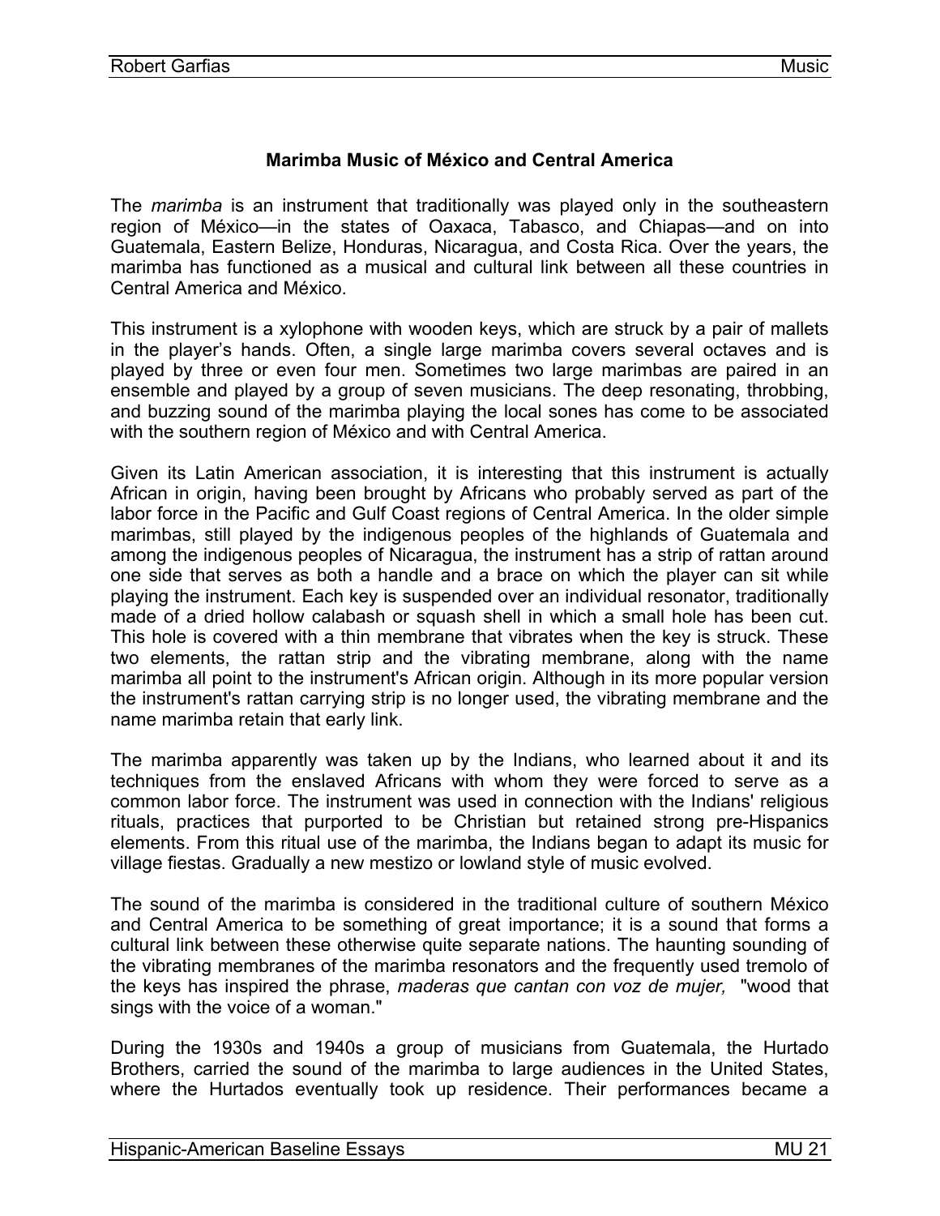## Marimba Music of México and Central America

The *marimba* is an instrument that traditionally was played only in the southeastern region of México—in the states of Oaxaca, Tabasco, and Chiapas—and on into Guatemala, Eastern Belize, Honduras, Nicaragua, and Costa Rica. Over the years, the marimba has functioned as a musical and cultural link between all these countries in Central America and México.

This instrument is a xylophone with wooden keys, which are struck by a pair of mallets in the player's hands. Often, a single large marimba covers several octaves and is played by three or even four men. Sometimes two large marimbas are paired in an ensemble and played by a group of seven musicians. The deep resonating, throbbing, and buzzing sound of the marimba playing the local sones has come to be associated with the southern region of México and with Central America.

Given its Latin American association, it is interesting that this instrument is actually African in origin, having been brought by Africans who probably served as part of the labor force in the Pacific and Gulf Coast regions of Central America. In the older simple marimbas, still played by the indigenous peoples of the highlands of Guatemala and among the indigenous peoples of Nicaragua, the instrument has a strip of rattan around one side that serves as both a handle and a brace on which the player can sit while playing the instrument. Each key is suspended over an individual resonator, traditionally made of a dried hollow calabash or squash shell in which a small hole has been cut. This hole is covered with a thin membrane that vibrates when the key is struck. These two elements, the rattan strip and the vibrating membrane, along with the name marimba all point to the instrument's African origin. Although in its more popular version the instrument's rattan carrying strip is no longer used, the vibrating membrane and the name marimba retain that early link.

The marimba apparently was taken up by the Indians, who learned about it and its techniques from the enslaved Africans with whom they were forced to serve as a common labor force. The instrument was used in connection with the Indians' religious rituals, practices that purported to be Christian but retained strong pre-Hispanics elements. From this ritual use of the marimba, the Indians began to adapt its music for village fiestas. Gradually a new mestizo or lowland style of music evolved.

The sound of the marimba is considered in the traditional culture of southern México and Central America to be something of great importance; it is a sound that forms a cultural link between these otherwise quite separate nations. The haunting sounding of the vibrating membranes of the marimba resonators and the frequently used tremolo of the keys has inspired the phrase, *maderas que cantan con voz de mujer,* "wood that sings with the voice of a woman."

During the 1930s and 1940s a group of musicians from Guatemala, the Hurtado Brothers, carried the sound of the marimba to large audiences in the United States, where the Hurtados eventually took up residence. Their performances became a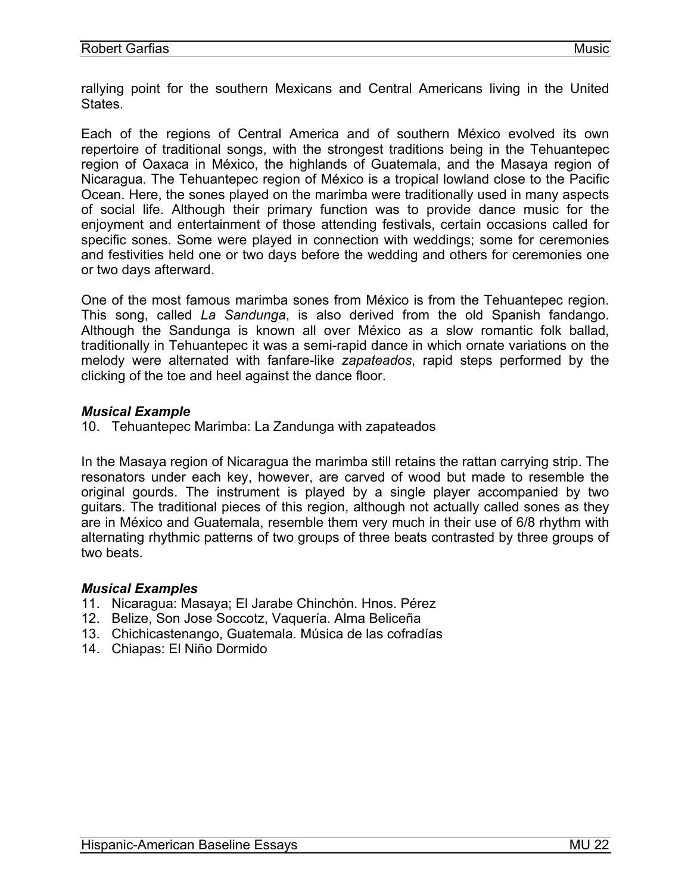rallying point for the southern Mexicans and Central Americans living in the United States.

Each of the regions of Central America and of southern México evolved its own repertoire of traditional songs, with the strongest traditions being in the Tehuantepec region of Oaxaca in México, the highlands of Guatemala, and the Masaya region of Nicaragua. The Tehuantepec region of México is a tropical lowland close to the Pacific Ocean. Here, the sones played on the marimba were traditionally used in many aspects of social life. Although their primary function was to provide dance music for the enjoyment and entertainment of those attending festivals, certain occasions called for specific sones. Some were played in connection with weddings; some for ceremonies and festivities held one or two days before the wedding and others for ceremonies one or two days afterward.

One of the most famous marimba sones from México is from the Tehuantepec region. This song, called *La Sandunga*, is also derived from the old Spanish fandango. Although the Sandunga is known all over México as a slow romantic folk ballad, traditionally in Tehuantepec it was a semi-rapid dance in which ornate variations on the melody were alternated with fanfare-like *zapateados*, rapid steps performed by the clicking of the toe and heel against the dance floor.

***Musical Example***

10. Tehuantepec Marimba: La Zandunga with zapateados

In the Masaya region of Nicaragua the marimba still retains the rattan carrying strip. The resonators under each key, however, are carved of wood but made to resemble the original gourds. The instrument is played by a single player accompanied by two guitars. The traditional pieces of this region, although not actually called sones as they are in México and Guatemala, resemble them very much in their use of 6/8 rhythm with alternating rhythmic patterns of two groups of three beats contrasted by three groups of two beats.

***Musical Examples***

11. Nicaragua: Masaya; El Jarabe Chinchón. Hnos. Pérez
12. Belize, Son Jose Soccotz, Vaquería. Alma Beliceña
13. Chichicastenango, Guatemala. Música de las cofradías
14. Chiapas: El Niño Dormido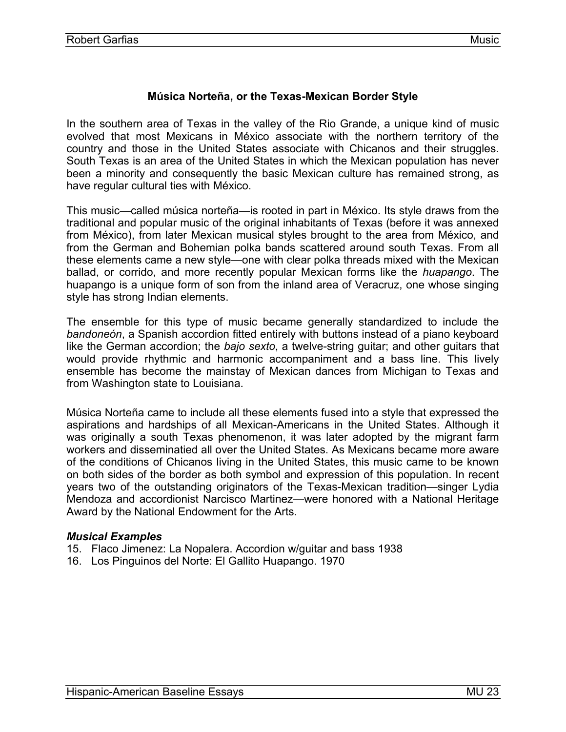## Música Norteña, or the Texas-Mexican Border Style

In the southern area of Texas in the valley of the Rio Grande, a unique kind of music evolved that most Mexicans in México associate with the northern territory of the country and those in the United States associate with Chicanos and their struggles. South Texas is an area of the United States in which the Mexican population has never been a minority and consequently the basic Mexican culture has remained strong, as have regular cultural ties with México.

This music—called música norteña—is rooted in part in México. Its style draws from the traditional and popular music of the original inhabitants of Texas (before it was annexed from México), from later Mexican musical styles brought to the area from México, and from the German and Bohemian polka bands scattered around south Texas. From all these elements came a new style—one with clear polka threads mixed with the Mexican ballad, or corrido, and more recently popular Mexican forms like the *huapango*. The huapango is a unique form of son from the inland area of Veracruz, one whose singing style has strong Indian elements.

The ensemble for this type of music became generally standardized to include the *bandoneón*, a Spanish accordion fitted entirely with buttons instead of a piano keyboard like the German accordion; the *bajo sexto*, a twelve-string guitar; and other guitars that would provide rhythmic and harmonic accompaniment and a bass line. This lively ensemble has become the mainstay of Mexican dances from Michigan to Texas and from Washington state to Louisiana.

Música Norteña came to include all these elements fused into a style that expressed the aspirations and hardships of all Mexican-Americans in the United States. Although it was originally a south Texas phenomenon, it was later adopted by the migrant farm workers and disseminatied all over the United States. As Mexicans became more aware of the conditions of Chicanos living in the United States, this music came to be known on both sides of the border as both symbol and expression of this population. In recent years two of the outstanding originators of the Texas-Mexican tradition—singer Lydia Mendoza and accordionist Narcisco Martinez—were honored with a National Heritage Award by the National Endowment for the Arts.

### *Musical Examples*

15. Flaco Jimenez: La Nopalera. Accordion w/guitar and bass 1938
16. Los Pinguinos del Norte: El Gallito Huapango. 1970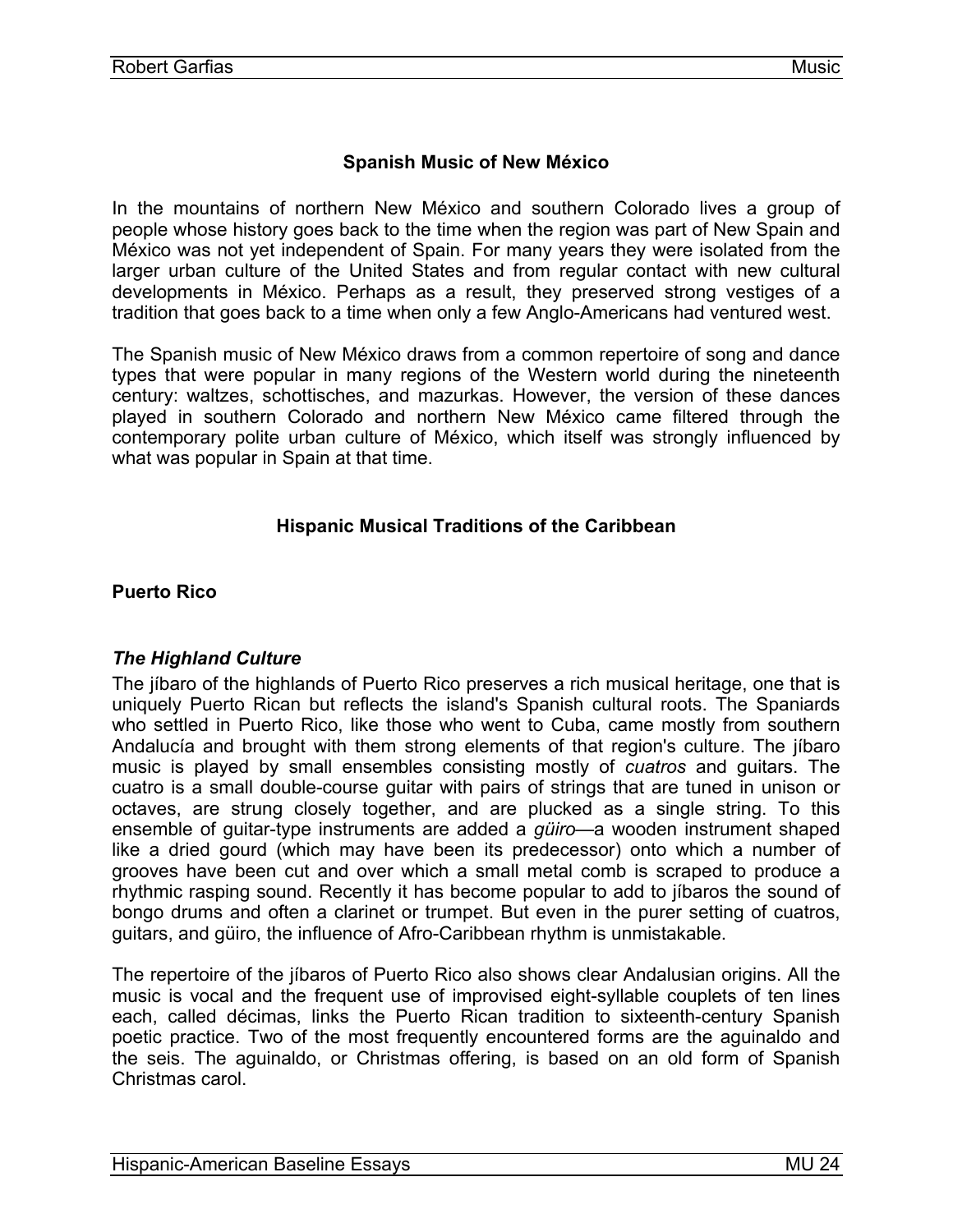## Spanish Music of New México

In the mountains of northern New México and southern Colorado lives a group of people whose history goes back to the time when the region was part of New Spain and México was not yet independent of Spain. For many years they were isolated from the larger urban culture of the United States and from regular contact with new cultural developments in México. Perhaps as a result, they preserved strong vestiges of a tradition that goes back to a time when only a few Anglo-Americans had ventured west.

The Spanish music of New México draws from a common repertoire of song and dance types that were popular in many regions of the Western world during the nineteenth century: waltzes, schottisches, and mazurkas. However, the version of these dances played in southern Colorado and northern New México came filtered through the contemporary polite urban culture of México, which itself was strongly influenced by what was popular in Spain at that time.

## Hispanic Musical Traditions of the Caribbean

### Puerto Rico

#### *The Highland Culture*

The jíbaro of the highlands of Puerto Rico preserves a rich musical heritage, one that is uniquely Puerto Rican but reflects the island's Spanish cultural roots. The Spaniards who settled in Puerto Rico, like those who went to Cuba, came mostly from southern Andalucía and brought with them strong elements of that region's culture. The jíbaro music is played by small ensembles consisting mostly of *cuatros* and guitars. The cuatro is a small double-course guitar with pairs of strings that are tuned in unison or octaves, are strung closely together, and are plucked as a single string. To this ensemble of guitar-type instruments are added a *güiro*—a wooden instrument shaped like a dried gourd (which may have been its predecessor) onto which a number of grooves have been cut and over which a small metal comb is scraped to produce a rhythmic rasping sound. Recently it has become popular to add to jíbaros the sound of bongo drums and often a clarinet or trumpet. But even in the purer setting of cuatros, guitars, and güiro, the influence of Afro-Caribbean rhythm is unmistakable.

The repertoire of the jíbaros of Puerto Rico also shows clear Andalusian origins. All the music is vocal and the frequent use of improvised eight-syllable couplets of ten lines each, called décimas, links the Puerto Rican tradition to sixteenth-century Spanish poetic practice. Two of the most frequently encountered forms are the aguinaldo and the seis. The aguinaldo, or Christmas offering, is based on an old form of Spanish Christmas carol.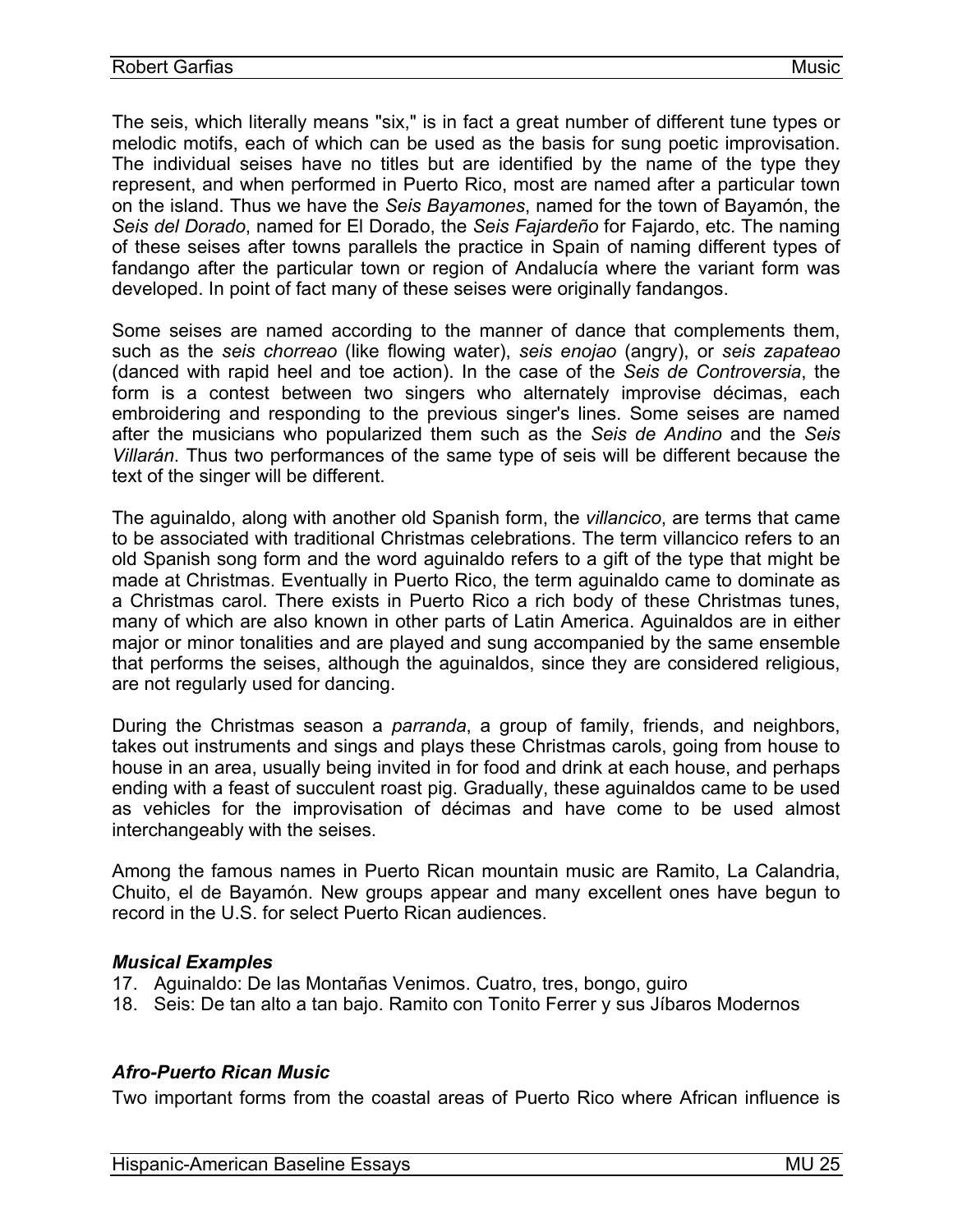The seis, which literally means "six," is in fact a great number of different tune types or melodic motifs, each of which can be used as the basis for sung poetic improvisation. The individual seises have no titles but are identified by the name of the type they represent, and when performed in Puerto Rico, most are named after a particular town on the island. Thus we have the *Seis Bayamones*, named for the town of Bayamón, the *Seis del Dorado*, named for El Dorado, the *Seis Fajardeño* for Fajardo, etc. The naming of these seises after towns parallels the practice in Spain of naming different types of fandango after the particular town or region of Andalucía where the variant form was developed. In point of fact many of these seises were originally fandangos.

Some seises are named according to the manner of dance that complements them, such as the *seis chorreao* (like flowing water), *seis enojao* (angry), or *seis zapateao* (danced with rapid heel and toe action). In the case of the *Seis de Controversia*, the form is a contest between two singers who alternately improvise décimas, each embroidering and responding to the previous singer's lines. Some seises are named after the musicians who popularized them such as the *Seis de Andino* and the *Seis Villarán*. Thus two performances of the same type of seis will be different because the text of the singer will be different.

The aguinaldo, along with another old Spanish form, the *villancico*, are terms that came to be associated with traditional Christmas celebrations. The term villancico refers to an old Spanish song form and the word aguinaldo refers to a gift of the type that might be made at Christmas. Eventually in Puerto Rico, the term aguinaldo came to dominate as a Christmas carol. There exists in Puerto Rico a rich body of these Christmas tunes, many of which are also known in other parts of Latin America. Aguinaldos are in either major or minor tonalities and are played and sung accompanied by the same ensemble that performs the seises, although the aguinaldos, since they are considered religious, are not regularly used for dancing.

During the Christmas season a *parranda*, a group of family, friends, and neighbors, takes out instruments and sings and plays these Christmas carols, going from house to house in an area, usually being invited in for food and drink at each house, and perhaps ending with a feast of succulent roast pig. Gradually, these aguinaldos came to be used as vehicles for the improvisation of décimas and have come to be used almost interchangeably with the seises.

Among the famous names in Puerto Rican mountain music are Ramito, La Calandria, Chuito, el de Bayamón. New groups appear and many excellent ones have begun to record in the U.S. for select Puerto Rican audiences.

### *Musical Examples*

17. Aguinaldo: De las Montañas Venimos. Cuatro, tres, bongo, guiro
18. Seis: De tan alto a tan bajo. Ramito con Tonito Ferrer y sus Jíbaros Modernos

### *Afro-Puerto Rican Music*

Two important forms from the coastal areas of Puerto Rico where African influence is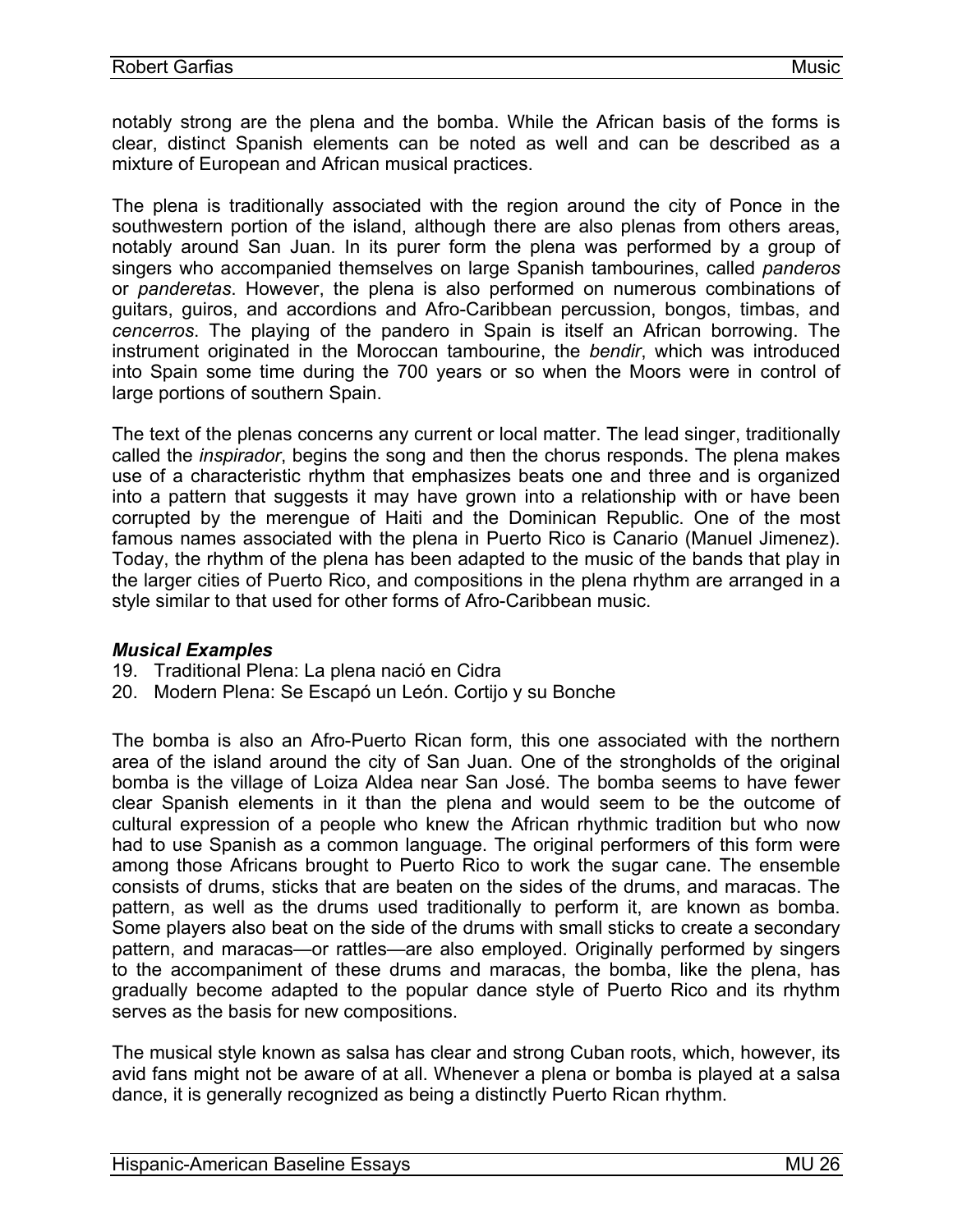notably strong are the plena and the bomba. While the African basis of the forms is clear, distinct Spanish elements can be noted as well and can be described as a mixture of European and African musical practices.

The plena is traditionally associated with the region around the city of Ponce in the southwestern portion of the island, although there are also plenas from others areas, notably around San Juan. In its purer form the plena was performed by a group of singers who accompanied themselves on large Spanish tambourines, called *panderos* or *panderetas*. However, the plena is also performed on numerous combinations of guitars, guiros, and accordions and Afro-Caribbean percussion, bongos, timbas, and *cencerros*. The playing of the pandero in Spain is itself an African borrowing. The instrument originated in the Moroccan tambourine, the *bendir*, which was introduced into Spain some time during the 700 years or so when the Moors were in control of large portions of southern Spain.

The text of the plenas concerns any current or local matter. The lead singer, traditionally called the *inspirador*, begins the song and then the chorus responds. The plena makes use of a characteristic rhythm that emphasizes beats one and three and is organized into a pattern that suggests it may have grown into a relationship with or have been corrupted by the merengue of Haiti and the Dominican Republic. One of the most famous names associated with the plena in Puerto Rico is Canario (Manuel Jimenez). Today, the rhythm of the plena has been adapted to the music of the bands that play in the larger cities of Puerto Rico, and compositions in the plena rhythm are arranged in a style similar to that used for other forms of Afro-Caribbean music.

***Musical Examples***

19. Traditional Plena: La plena nació en Cidra
20. Modern Plena: Se Escapó un León. Cortijo y su Bonche

The bomba is also an Afro-Puerto Rican form, this one associated with the northern area of the island around the city of San Juan. One of the strongholds of the original bomba is the village of Loiza Aldea near San José. The bomba seems to have fewer clear Spanish elements in it than the plena and would seem to be the outcome of cultural expression of a people who knew the African rhythmic tradition but who now had to use Spanish as a common language. The original performers of this form were among those Africans brought to Puerto Rico to work the sugar cane. The ensemble consists of drums, sticks that are beaten on the sides of the drums, and maracas. The pattern, as well as the drums used traditionally to perform it, are known as bomba. Some players also beat on the side of the drums with small sticks to create a secondary pattern, and maracas—or rattles—are also employed. Originally performed by singers to the accompaniment of these drums and maracas, the bomba, like the plena, has gradually become adapted to the popular dance style of Puerto Rico and its rhythm serves as the basis for new compositions.

The musical style known as salsa has clear and strong Cuban roots, which, however, its avid fans might not be aware of at all. Whenever a plena or bomba is played at a salsa dance, it is generally recognized as being a distinctly Puerto Rican rhythm.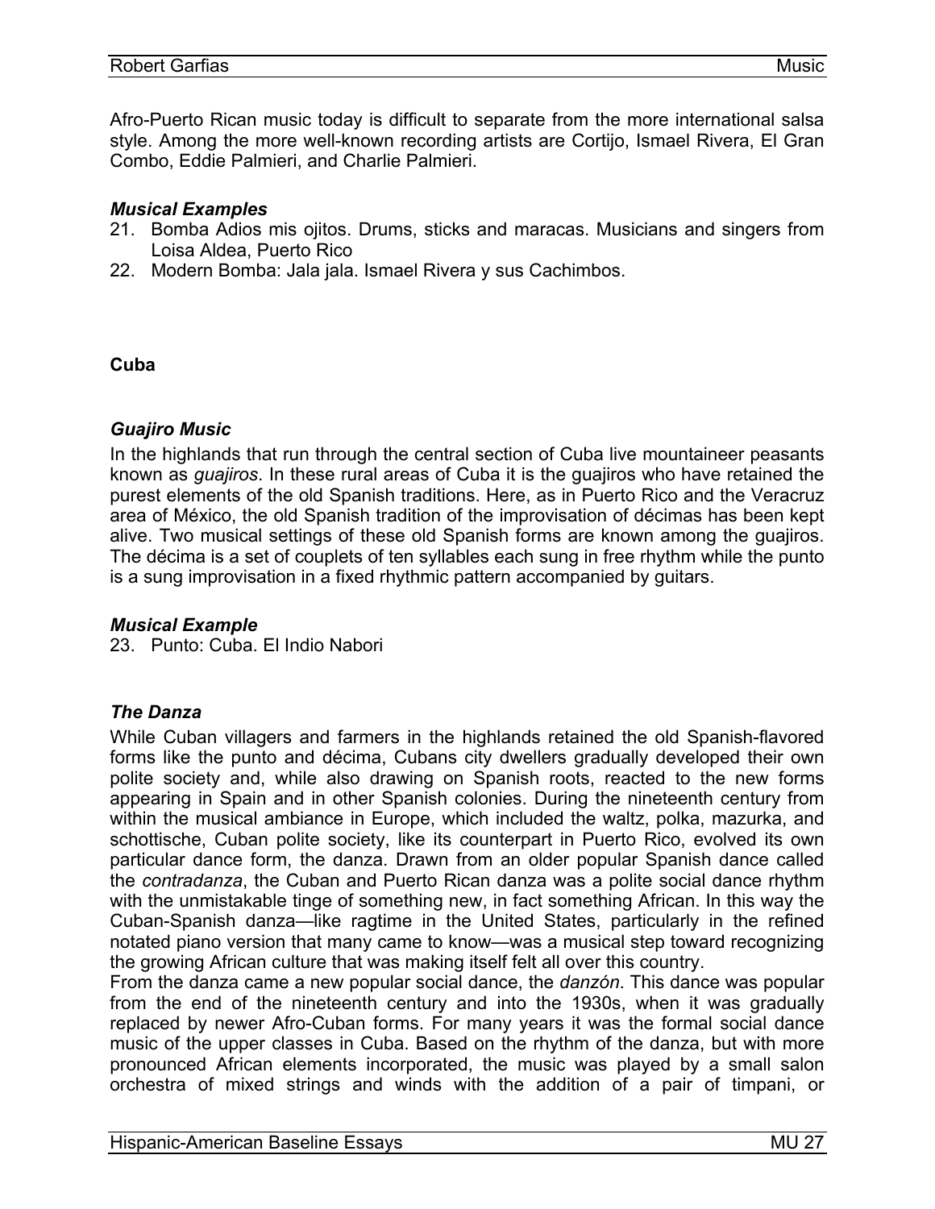Afro-Puerto Rican music today is difficult to separate from the more international salsa style. Among the more well-known recording artists are Cortijo, Ismael Rivera, El Gran Combo, Eddie Palmieri, and Charlie Palmieri.

### *Musical Examples*

21. Bomba Adios mis ojitos. Drums, sticks and maracas. Musicians and singers from Loisa Aldea, Puerto Rico
22. Modern Bomba: Jala jala. Ismael Rivera y sus Cachimbos.

## Cuba

### *Guajiro Music*

In the highlands that run through the central section of Cuba live mountaineer peasants known as *guajiros*. In these rural areas of Cuba it is the guajiros who have retained the purest elements of the old Spanish traditions. Here, as in Puerto Rico and the Veracruz area of México, the old Spanish tradition of the improvisation of décimas has been kept alive. Two musical settings of these old Spanish forms are known among the guajiros. The décima is a set of couplets of ten syllables each sung in free rhythm while the punto is a sung improvisation in a fixed rhythmic pattern accompanied by guitars.

### *Musical Example*

23. Punto: Cuba. El Indio Nabori

### *The Danza*

While Cuban villagers and farmers in the highlands retained the old Spanish-flavored forms like the punto and décima, Cubans city dwellers gradually developed their own polite society and, while also drawing on Spanish roots, reacted to the new forms appearing in Spain and in other Spanish colonies. During the nineteenth century from within the musical ambiance in Europe, which included the waltz, polka, mazurka, and schottische, Cuban polite society, like its counterpart in Puerto Rico, evolved its own particular dance form, the danza. Drawn from an older popular Spanish dance called the *contradanza*, the Cuban and Puerto Rican danza was a polite social dance rhythm with the unmistakable tinge of something new, in fact something African. In this way the Cuban-Spanish danza—like ragtime in the United States, particularly in the refined notated piano version that many came to know—was a musical step toward recognizing the growing African culture that was making itself felt all over this country.

From the danza came a new popular social dance, the *danzón*. This dance was popular from the end of the nineteenth century and into the 1930s, when it was gradually replaced by newer Afro-Cuban forms. For many years it was the formal social dance music of the upper classes in Cuba. Based on the rhythm of the danza, but with more pronounced African elements incorporated, the music was played by a small salon orchestra of mixed strings and winds with the addition of a pair of timpani, or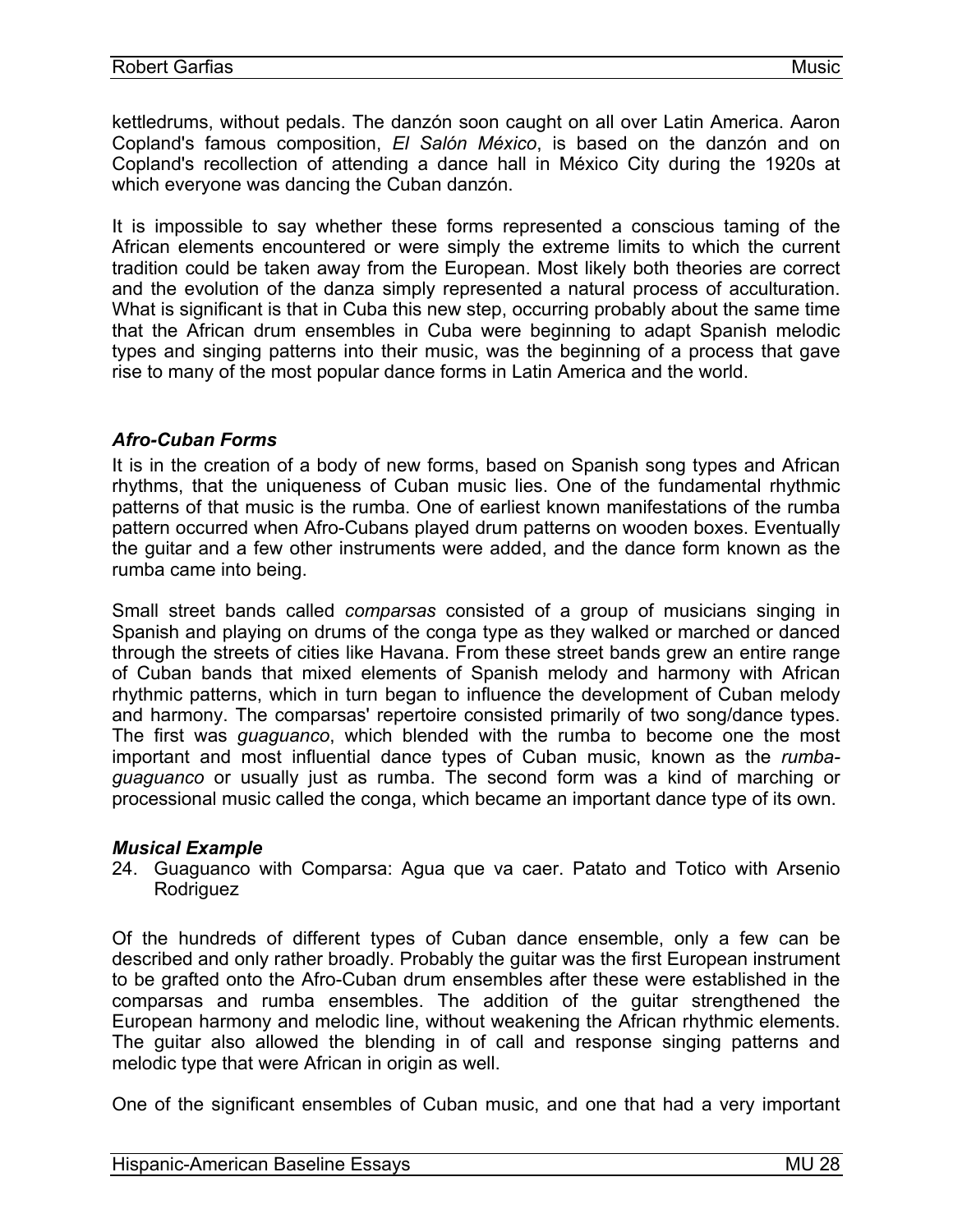kettledrums, without pedals. The danzón soon caught on all over Latin America. Aaron Copland's famous composition, *El Salón México*, is based on the danzón and on Copland's recollection of attending a dance hall in México City during the 1920s at which everyone was dancing the Cuban danzón.

It is impossible to say whether these forms represented a conscious taming of the African elements encountered or were simply the extreme limits to which the current tradition could be taken away from the European. Most likely both theories are correct and the evolution of the danza simply represented a natural process of acculturation. What is significant is that in Cuba this new step, occurring probably about the same time that the African drum ensembles in Cuba were beginning to adapt Spanish melodic types and singing patterns into their music, was the beginning of a process that gave rise to many of the most popular dance forms in Latin America and the world.

### *Afro-Cuban Forms*

It is in the creation of a body of new forms, based on Spanish song types and African rhythms, that the uniqueness of Cuban music lies. One of the fundamental rhythmic patterns of that music is the rumba. One of earliest known manifestations of the rumba pattern occurred when Afro-Cubans played drum patterns on wooden boxes. Eventually the guitar and a few other instruments were added, and the dance form known as the rumba came into being.

Small street bands called *comparsas* consisted of a group of musicians singing in Spanish and playing on drums of the conga type as they walked or marched or danced through the streets of cities like Havana. From these street bands grew an entire range of Cuban bands that mixed elements of Spanish melody and harmony with African rhythmic patterns, which in turn began to influence the development of Cuban melody and harmony. The comparsas' repertoire consisted primarily of two song/dance types. The first was *guaguanco*, which blended with the rumba to become one the most important and most influential dance types of Cuban music, known as the *rumba-guaguanco* or usually just as rumba. The second form was a kind of marching or processional music called the conga, which became an important dance type of its own.

### *Musical Example*

24. Guaguanco with Comparsa: Agua que va caer. Patato and Totico with Arsenio Rodriguez

Of the hundreds of different types of Cuban dance ensemble, only a few can be described and only rather broadly. Probably the guitar was the first European instrument to be grafted onto the Afro-Cuban drum ensembles after these were established in the comparsas and rumba ensembles. The addition of the guitar strengthened the European harmony and melodic line, without weakening the African rhythmic elements. The guitar also allowed the blending in of call and response singing patterns and melodic type that were African in origin as well.

One of the significant ensembles of Cuban music, and one that had a very important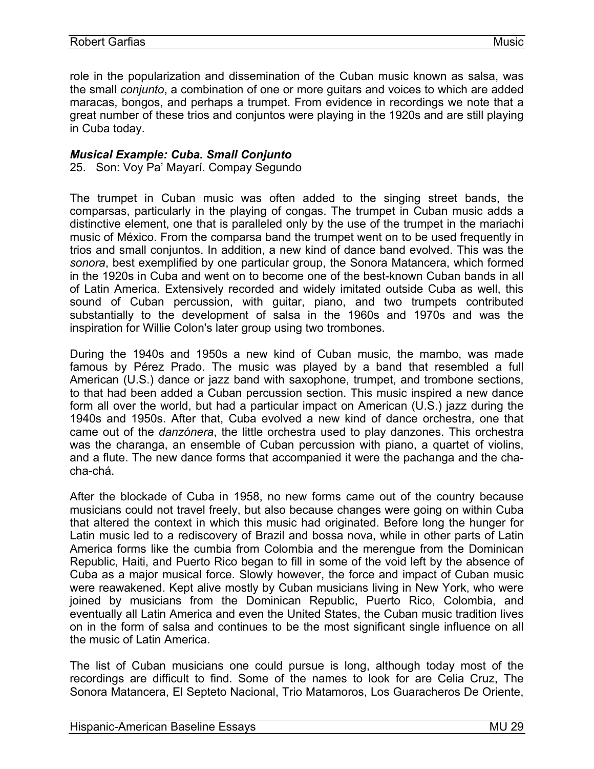role in the popularization and dissemination of the Cuban music known as salsa, was the small *conjunto*, a combination of one or more guitars and voices to which are added maracas, bongos, and perhaps a trumpet. From evidence in recordings we note that a great number of these trios and conjuntos were playing in the 1920s and are still playing in Cuba today.

***Musical Example: Cuba. Small Conjunto***

25. Son: Voy Pa' Mayarí. Compay Segundo

The trumpet in Cuban music was often added to the singing street bands, the comparsas, particularly in the playing of congas. The trumpet in Cuban music adds a distinctive element, one that is paralleled only by the use of the trumpet in the mariachi music of México. From the comparsa band the trumpet went on to be used frequently in trios and small conjuntos. In addition, a new kind of dance band evolved. This was the *sonora*, best exemplified by one particular group, the Sonora Matancera, which formed in the 1920s in Cuba and went on to become one of the best-known Cuban bands in all of Latin America. Extensively recorded and widely imitated outside Cuba as well, this sound of Cuban percussion, with guitar, piano, and two trumpets contributed substantially to the development of salsa in the 1960s and 1970s and was the inspiration for Willie Colon's later group using two trombones.

During the 1940s and 1950s a new kind of Cuban music, the mambo, was made famous by Pérez Prado. The music was played by a band that resembled a full American (U.S.) dance or jazz band with saxophone, trumpet, and trombone sections, to that had been added a Cuban percussion section. This music inspired a new dance form all over the world, but had a particular impact on American (U.S.) jazz during the 1940s and 1950s. After that, Cuba evolved a new kind of dance orchestra, one that came out of the *danzónera*, the little orchestra used to play danzones. This orchestra was the charanga, an ensemble of Cuban percussion with piano, a quartet of violins, and a flute. The new dance forms that accompanied it were the pachanga and the cha-cha-chá.

After the blockade of Cuba in 1958, no new forms came out of the country because musicians could not travel freely, but also because changes were going on within Cuba that altered the context in which this music had originated. Before long the hunger for Latin music led to a rediscovery of Brazil and bossa nova, while in other parts of Latin America forms like the cumbia from Colombia and the merengue from the Dominican Republic, Haiti, and Puerto Rico began to fill in some of the void left by the absence of Cuba as a major musical force. Slowly however, the force and impact of Cuban music were reawakened. Kept alive mostly by Cuban musicians living in New York, who were joined by musicians from the Dominican Republic, Puerto Rico, Colombia, and eventually all Latin America and even the United States, the Cuban music tradition lives on in the form of salsa and continues to be the most significant single influence on all the music of Latin America.

The list of Cuban musicians one could pursue is long, although today most of the recordings are difficult to find. Some of the names to look for are Celia Cruz, The Sonora Matancera, El Septeto Nacional, Trio Matamoros, Los Guaracheros De Oriente,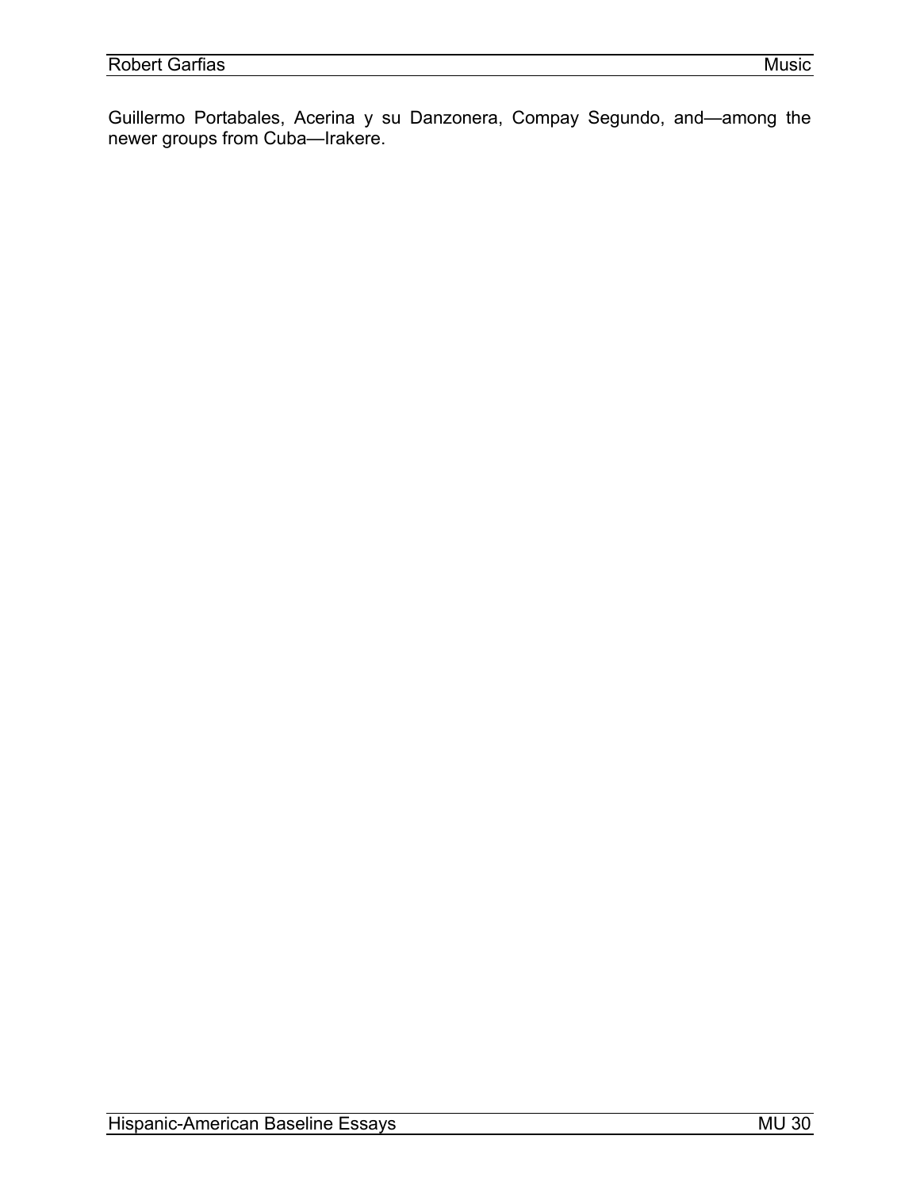Guillermo Portabales, Acerina y su Danzonera, Compay Segundo, and—among the newer groups from Cuba—Irakere.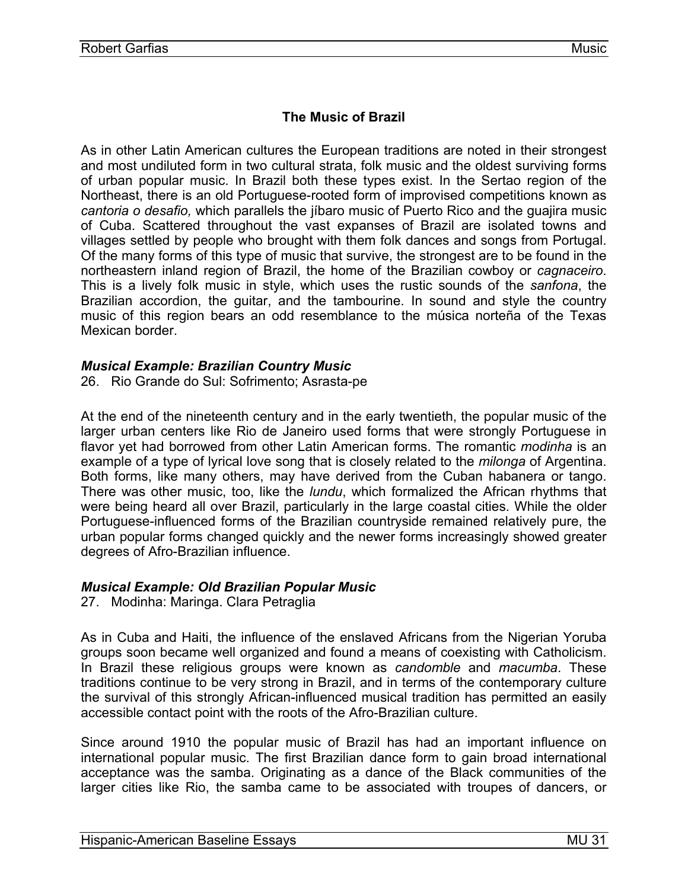## The Music of Brazil

As in other Latin American cultures the European traditions are noted in their strongest and most undiluted form in two cultural strata, folk music and the oldest surviving forms of urban popular music. In Brazil both these types exist. In the Sertao region of the Northeast, there is an old Portuguese-rooted form of improvised competitions known as *cantoria o desafio,* which parallels the jíbaro music of Puerto Rico and the guajira music of Cuba. Scattered throughout the vast expanses of Brazil are isolated towns and villages settled by people who brought with them folk dances and songs from Portugal. Of the many forms of this type of music that survive, the strongest are to be found in the northeastern inland region of Brazil, the home of the Brazilian cowboy or *cagnaceiro*. This is a lively folk music in style, which uses the rustic sounds of the *sanfona*, the Brazilian accordion, the guitar, and the tambourine. In sound and style the country music of this region bears an odd resemblance to the música norteña of the Texas Mexican border.

### *Musical Example: Brazilian Country Music*

26. Rio Grande do Sul: Sofrimento; Asrasta-pe

At the end of the nineteenth century and in the early twentieth, the popular music of the larger urban centers like Rio de Janeiro used forms that were strongly Portuguese in flavor yet had borrowed from other Latin American forms. The romantic *modinha* is an example of a type of lyrical love song that is closely related to the *milonga* of Argentina. Both forms, like many others, may have derived from the Cuban habanera or tango. There was other music, too, like the *lundu*, which formalized the African rhythms that were being heard all over Brazil, particularly in the large coastal cities. While the older Portuguese-influenced forms of the Brazilian countryside remained relatively pure, the urban popular forms changed quickly and the newer forms increasingly showed greater degrees of Afro-Brazilian influence.

### *Musical Example: Old Brazilian Popular Music*

27. Modinha: Maringa. Clara Petraglia

As in Cuba and Haiti, the influence of the enslaved Africans from the Nigerian Yoruba groups soon became well organized and found a means of coexisting with Catholicism. In Brazil these religious groups were known as *candomble* and *macumba*. These traditions continue to be very strong in Brazil, and in terms of the contemporary culture the survival of this strongly African-influenced musical tradition has permitted an easily accessible contact point with the roots of the Afro-Brazilian culture.

Since around 1910 the popular music of Brazil has had an important influence on international popular music. The first Brazilian dance form to gain broad international acceptance was the samba. Originating as a dance of the Black communities of the larger cities like Rio, the samba came to be associated with troupes of dancers, or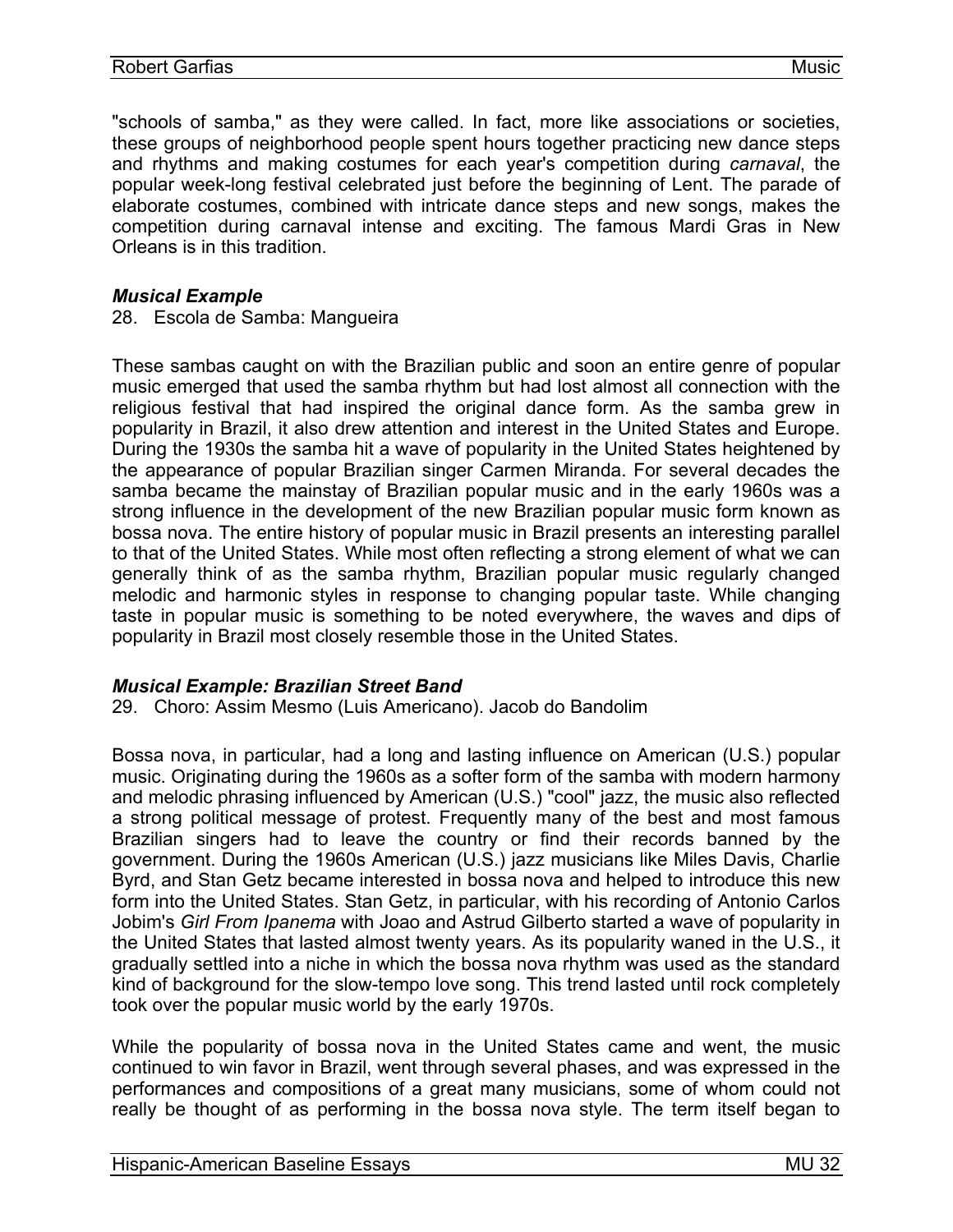"schools of samba," as they were called. In fact, more like associations or societies, these groups of neighborhood people spent hours together practicing new dance steps and rhythms and making costumes for each year's competition during *carnaval*, the popular week-long festival celebrated just before the beginning of Lent. The parade of elaborate costumes, combined with intricate dance steps and new songs, makes the competition during carnaval intense and exciting. The famous Mardi Gras in New Orleans is in this tradition.

### *Musical Example*

28. Escola de Samba: Mangueira

These sambas caught on with the Brazilian public and soon an entire genre of popular music emerged that used the samba rhythm but had lost almost all connection with the religious festival that had inspired the original dance form. As the samba grew in popularity in Brazil, it also drew attention and interest in the United States and Europe. During the 1930s the samba hit a wave of popularity in the United States heightened by the appearance of popular Brazilian singer Carmen Miranda. For several decades the samba became the mainstay of Brazilian popular music and in the early 1960s was a strong influence in the development of the new Brazilian popular music form known as bossa nova. The entire history of popular music in Brazil presents an interesting parallel to that of the United States. While most often reflecting a strong element of what we can generally think of as the samba rhythm, Brazilian popular music regularly changed melodic and harmonic styles in response to changing popular taste. While changing taste in popular music is something to be noted everywhere, the waves and dips of popularity in Brazil most closely resemble those in the United States.

### *Musical Example: Brazilian Street Band*

29. Choro: Assim Mesmo (Luis Americano). Jacob do Bandolim

Bossa nova, in particular, had a long and lasting influence on American (U.S.) popular music. Originating during the 1960s as a softer form of the samba with modern harmony and melodic phrasing influenced by American (U.S.) "cool" jazz, the music also reflected a strong political message of protest. Frequently many of the best and most famous Brazilian singers had to leave the country or find their records banned by the government. During the 1960s American (U.S.) jazz musicians like Miles Davis, Charlie Byrd, and Stan Getz became interested in bossa nova and helped to introduce this new form into the United States. Stan Getz, in particular, with his recording of Antonio Carlos Jobim's *Girl From Ipanema* with Joao and Astrud Gilberto started a wave of popularity in the United States that lasted almost twenty years. As its popularity waned in the U.S., it gradually settled into a niche in which the bossa nova rhythm was used as the standard kind of background for the slow-tempo love song. This trend lasted until rock completely took over the popular music world by the early 1970s.

While the popularity of bossa nova in the United States came and went, the music continued to win favor in Brazil, went through several phases, and was expressed in the performances and compositions of a great many musicians, some of whom could not really be thought of as performing in the bossa nova style. The term itself began to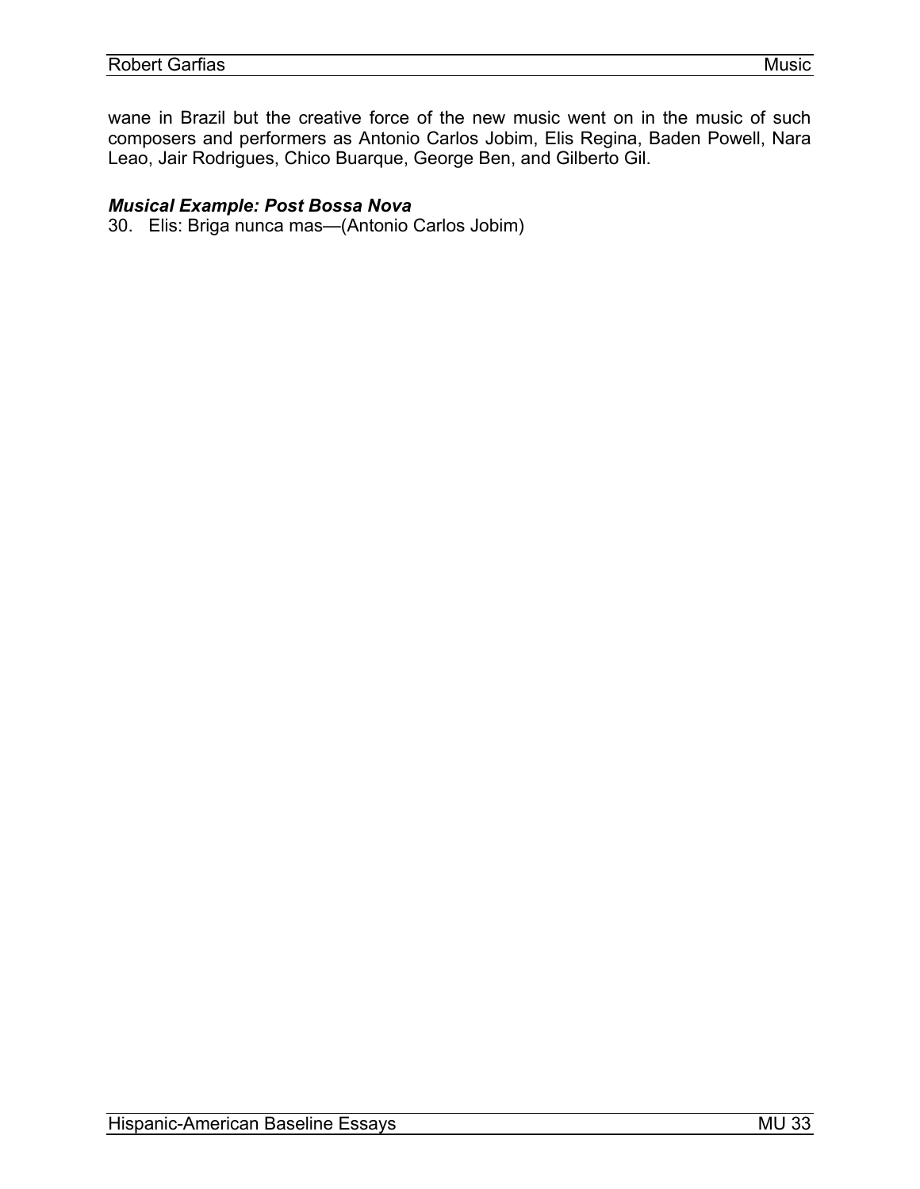wane in Brazil but the creative force of the new music went on in the music of such composers and performers as Antonio Carlos Jobim, Elis Regina, Baden Powell, Nara Leao, Jair Rodrigues, Chico Buarque, George Ben, and Gilberto Gil.

***Musical Example: Post Bossa Nova***

30. Elis: Briga nunca mas—(Antonio Carlos Jobim)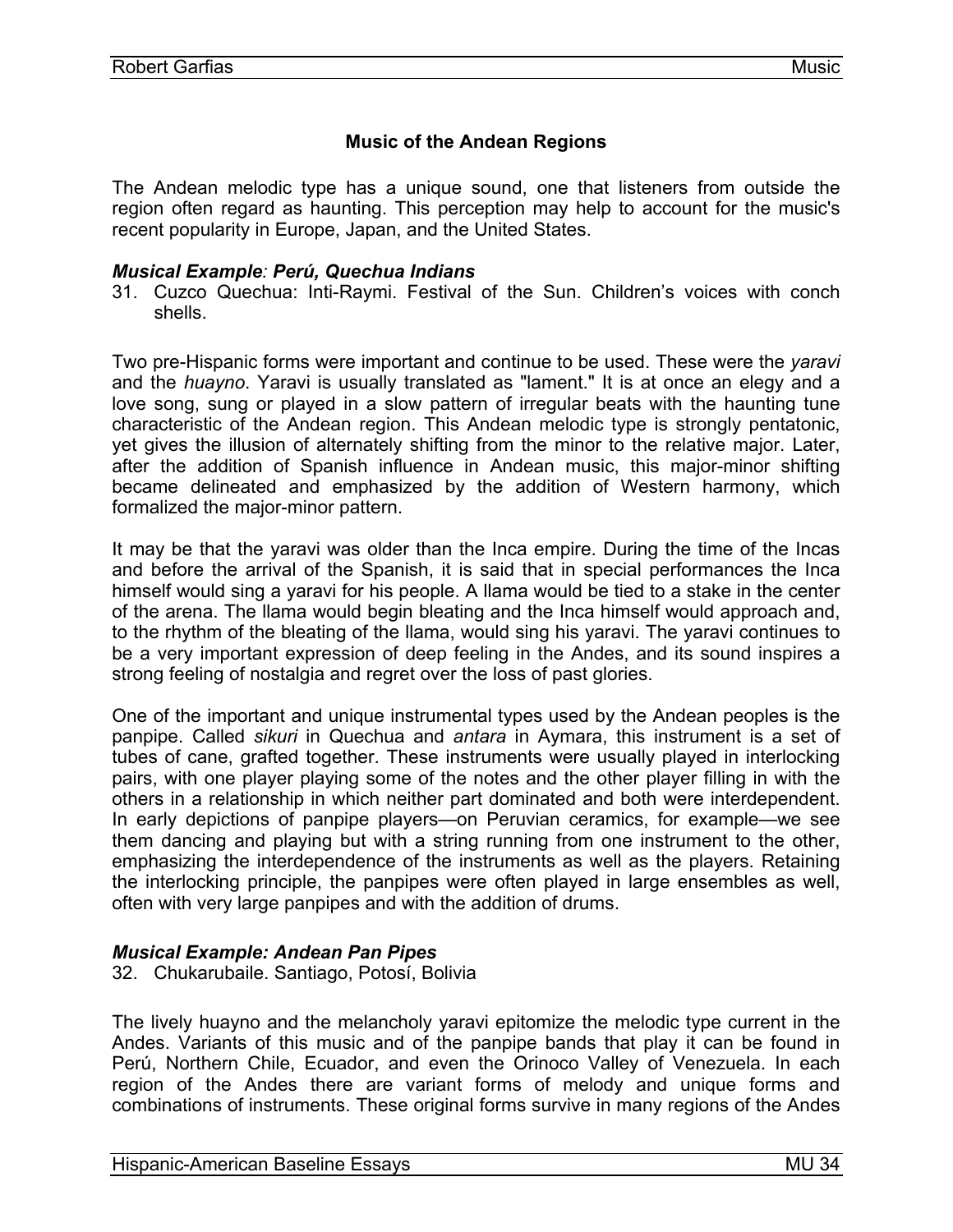## Music of the Andean Regions

The Andean melodic type has a unique sound, one that listeners from outside the region often regard as haunting. This perception may help to account for the music's recent popularity in Europe, Japan, and the United States.

***Musical Example: Perú, Quechua Indians***

31. Cuzco Quechua: Inti-Raymi. Festival of the Sun. Children's voices with conch shells.

Two pre-Hispanic forms were important and continue to be used. These were the *yaravi* and the *huayno*. Yaravi is usually translated as "lament." It is at once an elegy and a love song, sung or played in a slow pattern of irregular beats with the haunting tune characteristic of the Andean region. This Andean melodic type is strongly pentatonic, yet gives the illusion of alternately shifting from the minor to the relative major. Later, after the addition of Spanish influence in Andean music, this major-minor shifting became delineated and emphasized by the addition of Western harmony, which formalized the major-minor pattern.

It may be that the yaravi was older than the Inca empire. During the time of the Incas and before the arrival of the Spanish, it is said that in special performances the Inca himself would sing a yaravi for his people. A llama would be tied to a stake in the center of the arena. The llama would begin bleating and the Inca himself would approach and, to the rhythm of the bleating of the llama, would sing his yaravi. The yaravi continues to be a very important expression of deep feeling in the Andes, and its sound inspires a strong feeling of nostalgia and regret over the loss of past glories.

One of the important and unique instrumental types used by the Andean peoples is the panpipe. Called *sikuri* in Quechua and *antara* in Aymara, this instrument is a set of tubes of cane, grafted together. These instruments were usually played in interlocking pairs, with one player playing some of the notes and the other player filling in with the others in a relationship in which neither part dominated and both were interdependent. In early depictions of panpipe players—on Peruvian ceramics, for example—we see them dancing and playing but with a string running from one instrument to the other, emphasizing the interdependence of the instruments as well as the players. Retaining the interlocking principle, the panpipes were often played in large ensembles as well, often with very large panpipes and with the addition of drums.

***Musical Example: Andean Pan Pipes***

32. Chukarubaile. Santiago, Potosí, Bolivia

The lively huayno and the melancholy yaravi epitomize the melodic type current in the Andes. Variants of this music and of the panpipe bands that play it can be found in Perú, Northern Chile, Ecuador, and even the Orinoco Valley of Venezuela. In each region of the Andes there are variant forms of melody and unique forms and combinations of instruments. These original forms survive in many regions of the Andes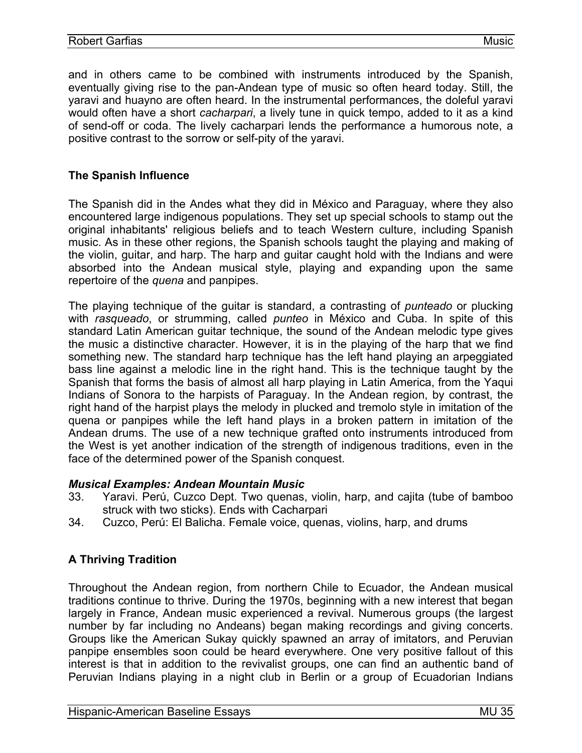and in others came to be combined with instruments introduced by the Spanish, eventually giving rise to the pan-Andean type of music so often heard today. Still, the yaravi and huayno are often heard. In the instrumental performances, the doleful yaravi would often have a short *cacharpari*, a lively tune in quick tempo, added to it as a kind of send-off or coda. The lively cacharpari lends the performance a humorous note, a positive contrast to the sorrow or self-pity of the yaravi.

## The Spanish Influence

The Spanish did in the Andes what they did in México and Paraguay, where they also encountered large indigenous populations. They set up special schools to stamp out the original inhabitants' religious beliefs and to teach Western culture, including Spanish music. As in these other regions, the Spanish schools taught the playing and making of the violin, guitar, and harp. The harp and guitar caught hold with the Indians and were absorbed into the Andean musical style, playing and expanding upon the same repertoire of the *quena* and panpipes.

The playing technique of the guitar is standard, a contrasting of *punteado* or plucking with *rasqueado*, or strumming, called *punteo* in México and Cuba. In spite of this standard Latin American guitar technique, the sound of the Andean melodic type gives the music a distinctive character. However, it is in the playing of the harp that we find something new. The standard harp technique has the left hand playing an arpeggiated bass line against a melodic line in the right hand. This is the technique taught by the Spanish that forms the basis of almost all harp playing in Latin America, from the Yaqui Indians of Sonora to the harpists of Paraguay. In the Andean region, by contrast, the right hand of the harpist plays the melody in plucked and tremolo style in imitation of the quena or panpipes while the left hand plays in a broken pattern in imitation of the Andean drums. The use of a new technique grafted onto instruments introduced from the West is yet another indication of the strength of indigenous traditions, even in the face of the determined power of the Spanish conquest.

### *Musical Examples: Andean Mountain Music*

33. Yaravi. Perú, Cuzco Dept. Two quenas, violin, harp, and cajita (tube of bamboo struck with two sticks). Ends with Cacharpari
34. Cuzco, Perú: El Balicha. Female voice, quenas, violins, harp, and drums

## A Thriving Tradition

Throughout the Andean region, from northern Chile to Ecuador, the Andean musical traditions continue to thrive. During the 1970s, beginning with a new interest that began largely in France, Andean music experienced a revival. Numerous groups (the largest number by far including no Andeans) began making recordings and giving concerts. Groups like the American Sukay quickly spawned an array of imitators, and Peruvian panpipe ensembles soon could be heard everywhere. One very positive fallout of this interest is that in addition to the revivalist groups, one can find an authentic band of Peruvian Indians playing in a night club in Berlin or a group of Ecuadorian Indians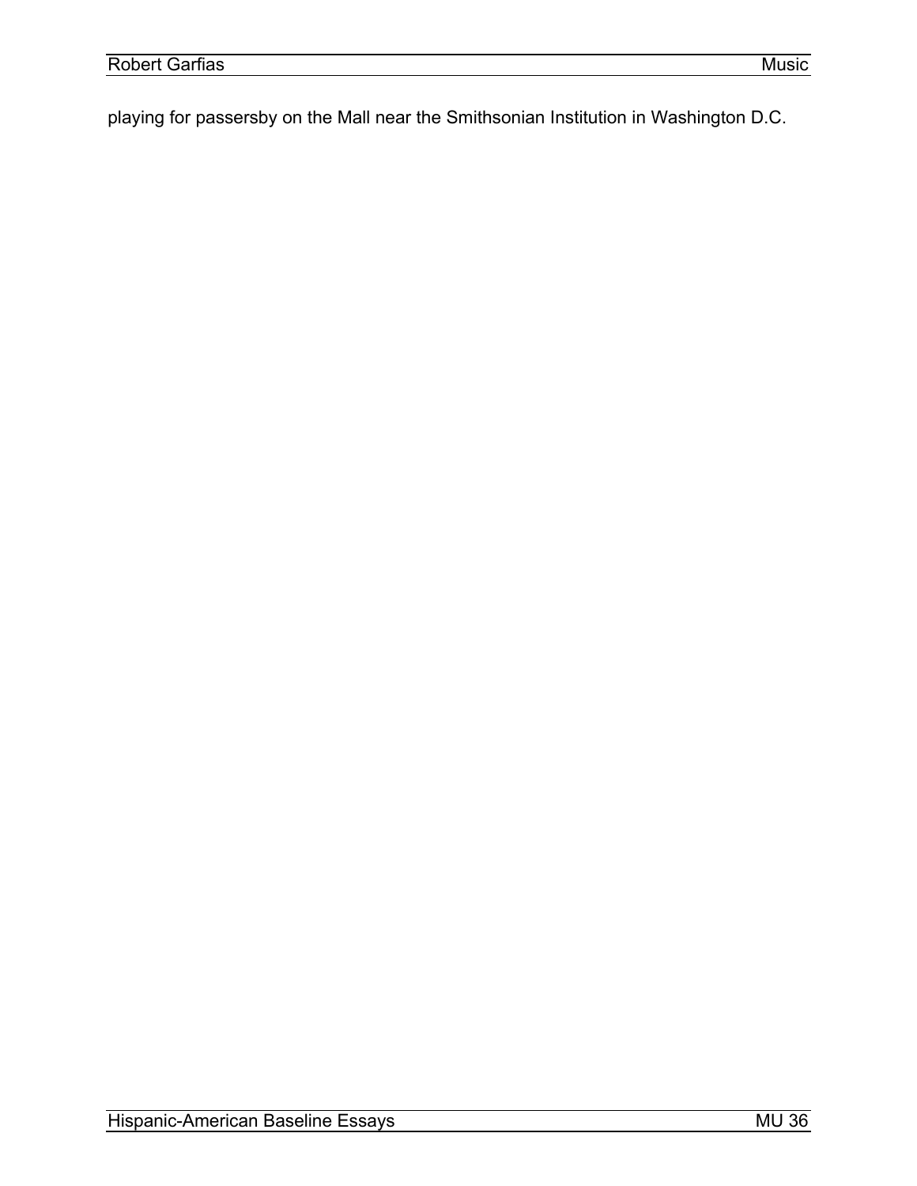playing for passersby on the Mall near the Smithsonian Institution in Washington D.C.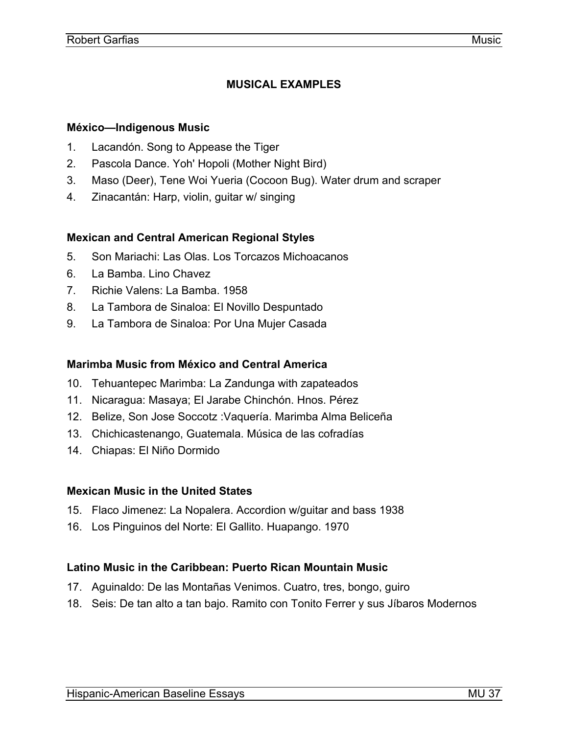## MUSICAL EXAMPLES

### México—Indigenous Music

1. Lacandón. Song to Appease the Tiger
2. Pascola Dance. Yoh' Hopoli (Mother Night Bird)
3. Maso (Deer), Tene Woi Yueria (Cocoon Bug). Water drum and scraper
4. Zinacantán: Harp, violin, guitar w/ singing

### Mexican and Central American Regional Styles

5. Son Mariachi: Las Olas. Los Torcazos Michoacanos
6. La Bamba. Lino Chavez
7. Richie Valens: La Bamba. 1958
8. La Tambora de Sinaloa: El Novillo Despuntado
9. La Tambora de Sinaloa: Por Una Mujer Casada

### Marimba Music from México and Central America

10. Tehuantepec Marimba: La Zandunga with zapateados
11. Nicaragua: Masaya; El Jarabe Chinchón. Hnos. Pérez
12. Belize, Son Jose Soccotz :Vaquería. Marimba Alma Beliceña
13. Chichicastenango, Guatemala. Música de las cofradías
14. Chiapas: El Niño Dormido

### Mexican Music in the United States

15. Flaco Jimenez: La Nopalera. Accordion w/guitar and bass 1938
16. Los Pinguinos del Norte: El Gallito. Huapango. 1970

### Latino Music in the Caribbean: Puerto Rican Mountain Music

17. Aguinaldo: De las Montañas Venimos. Cuatro, tres, bongo, guiro
18. Seis: De tan alto a tan bajo. Ramito con Tonito Ferrer y sus Jíbaros Modernos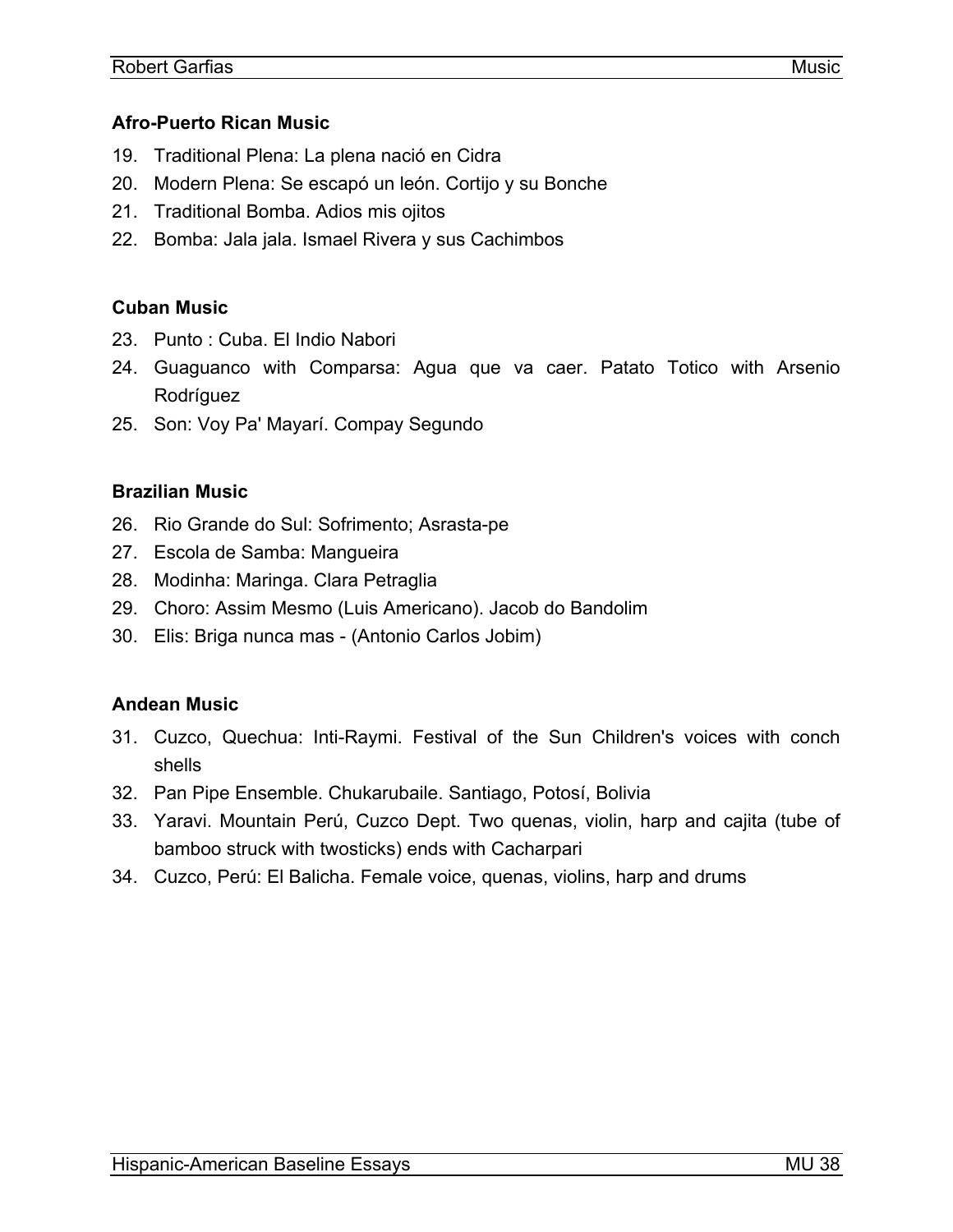### Afro-Puerto Rican Music

19. Traditional Plena: La plena nació en Cidra
20. Modern Plena: Se escapó un león. Cortijo y su Bonche
21. Traditional Bomba. Adios mis ojitos
22. Bomba: Jala jala. Ismael Rivera y sus Cachimbos

### Cuban Music

23. Punto : Cuba. El Indio Nabori
24. Guaguanco with Comparsa: Agua que va caer. Patato Totico with Arsenio Rodríguez
25. Son: Voy Pa' Mayarí. Compay Segundo

### Brazilian Music

26. Rio Grande do Sul: Sofrimento; Asrasta-pe
27. Escola de Samba: Mangueira
28. Modinha: Maringa. Clara Petraglia
29. Choro: Assim Mesmo (Luis Americano). Jacob do Bandolim
30. Elis: Briga nunca mas - (Antonio Carlos Jobim)

### Andean Music

31. Cuzco, Quechua: Inti-Raymi. Festival of the Sun Children's voices with conch shells
32. Pan Pipe Ensemble. Chukarubaile. Santiago, Potosí, Bolivia
33. Yaravi. Mountain Perú, Cuzco Dept. Two quenas, violin, harp and cajita (tube of bamboo struck with twosticks) ends with Cacharpari
34. Cuzco, Perú: El Balicha. Female voice, quenas, violins, harp and drums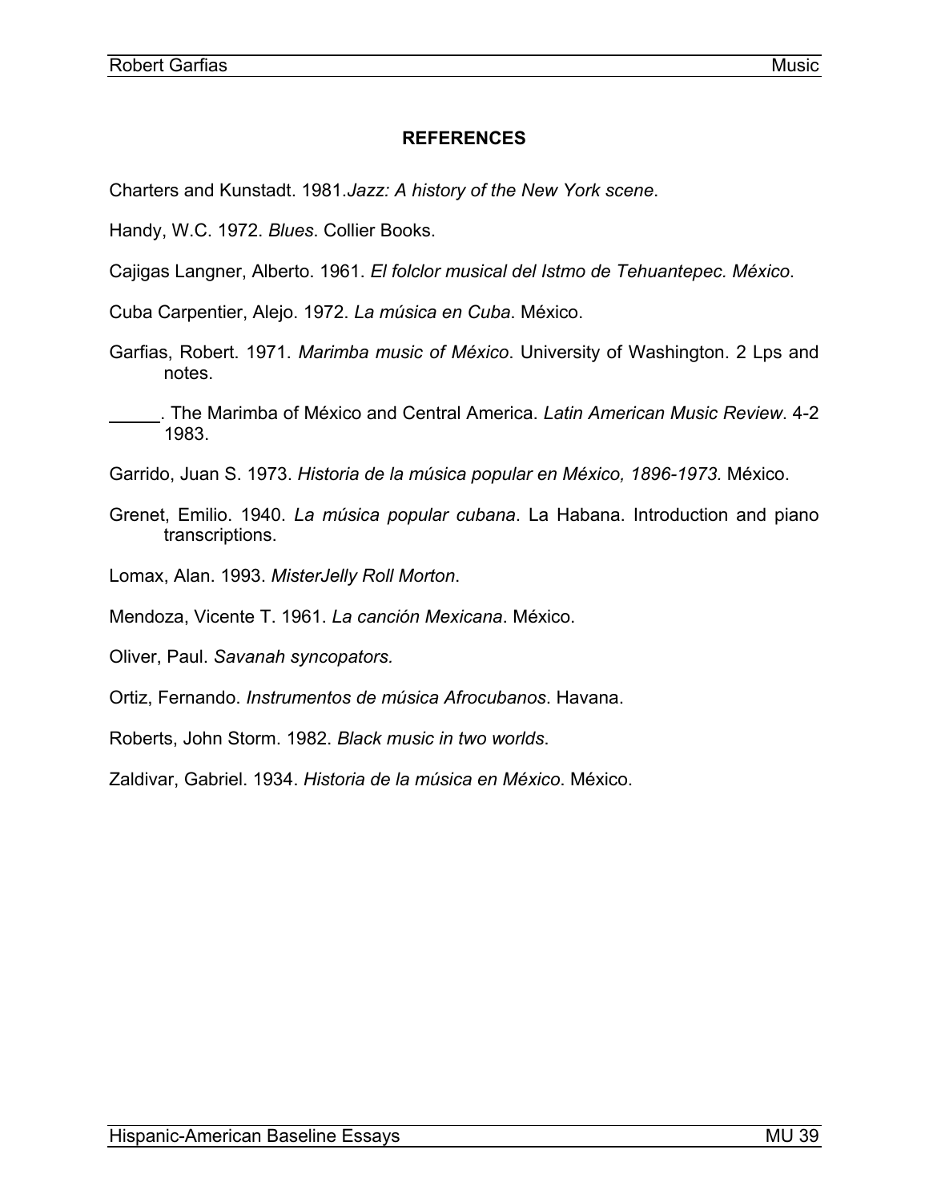**REFERENCES**

Charters and Kunstadt. 1981.*Jazz: A history of the New York scene*.

Handy, W.C. 1972. *Blues*. Collier Books.

Cajigas Langner, Alberto. 1961. *El folclor musical del Istmo de Tehuantepec. México*.

Cuba Carpentier, Alejo. 1972. *La música en Cuba*. México.

Garfias, Robert. 1971. *Marimba music of México*. University of Washington. 2 Lps and notes.

_____. The Marimba of México and Central America. *Latin American Music Review*. 4-2 1983.

Garrido, Juan S. 1973. *Historia de la música popular en México, 1896-1973.* México.

Grenet, Emilio. 1940. *La música popular cubana*. La Habana. Introduction and piano transcriptions.

Lomax, Alan. 1993. *MisterJelly Roll Morton*.

Mendoza, Vicente T. 1961. *La canción Mexicana*. México.

Oliver, Paul. *Savanah syncopators.*

Ortiz, Fernando. *Instrumentos de música Afrocubanos*. Havana.

Roberts, John Storm. 1982. *Black music in two worlds*.

Zaldivar, Gabriel. 1934. *Historia de la música en México*. México.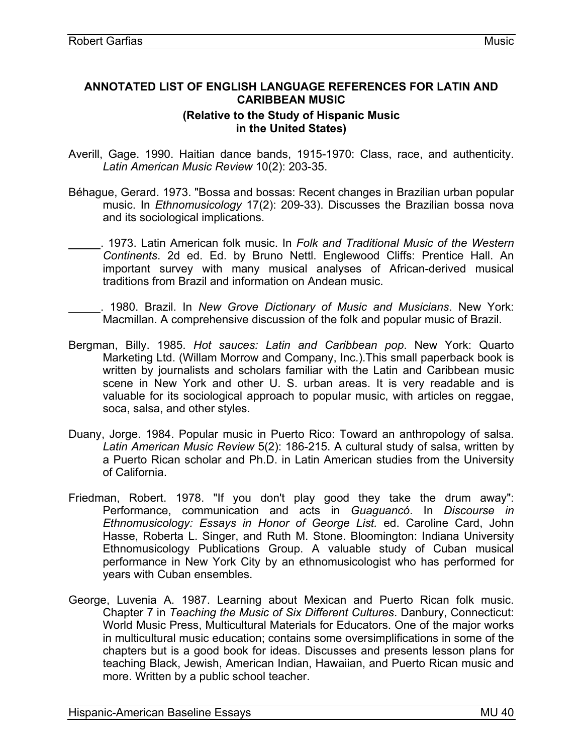**ANNOTATED LIST OF ENGLISH LANGUAGE REFERENCES FOR LATIN AND CARIBBEAN MUSIC**

**(Relative to the Study of Hispanic Music in the United States)**

Averill, Gage. 1990. Haitian dance bands, 1915-1970: Class, race, and authenticity. *Latin American Music Review* 10(2): 203-35.

Béhague, Gerard. 1973. "Bossa and bossas: Recent changes in Brazilian urban popular music. In *Ethnomusicology* 17(2): 209-33). Discusses the Brazilian bossa nova and its sociological implications.

\_\_\_\_\_. 1973. Latin American folk music. In *Folk and Traditional Music of the Western Continents*. 2d ed. Ed. by Bruno Nettl. Englewood Cliffs: Prentice Hall. An important survey with many musical analyses of African-derived musical traditions from Brazil and information on Andean music.

\_\_\_\_\_. 1980. Brazil. In *New Grove Dictionary of Music and Musicians*. New York: Macmillan. A comprehensive discussion of the folk and popular music of Brazil.

Bergman, Billy. 1985. *Hot sauces: Latin and Caribbean pop*. New York: Quarto Marketing Ltd. (Willam Morrow and Company, Inc.).This small paperback book is written by journalists and scholars familiar with the Latin and Caribbean music scene in New York and other U. S. urban areas. It is very readable and is valuable for its sociological approach to popular music, with articles on reggae, soca, salsa, and other styles.

Duany, Jorge. 1984. Popular music in Puerto Rico: Toward an anthropology of salsa. *Latin American Music Review* 5(2): 186-215. A cultural study of salsa, written by a Puerto Rican scholar and Ph.D. in Latin American studies from the University of California.

Friedman, Robert. 1978. "If you don't play good they take the drum away": Performance, communication and acts in *Guaguancó*. In *Discourse in Ethnomusicology: Essays in Honor of George List.* ed. Caroline Card, John Hasse, Roberta L. Singer, and Ruth M. Stone. Bloomington: Indiana University Ethnomusicology Publications Group. A valuable study of Cuban musical performance in New York City by an ethnomusicologist who has performed for years with Cuban ensembles.

George, Luvenia A. 1987. Learning about Mexican and Puerto Rican folk music. Chapter 7 in *Teaching the Music of Six Different Cultures*. Danbury, Connecticut: World Music Press, Multicultural Materials for Educators. One of the major works in multicultural music education; contains some oversimplifications in some of the chapters but is a good book for ideas. Discusses and presents lesson plans for teaching Black, Jewish, American Indian, Hawaiian, and Puerto Rican music and more. Written by a public school teacher.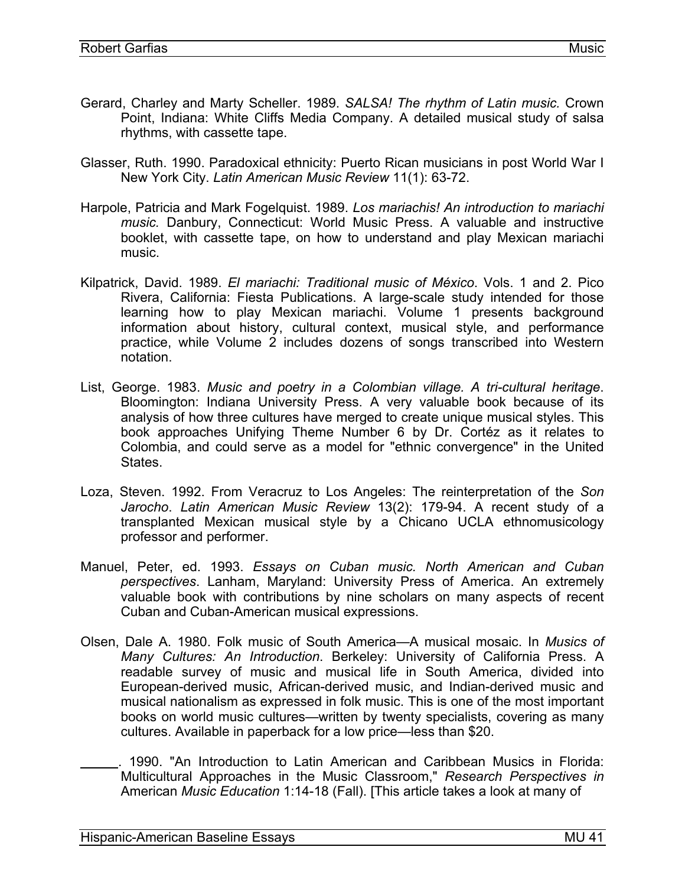Gerard, Charley and Marty Scheller. 1989. *SALSA! The rhythm of Latin music.* Crown Point, Indiana: White Cliffs Media Company. A detailed musical study of salsa rhythms, with cassette tape.

Glasser, Ruth. 1990. Paradoxical ethnicity: Puerto Rican musicians in post World War I New York City. *Latin American Music Review* 11(1): 63-72.

Harpole, Patricia and Mark Fogelquist. 1989. *Los mariachis! An introduction to mariachi music.* Danbury, Connecticut: World Music Press. A valuable and instructive booklet, with cassette tape, on how to understand and play Mexican mariachi music.

Kilpatrick, David. 1989. *El mariachi: Traditional music of México*. Vols. 1 and 2. Pico Rivera, California: Fiesta Publications. A large-scale study intended for those learning how to play Mexican mariachi. Volume 1 presents background information about history, cultural context, musical style, and performance practice, while Volume 2 includes dozens of songs transcribed into Western notation.

List, George. 1983. *Music and poetry in a Colombian village. A tri-cultural heritage*. Bloomington: Indiana University Press. A very valuable book because of its analysis of how three cultures have merged to create unique musical styles. This book approaches Unifying Theme Number 6 by Dr. Cortéz as it relates to Colombia, and could serve as a model for "ethnic convergence" in the United States.

Loza, Steven. 1992. From Veracruz to Los Angeles: The reinterpretation of the *Son Jarocho*. *Latin American Music Review* 13(2): 179-94. A recent study of a transplanted Mexican musical style by a Chicano UCLA ethnomusicology professor and performer.

Manuel, Peter, ed. 1993. *Essays on Cuban music. North American and Cuban perspectives*. Lanham, Maryland: University Press of America. An extremely valuable book with contributions by nine scholars on many aspects of recent Cuban and Cuban-American musical expressions.

Olsen, Dale A. 1980. Folk music of South America—A musical mosaic. In *Musics of Many Cultures: An Introduction*. Berkeley: University of California Press. A readable survey of music and musical life in South America, divided into European-derived music, African-derived music, and Indian-derived music and musical nationalism as expressed in folk music. This is one of the most important books on world music cultures—written by twenty specialists, covering as many cultures. Available in paperback for a low price—less than $20.

\_\_\_\_\_. 1990. "An Introduction to Latin American and Caribbean Musics in Florida: Multicultural Approaches in the Music Classroom," *Research Perspectives in* American *Music Education* 1:14-18 (Fall). [This article takes a look at many of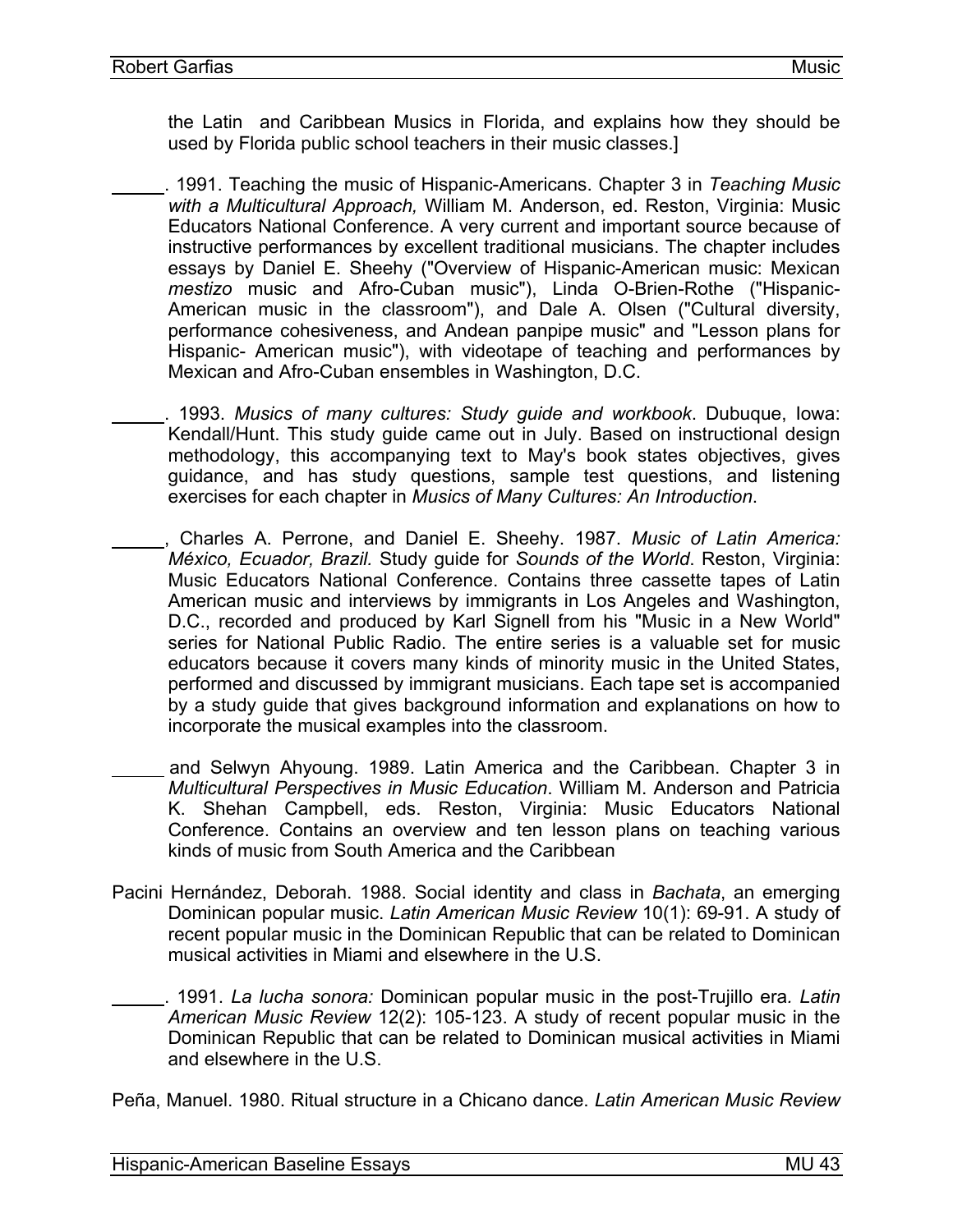the Latin  and Caribbean Musics in Florida, and explains how they should be used by Florida public school teachers in their music classes.]

_____. 1991. Teaching the music of Hispanic-Americans. Chapter 3 in *Teaching Music with a Multicultural Approach,* William M. Anderson, ed. Reston, Virginia: Music Educators National Conference. A very current and important source because of instructive performances by excellent traditional musicians. The chapter includes essays by Daniel E. Sheehy ("Overview of Hispanic-American music: Mexican *mestizo* music and Afro-Cuban music"), Linda O-Brien-Rothe ("Hispanic-American music in the classroom"), and Dale A. Olsen ("Cultural diversity, performance cohesiveness, and Andean panpipe music" and "Lesson plans for Hispanic- American music"), with videotape of teaching and performances by Mexican and Afro-Cuban ensembles in Washington, D.C.

_____. 1993. *Musics of many cultures: Study guide and workbook*. Dubuque, Iowa: Kendall/Hunt. This study guide came out in July. Based on instructional design methodology, this accompanying text to May's book states objectives, gives guidance, and has study questions, sample test questions, and listening exercises for each chapter in *Musics of Many Cultures: An Introduction*.

_____, Charles A. Perrone, and Daniel E. Sheehy. 1987. *Music of Latin America: México, Ecuador, Brazil.* Study guide for *Sounds of the World.* Reston, Virginia: Music Educators National Conference. Contains three cassette tapes of Latin American music and interviews by immigrants in Los Angeles and Washington, D.C., recorded and produced by Karl Signell from his "Music in a New World" series for National Public Radio. The entire series is a valuable set for music educators because it covers many kinds of minority music in the United States, performed and discussed by immigrant musicians. Each tape set is accompanied by a study guide that gives background information and explanations on how to incorporate the musical examples into the classroom.

_____ and Selwyn Ahyoung. 1989. Latin America and the Caribbean. Chapter 3 in *Multicultural Perspectives in Music Education*. William M. Anderson and Patricia K. Shehan Campbell, eds. Reston, Virginia: Music Educators National Conference. Contains an overview and ten lesson plans on teaching various kinds of music from South America and the Caribbean

Pacini Hernández, Deborah. 1988. Social identity and class in *Bachata*, an emerging Dominican popular music. *Latin American Music Review* 10(1): 69-91. A study of recent popular music in the Dominican Republic that can be related to Dominican musical activities in Miami and elsewhere in the U.S.

_____. 1991. *La lucha sonora:* Dominican popular music in the post-Trujillo era. *Latin American Music Review* 12(2): 105-123. A study of recent popular music in the Dominican Republic that can be related to Dominican musical activities in Miami and elsewhere in the U.S.

Peña, Manuel. 1980. Ritual structure in a Chicano dance. *Latin American Music Review*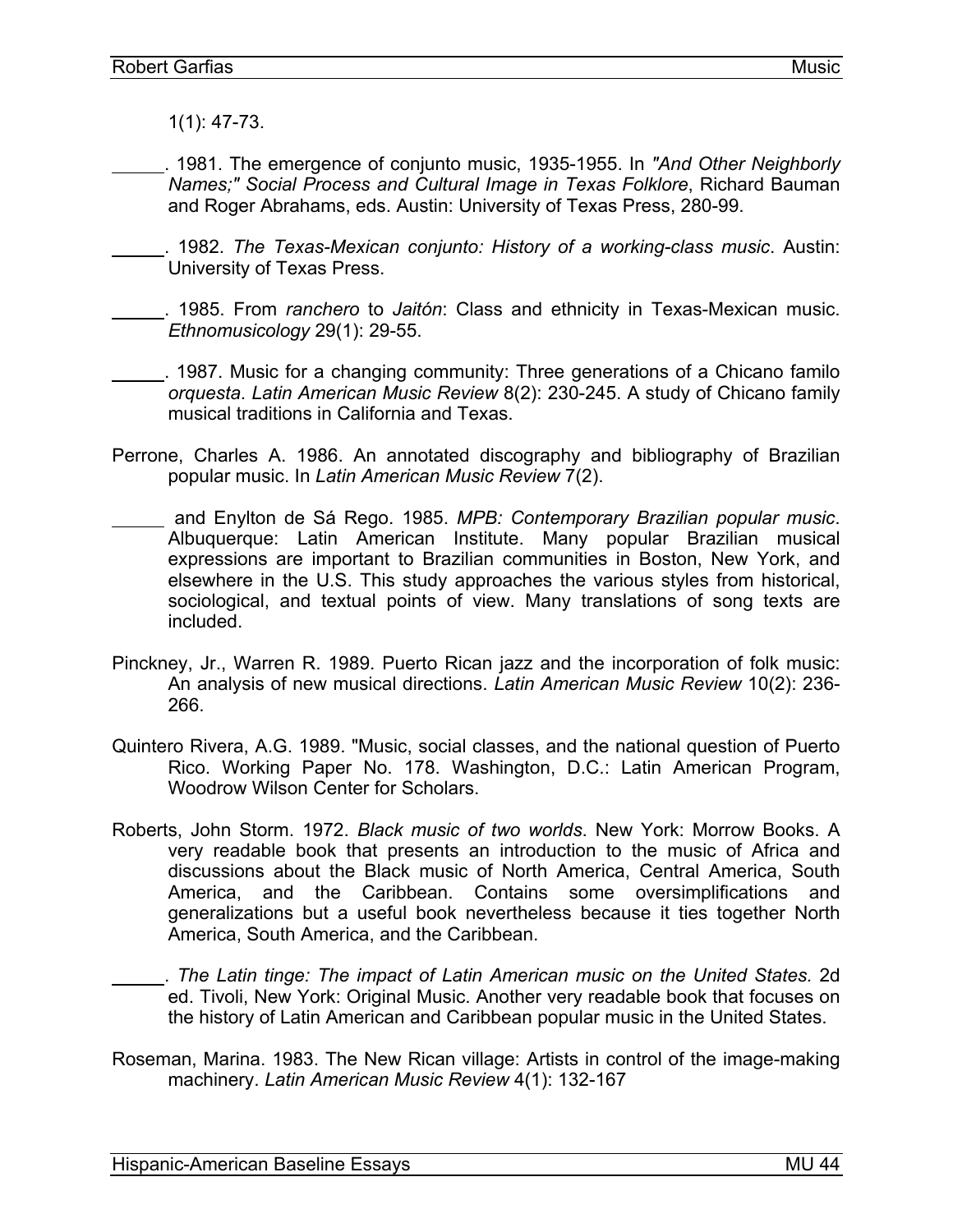1(1): 47-73.

\_\_\_\_\_. 1981. The emergence of conjunto music, 1935-1955. In *"And Other Neighborly Names;" Social Process and Cultural Image in Texas Folklore*, Richard Bauman and Roger Abrahams, eds. Austin: University of Texas Press, 280-99.

\_\_\_\_\_. 1982. *The Texas-Mexican conjunto: History of a working-class music*. Austin: University of Texas Press.

\_\_\_\_\_. 1985. From *ranchero* to *Jaitón*: Class and ethnicity in Texas-Mexican music. *Ethnomusicology* 29(1): 29-55.

\_\_\_\_\_. 1987. Music for a changing community: Three generations of a Chicano familo *orquesta*. *Latin American Music Review* 8(2): 230-245. A study of Chicano family musical traditions in California and Texas.

Perrone, Charles A. 1986. An annotated discography and bibliography of Brazilian popular music. In *Latin American Music Review* 7(2).

\_\_\_\_\_ and Enylton de Sá Rego. 1985. *MPB: Contemporary Brazilian popular music*. Albuquerque: Latin American Institute. Many popular Brazilian musical expressions are important to Brazilian communities in Boston, New York, and elsewhere in the U.S. This study approaches the various styles from historical, sociological, and textual points of view. Many translations of song texts are included.

Pinckney, Jr., Warren R. 1989. Puerto Rican jazz and the incorporation of folk music: An analysis of new musical directions. *Latin American Music Review* 10(2): 236-266.

Quintero Rivera, A.G. 1989. "Music, social classes, and the national question of Puerto Rico. Working Paper No. 178. Washington, D.C.: Latin American Program, Woodrow Wilson Center for Scholars.

Roberts, John Storm. 1972. *Black music of two worlds*. New York: Morrow Books. A very readable book that presents an introduction to the music of Africa and discussions about the Black music of North America, Central America, South America, and the Caribbean. Contains some oversimplifications and generalizations but a useful book nevertheless because it ties together North America, South America, and the Caribbean.

\_\_\_\_\_. *The Latin tinge: The impact of Latin American music on the United States*. 2d ed. Tivoli, New York: Original Music. Another very readable book that focuses on the history of Latin American and Caribbean popular music in the United States.

Roseman, Marina. 1983. The New Rican village: Artists in control of the image-making machinery. *Latin American Music Review* 4(1): 132-167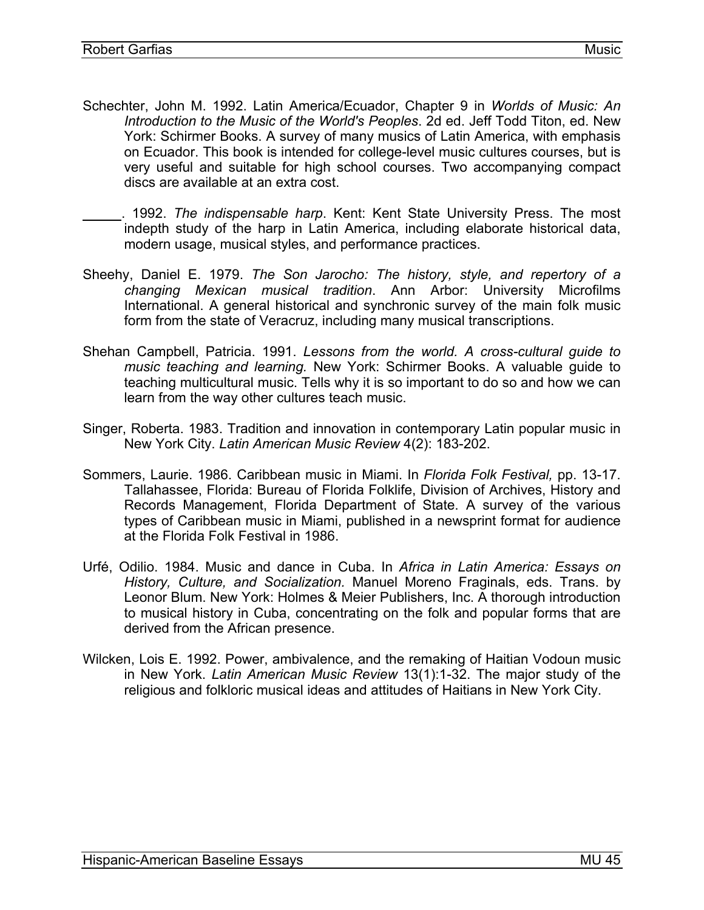Schechter, John M. 1992. Latin America/Ecuador, Chapter 9 in *Worlds of Music: An Introduction to the Music of the World's Peoples*. 2d ed. Jeff Todd Titon, ed. New York: Schirmer Books. A survey of many musics of Latin America, with emphasis on Ecuador. This book is intended for college-level music cultures courses, but is very useful and suitable for high school courses. Two accompanying compact discs are available at an extra cost.

_____. 1992. *The indispensable harp*. Kent: Kent State University Press. The most indepth study of the harp in Latin America, including elaborate historical data, modern usage, musical styles, and performance practices.

Sheehy, Daniel E. 1979. *The Son Jarocho: The history, style, and repertory of a changing Mexican musical tradition*. Ann Arbor: University Microfilms International. A general historical and synchronic survey of the main folk music form from the state of Veracruz, including many musical transcriptions.

Shehan Campbell, Patricia. 1991. *Lessons from the world. A cross-cultural guide to music teaching and learning.* New York: Schirmer Books. A valuable guide to teaching multicultural music. Tells why it is so important to do so and how we can learn from the way other cultures teach music.

Singer, Roberta. 1983. Tradition and innovation in contemporary Latin popular music in New York City. *Latin American Music Review* 4(2): 183-202.

Sommers, Laurie. 1986. Caribbean music in Miami. In *Florida Folk Festival,* pp. 13-17. Tallahassee, Florida: Bureau of Florida Folklife, Division of Archives, History and Records Management, Florida Department of State. A survey of the various types of Caribbean music in Miami, published in a newsprint format for audience at the Florida Folk Festival in 1986.

Urfé, Odilio. 1984. Music and dance in Cuba. In *Africa in Latin America: Essays on History, Culture, and Socialization.* Manuel Moreno Fraginals, eds. Trans. by Leonor Blum. New York: Holmes & Meier Publishers, Inc. A thorough introduction to musical history in Cuba, concentrating on the folk and popular forms that are derived from the African presence.

Wilcken, Lois E. 1992. Power, ambivalence, and the remaking of Haitian Vodoun music in New York. *Latin American Music Review* 13(1):1-32. The major study of the religious and folkloric musical ideas and attitudes of Haitians in New York City.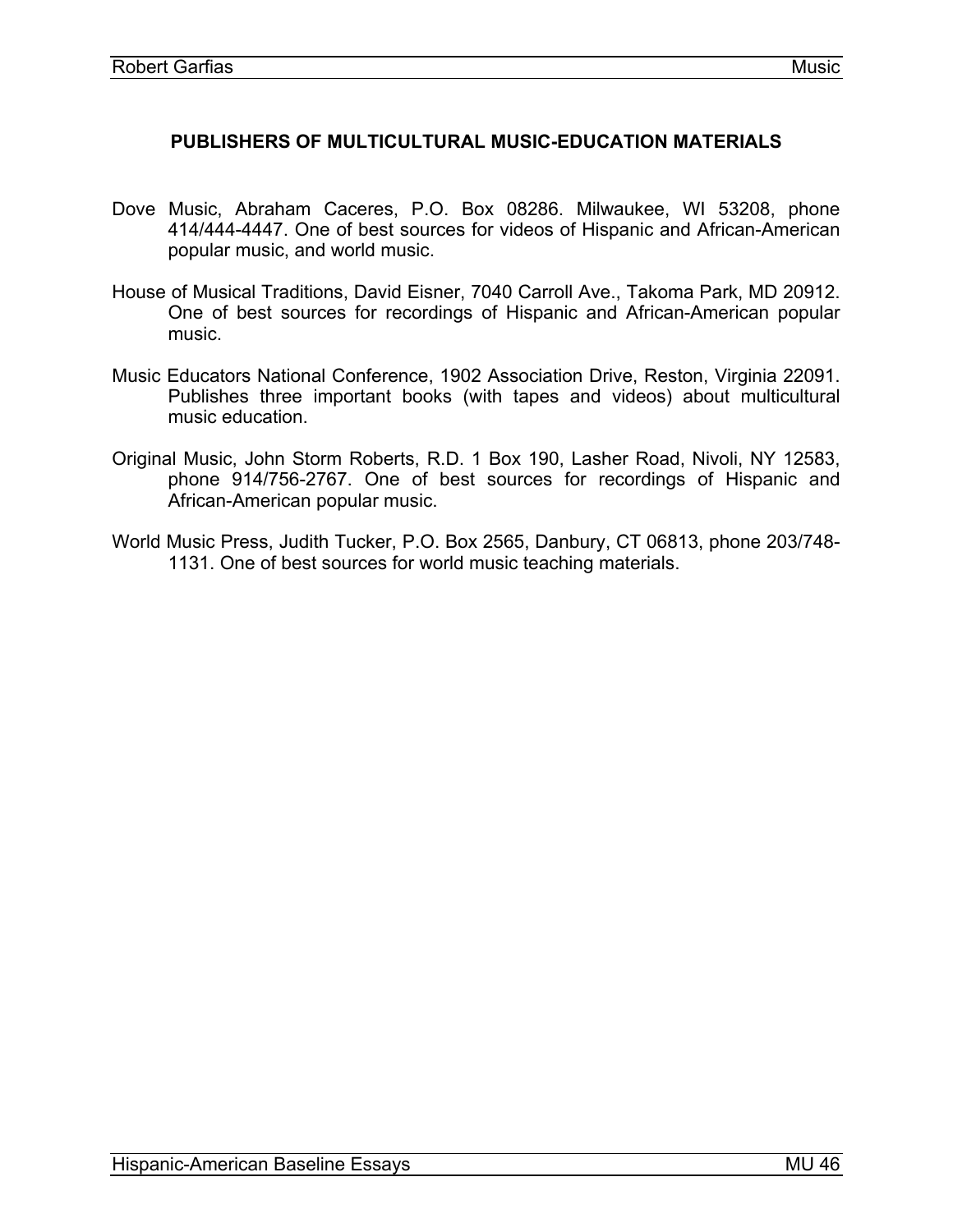**PUBLISHERS OF MULTICULTURAL MUSIC-EDUCATION MATERIALS**

Dove Music, Abraham Caceres, P.O. Box 08286. Milwaukee, WI 53208, phone 414/444-4447. One of best sources for videos of Hispanic and African-American popular music, and world music.

House of Musical Traditions, David Eisner, 7040 Carroll Ave., Takoma Park, MD 20912. One of best sources for recordings of Hispanic and African-American popular music.

Music Educators National Conference, 1902 Association Drive, Reston, Virginia 22091. Publishes three important books (with tapes and videos) about multicultural music education.

Original Music, John Storm Roberts, R.D. 1 Box 190, Lasher Road, Nivoli, NY 12583, phone 914/756-2767. One of best sources for recordings of Hispanic and African-American popular music.

World Music Press, Judith Tucker, P.O. Box 2565, Danbury, CT 06813, phone 203/748-1131. One of best sources for world music teaching materials.